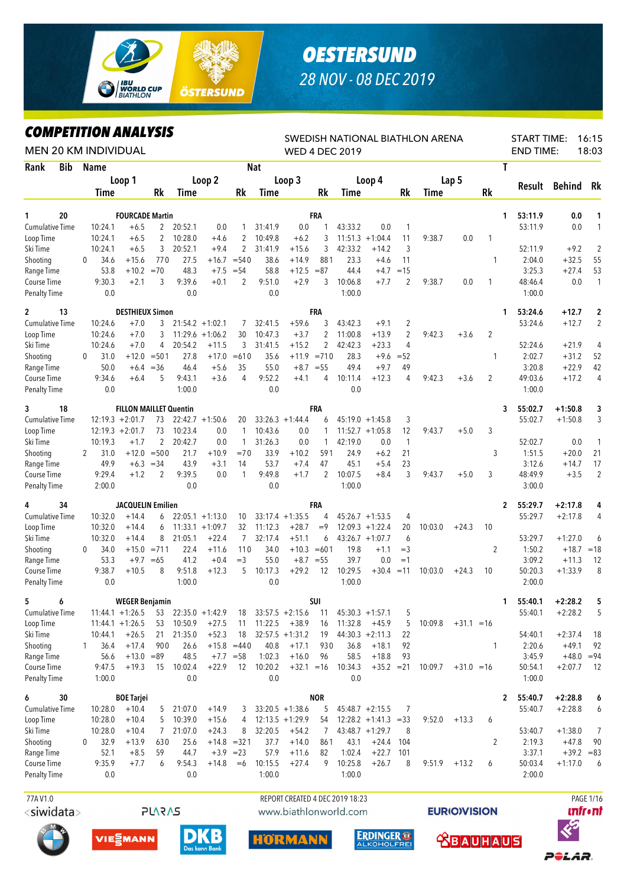# OESTERSUND

28 NOV - 08 DEC 2019

## COMPETITION ANALYSIS

MEN 20 KM INDIVIDUAL

SWEDISH NATIONAL BIATHLON ARENA
WED 4 DEC 2019

START TIME: 16:15
END TIME: 18:03

| Rank | Bib | Name | | Loop 1 Time | | Rk | Loop 2 Time | | Rk | Loop 3 Time | | Rk | Loop 4 Time | | Rk | Lap 5 Time | | Rk | T | Result | Behind | Rk |
|---|---|---|---|---|---|---|---|---|---|---|---|---|---|---|---|---|---|---|---|---|---|---|
| 1 | 20 | FOURCADE Martin | | | | | | | | FRA | | | | | | | | | 1 | 53:11.9 | 0.0 | 1 |
| | | Cumulative Time | | 10:24.1 | +6.5 | 2 | 20:52.1 | 0.0 | 1 | 31:41.9 | 0.0 | 1 | 43:33.2 | 0.0 | 1 | | | | | 53:11.9 | 0.0 | 1 |
| | | Loop Time | | 10:24.1 | +6.5 | 2 | 10:28.0 | +4.6 | 2 | 10:49.8 | +6.2 | 3 | 11:51.3 | +1:04.4 | 11 | 9:38.7 | 0.0 | 1 | | | | |
| | | Ski Time | | 10:24.1 | +6.5 | 3 | 20:52.1 | +9.4 | 2 | 31:41.9 | +15.6 | 3 | 42:33.2 | +14.2 | 3 | | | | | 52:11.9 | +9.2 | 2 |
| | | Shooting | 0 | 34.6 | +15.6 | 77 | 0 27.5 | +16.7 | =54 | 0 38.6 | +14.9 | 88 | 1 23.3 | +4.6 | 11 | | | | 1 | 2:04.0 | +32.5 | 55 |
| | | Range Time | | 53.8 | +10.2 | =70 | 48.3 | +7.5 | =54 | 58.8 | +12.5 | =87 | 44.4 | +4.7 | =15 | | | | | 3:25.3 | +27.4 | 53 |
| | | Course Time | | 9:30.3 | +2.1 | 3 | 9:39.6 | +0.1 | 2 | 9:51.0 | +2.9 | 3 | 10:06.8 | +7.7 | 2 | 9:38.7 | 0.0 | 1 | | 48:46.4 | 0.0 | 1 |
| | | Penalty Time | | 0.0 | | | 0.0 | | | 0.0 | | | 1:00.0 | | | | | | | 1:00.0 | | |
| 2 | 13 | DESTHIEUX Simon | | | | | | | | FRA | | | | | | | | | 1 | 53:24.6 | +12.7 | 2 |
| | | Cumulative Time | | 10:24.6 | +7.0 | 3 | 21:54.2 | +1:02.1 | 7 | 32:41.5 | +59.6 | 3 | 43:42.3 | +9.1 | 2 | | | | | 53:24.6 | +12.7 | 2 |
| | | Loop Time | | 10:24.6 | +7.0 | 3 | 11:29.6 | +1:06.2 | 30 | 10:47.3 | +3.7 | 2 | 11:00.8 | +13.9 | 2 | 9:42.3 | +3.6 | 2 | | | | |
| | | Ski Time | | 10:24.6 | +7.0 | 4 | 20:54.2 | +11.5 | 3 | 31:41.5 | +15.2 | 2 | 42:42.3 | +23.3 | 4 | | | | | 52:24.6 | +21.9 | 4 |
| | | Shooting | 0 | 31.0 | +12.0 | =50 | 1 27.8 | +17.0 | =61 | 0 35.6 | +11.9 | =71 | 0 28.3 | +9.6 | =52 | | | | 1 | 2:02.7 | +31.2 | 52 |
| | | Range Time | | 50.0 | +6.4 | =36 | 46.4 | +5.6 | 35 | 55.0 | +8.7 | =55 | 49.4 | +9.7 | 49 | | | | | 3:20.8 | +22.9 | 42 |
| | | Course Time | | 9:34.6 | +6.4 | 5 | 9:43.1 | +3.6 | 4 | 9:52.2 | +4.1 | 4 | 10:11.4 | +12.3 | 4 | 9:42.3 | +3.6 | 2 | | 49:03.6 | +17.2 | 4 |
| | | Penalty Time | | 0.0 | | | 1:00.0 | | | 0.0 | | | 0.0 | | | | | | | 1:00.0 | | |
| 3 | 18 | FILLON MAILLET Quentin | | | | | | | | FRA | | | | | | | | | 3 | 55:02.7 | +1:50.8 | 3 |
| | | Cumulative Time | | 12:19.3 | +2:01.7 | 73 | 22:42.7 | +1:50.6 | 20 | 33:26.3 | +1:44.4 | 6 | 45:19.0 | +1:45.8 | 3 | | | | | 55:02.7 | +1:50.8 | 3 |
| | | Loop Time | | 12:19.3 | +2:01.7 | 73 | 10:23.4 | 0.0 | 1 | 10:43.6 | 0.0 | 1 | 11:52.7 | +1:05.8 | 12 | 9:43.7 | +5.0 | 3 | | | | |
| | | Ski Time | | 10:19.3 | +1.7 | 2 | 20:42.7 | 0.0 | 1 | 31:26.3 | 0.0 | 1 | 42:19.0 | 0.0 | 1 | | | | | 52:02.7 | 0.0 | 1 |
| | | Shooting | 2 | 31.0 | +12.0 | =50 | 0 21.7 | +10.9 | =7 | 0 33.9 | +10.2 | 59 | 1 24.9 | +6.2 | 21 | | | | 3 | 1:51.5 | +20.0 | 21 |
| | | Range Time | | 49.9 | +6.3 | =34 | 43.9 | +3.1 | 14 | 53.7 | +7.4 | 47 | 45.1 | +5.4 | 23 | | | | | 3:12.6 | +14.7 | 17 |
| | | Course Time | | 9:29.4 | +1.2 | 2 | 9:39.5 | 0.0 | 1 | 9:49.8 | +1.7 | 2 | 10:07.5 | +8.4 | 3 | 9:43.7 | +5.0 | 3 | | 48:49.9 | +3.5 | 2 |
| | | Penalty Time | | 2:00.0 | | | 0.0 | | | 0.0 | | | 1:00.0 | | | | | | | 3:00.0 | | |
| 4 | 34 | JACQUELIN Emilien | | | | | | | | FRA | | | | | | | | | 2 | 55:29.7 | +2:17.8 | 4 |
| | | Cumulative Time | | 10:32.0 | +14.4 | 6 | 22:05.1 | +1:13.0 | 10 | 33:17.4 | +1:35.5 | 4 | 45:26.7 | +1:53.5 | 4 | | | | | 55:29.7 | +2:17.8 | 4 |
| | | Loop Time | | 10:32.0 | +14.4 | 6 | 11:33.1 | +1:09.7 | 32 | 11:12.3 | +28.7 | =9 | 12:09.3 | +1:22.4 | 20 | 10:03.0 | +24.3 | 10 | | | | |
| | | Ski Time | | 10:32.0 | +14.4 | 8 | 21:05.1 | +22.4 | 7 | 32:17.4 | +51.1 | 6 | 43:26.7 | +1:07.7 | 6 | | | | | 53:29.7 | +1:27.0 | 6 |
| | | Shooting | 0 | 34.0 | +15.0 | =71 | 1 22.4 | +11.6 | 11 | 0 34.0 | +10.3 | =60 | 1 19.8 | +1.1 | =3 | | | | 2 | 1:50.2 | +18.7 | =18 |
| | | Range Time | | 53.3 | +9.7 | =65 | 41.2 | +0.4 | =3 | 55.0 | +8.7 | =55 | 39.7 | 0.0 | =1 | | | | | 3:09.2 | +11.3 | 12 |
| | | Course Time | | 9:38.7 | +10.5 | 8 | 9:51.8 | +12.3 | 5 | 10:17.3 | +29.2 | 12 | 10:29.5 | +30.4 | =11 | 10:03.0 | +24.3 | 10 | | 50:20.3 | +1:33.9 | 8 |
| | | Penalty Time | | 0.0 | | | 1:00.0 | | | 0.0 | | | 1:00.0 | | | | | | | 2:00.0 | | |
| 5 | 6 | WEGER Benjamin | | | | | | | | SUI | | | | | | | | | 1 | 55:40.1 | +2:28.2 | 5 |
| | | Cumulative Time | | 11:44.1 | +1:26.5 | 53 | 22:35.0 | +1:42.9 | 18 | 33:57.5 | +2:15.6 | 11 | 45:30.3 | +1:57.1 | 5 | | | | | 55:40.1 | +2:28.2 | 5 |
| | | Loop Time | | 11:44.1 | +1:26.5 | 53 | 10:50.9 | +27.5 | 11 | 11:22.5 | +38.9 | 16 | 11:32.8 | +45.9 | 5 | 10:09.8 | +31.1 | =16 | | | | |
| | | Ski Time | | 10:44.1 | +26.5 | 21 | 21:35.0 | +52.3 | 18 | 32:57.5 | +1:31.2 | 19 | 44:30.3 | +2:11.3 | 22 | | | | | 54:40.1 | +2:37.4 | 18 |
| | | Shooting | 1 | 36.4 | +17.4 | 90 | 0 26.6 | +15.8 | =44 | 0 40.8 | +17.1 | 93 | 0 36.8 | +18.1 | 92 | | | | 1 | 2:20.6 | +49.1 | 92 |
| | | Range Time | | 56.6 | +13.0 | =89 | 48.5 | +7.7 | =58 | 1:02.3 | +16.0 | 96 | 58.5 | +18.8 | 93 | | | | | 3:45.9 | +48.0 | =94 |
| | | Course Time | | 9:47.5 | +19.3 | 15 | 10:02.4 | +22.9 | 12 | 10:20.2 | +32.1 | =16 | 10:34.3 | +35.2 | =21 | 10:09.7 | +31.0 | =16 | | 50:54.1 | +2:07.7 | 12 |
| | | Penalty Time | | 1:00.0 | | | 0.0 | | | 0.0 | | | 0.0 | | | | | | | 1:00.0 | | |
| 6 | 30 | BOE Tarjei | | | | | | | | NOR | | | | | | | | | 2 | 55:40.7 | +2:28.8 | 6 |
| | | Cumulative Time | | 10:28.0 | +10.4 | 5 | 21:07.0 | +14.9 | 3 | 33:20.5 | +1:38.6 | 5 | 45:48.7 | +2:15.5 | 7 | | | | | 55:40.7 | +2:28.8 | 6 |
| | | Loop Time | | 10:28.0 | +10.4 | 5 | 10:39.0 | +15.6 | 4 | 12:13.5 | +1:29.9 | 54 | 12:28.2 | +1:41.3 | =33 | 9:52.0 | +13.3 | 6 | | | | |
| | | Ski Time | | 10:28.0 | +10.4 | 7 | 21:07.0 | +24.3 | 8 | 32:20.5 | +54.2 | 7 | 43:48.7 | +1:29.7 | 8 | | | | | 53:40.7 | +1:38.0 | 7 |
| | | Shooting | 0 | 32.9 | +13.9 | 63 | 0 25.6 | +14.8 | =32 | 1 37.7 | +14.0 | 86 | 1 43.1 | +24.4 | 104 | | | | 2 | 2:19.3 | +47.8 | 90 |
| | | Range Time | | 52.1 | +8.5 | 59 | 44.7 | +3.9 | =23 | 57.9 | +11.6 | 82 | 1:02.4 | +22.7 | 101 | | | | | 3:37.1 | +39.2 | =83 |
| | | Course Time | | 9:35.9 | +7.7 | 6 | 9:54.3 | +14.8 | =6 | 10:15.5 | +27.4 | 9 | 10:25.8 | +26.7 | 8 | 9:51.9 | +13.2 | 6 | | 50:03.4 | +1:17.0 | 6 |
| | | Penalty Time | | 0.0 | | | 0.0 | | | 1:00.0 | | | 1:00.0 | | | | | | | 2:00.0 | | |

77A V1.0 REPORT CREATED 4 DEC 2019 18:23 www.biathlonworld.com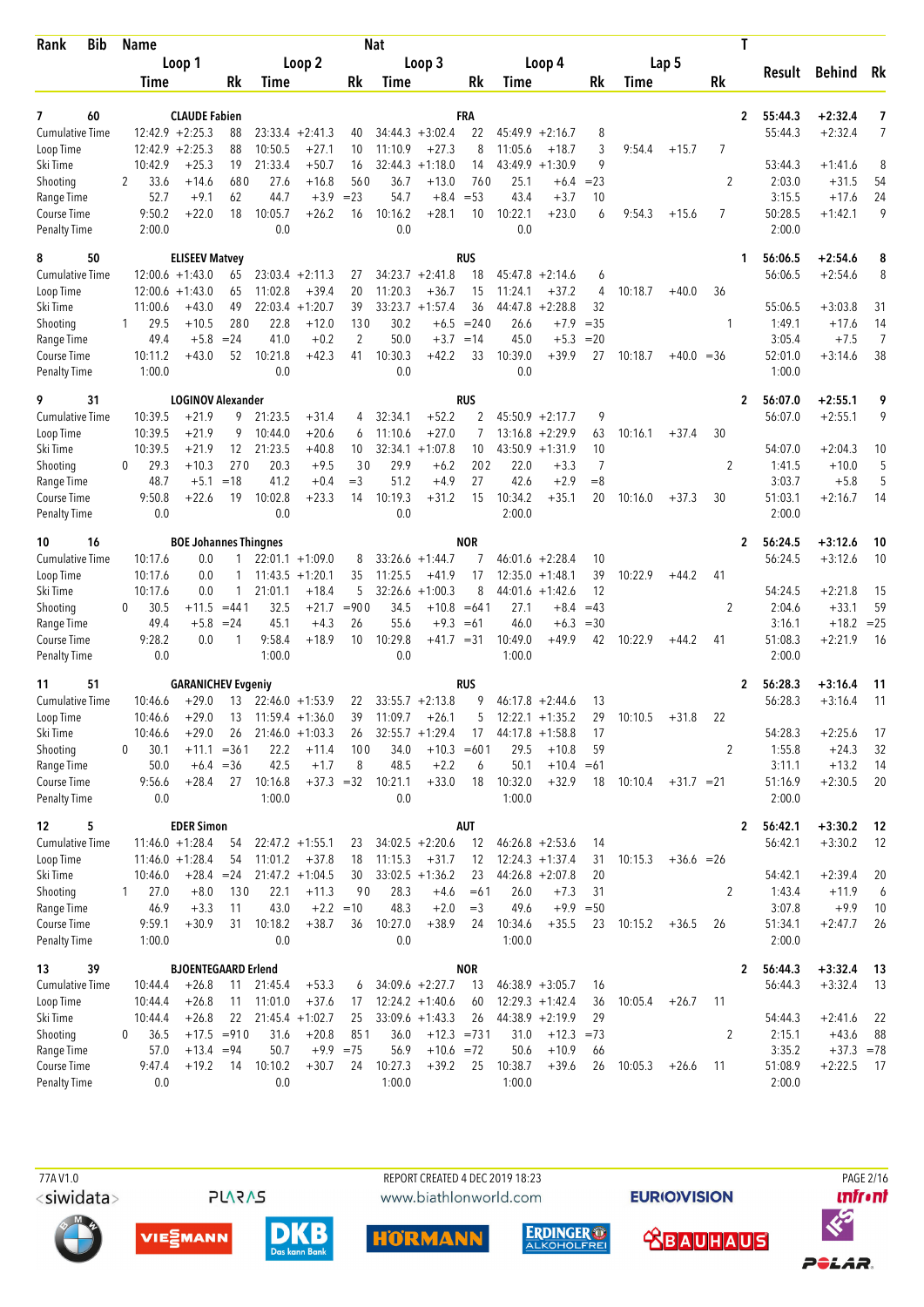| Rank | Bib | Name | | | | | Nat | | | | | | | | | | T | Result | Behind | Rk |
|---|---|---|---|---|---|---|---|---|---|---|---|---|---|---|---|---|---|---|---|---|
| | | Loop 1 | | | Loop 2 | | | Loop 3 | | | Loop 4 | | | Lap 5 | | | | | | |
| | | Time | | Rk | Time | | Rk | Time | | Rk | Time | | Rk | Time | | Rk | | | | |
| **7** | **60** | **CLAUDE Fabien** | | | | | | | **FRA** | | | | | | | | **2** | **55:44.3** | **+2:32.4** | **7** |
| Cumulative Time | | 12:42.9 | +2:25.3 | 88 | 23:33.4 | +2:41.3 | 40 | 34:44.3 | +3:02.4 | 22 | 45:49.9 | +2:16.7 | 8 | | | | | 55:44.3 | +2:32.4 | 7 |
| Loop Time | | 12:42.9 | +2:25.3 | 88 | 10:50.5 | +27.1 | 10 | 11:10.9 | +27.3 | 8 | 11:05.6 | +18.7 | 3 | 9:54.4 | +15.7 | 7 | | | | |
| Ski Time | | 10:42.9 | +25.3 | 19 | 21:33.4 | +50.7 | 16 | 32:44.3 | +1:18.0 | 14 | 43:49.9 | +1:30.9 | 9 | | | | | 53:44.3 | +1:41.6 | 8 |
| Shooting | 2 | 33.6 | +14.6 | 68 0 | 27.6 | +16.8 | 56 0 | 36.7 | +13.0 | 76 0 | 25.1 | +6.4 | =23 | | | | 2 | 2:03.0 | +31.5 | 54 |
| Range Time | | 52.7 | +9.1 | 62 | 44.7 | +3.9 | =23 | 54.7 | +8.4 | =53 | 43.4 | +3.7 | 10 | | | | | 3:15.5 | +17.6 | 24 |
| Course Time | | 9:50.2 | +22.0 | 18 | 10:05.7 | +26.2 | 16 | 10:16.2 | +28.1 | 10 | 10:22.1 | +23.0 | 6 | 9:54.3 | +15.6 | 7 | | 50:28.5 | +1:42.1 | 9 |
| Penalty Time | | 2:00.0 | | | 0.0 | | | 0.0 | | | 0.0 | | | | | | | 2:00.0 | | |
| **8** | **50** | **ELISEEV Matvey** | | | | | | | **RUS** | | | | | | | | **1** | **56:06.5** | **+2:54.6** | **8** |
| Cumulative Time | | 12:00.6 | +1:43.0 | 65 | 23:03.4 | +2:11.3 | 27 | 34:23.7 | +2:41.8 | 18 | 45:47.8 | +2:14.6 | 6 | | | | | 56:06.5 | +2:54.6 | 8 |
| Loop Time | | 12:00.6 | +1:43.0 | 65 | 11:02.8 | +39.4 | 20 | 11:20.3 | +36.7 | 15 | 11:24.1 | +37.2 | 4 | 10:18.7 | +40.0 | 36 | | | | |
| Ski Time | | 11:00.6 | +43.0 | 49 | 22:03.4 | +1:20.7 | 39 | 33:23.7 | +1:57.4 | 36 | 44:47.8 | +2:28.8 | 32 | | | | | 55:06.5 | +3:03.8 | 31 |
| Shooting | 1 | 29.5 | +10.5 | 28 0 | 22.8 | +12.0 | 13 0 | 30.2 | +6.5 | =24 0 | 26.6 | +7.9 | =35 | | | | 1 | 1:49.1 | +17.6 | 14 |
| Range Time | | 49.4 | +5.8 | =24 | 41.0 | +0.2 | 2 | 50.0 | +3.7 | =14 | 45.0 | +5.3 | =20 | | | | | 3:05.4 | +7.5 | 7 |
| Course Time | | 10:11.2 | +43.0 | 52 | 10:21.8 | +42.3 | 41 | 10:30.3 | +42.2 | 33 | 10:39.0 | +39.9 | 27 | 10:18.7 | +40.0 | =36 | | 52:01.0 | +3:14.6 | 38 |
| Penalty Time | | 1:00.0 | | | 0.0 | | | 0.0 | | | 0.0 | | | | | | | 1:00.0 | | |
| **9** | **31** | **LOGINOV Alexander** | | | | | | | **RUS** | | | | | | | | **2** | **56:07.0** | **+2:55.1** | **9** |
| Cumulative Time | | 10:39.5 | +21.9 | 9 | 21:23.5 | +31.4 | 4 | 32:34.1 | +52.2 | 2 | 45:50.9 | +2:17.7 | 9 | | | | | 56:07.0 | +2:55.1 | 9 |
| Loop Time | | 10:39.5 | +21.9 | 9 | 10:44.0 | +20.6 | 6 | 11:10.6 | +27.0 | 7 | 13:16.8 | +2:29.9 | 63 | 10:16.1 | +37.4 | 30 | | | | |
| Ski Time | | 10:39.5 | +21.9 | 12 | 21:23.5 | +40.8 | 10 | 32:34.1 | +1:07.8 | 10 | 43:50.9 | +1:31.9 | 10 | | | | | 54:07.0 | +2:04.3 | 10 |
| Shooting | 0 | 29.3 | +10.3 | 27 0 | 20.3 | +9.5 | 3 0 | 29.9 | +6.2 | 20 2 | 22.0 | +3.3 | 7 | | | | 2 | 1:41.5 | +10.0 | 5 |
| Range Time | | 48.7 | +5.1 | =18 | 41.2 | +0.4 | =3 | 51.2 | +4.9 | 27 | 42.6 | +2.9 | =8 | | | | | 3:03.7 | +5.8 | 5 |
| Course Time | | 9:50.8 | +22.6 | 19 | 10:02.8 | +23.3 | 14 | 10:19.3 | +31.2 | 15 | 10:34.2 | +35.1 | 20 | 10:16.0 | +37.3 | 30 | | 51:03.1 | +2:16.7 | 14 |
| Penalty Time | | 0.0 | | | 0.0 | | | 0.0 | | | 2:00.0 | | | | | | | 2:00.0 | | |
| **10** | **16** | **BOE Johannes Thingnes** | | | | | | | **NOR** | | | | | | | | **2** | **56:24.5** | **+3:12.6** | **10** |
| Cumulative Time | | 10:17.6 | 0.0 | 1 | 22:01.1 | +1:09.0 | 8 | 33:26.6 | +1:44.7 | 7 | 46:01.6 | +2:28.4 | 10 | | | | | 56:24.5 | +3:12.6 | 10 |
| Loop Time | | 10:17.6 | 0.0 | 1 | 11:43.5 | +1:20.1 | 35 | 11:25.5 | +41.9 | 17 | 12:35.0 | +1:48.1 | 39 | 10:22.9 | +44.2 | 41 | | | | |
| Ski Time | | 10:17.6 | 0.0 | 1 | 21:01.1 | +18.4 | 5 | 32:26.6 | +1:00.3 | 8 | 44:01.6 | +1:42.6 | 12 | | | | | 54:24.5 | +2:21.8 | 15 |
| Shooting | 0 | 30.5 | +11.5 | =44 1 | 32.5 | +21.7 | =90 0 | 34.5 | +10.8 | =64 1 | 27.1 | +8.4 | =43 | | | | 2 | 2:04.6 | +33.1 | 59 |
| Range Time | | 49.4 | +5.8 | =24 | 45.1 | +4.3 | 26 | 55.6 | +9.3 | =61 | 46.0 | +6.3 | =30 | | | | | 3:16.1 | +18.2 | =25 |
| Course Time | | 9:28.2 | 0.0 | 1 | 9:58.4 | +18.9 | 10 | 10:29.8 | +41.7 | =31 | 10:49.0 | +49.9 | 42 | 10:22.9 | +44.2 | 41 | | 51:08.3 | +2:21.9 | 16 |
| Penalty Time | | 0.0 | | | 1:00.0 | | | 0.0 | | | 1:00.0 | | | | | | | 2:00.0 | | |
| **11** | **51** | **GARANICHEV Evgeniy** | | | | | | | **RUS** | | | | | | | | **2** | **56:28.3** | **+3:16.4** | **11** |
| Cumulative Time | | 10:46.6 | +29.0 | 13 | 22:46.0 | +1:53.9 | 22 | 33:55.7 | +2:13.8 | 9 | 46:17.8 | +2:44.6 | 13 | | | | | 56:28.3 | +3:16.4 | 11 |
| Loop Time | | 10:46.6 | +29.0 | 13 | 11:59.4 | +1:36.0 | 39 | 11:09.7 | +26.1 | 5 | 12:22.1 | +1:35.2 | 29 | 10:10.5 | +31.8 | 22 | | | | |
| Ski Time | | 10:46.6 | +29.0 | 26 | 21:46.0 | +1:03.3 | 26 | 32:55.7 | +1:29.4 | 17 | 44:17.8 | +1:58.8 | 17 | | | | | 54:28.3 | +2:25.6 | 17 |
| Shooting | 0 | 30.1 | +11.1 | =36 1 | 22.2 | +11.4 | 10 0 | 34.0 | +10.3 | =60 1 | 29.5 | +10.8 | 59 | | | | 2 | 1:55.8 | +24.3 | 32 |
| Range Time | | 50.0 | +6.4 | =36 | 42.5 | +1.7 | 8 | 48.5 | +2.2 | 6 | 50.1 | +10.4 | =61 | | | | | 3:11.1 | +13.2 | 14 |
| Course Time | | 9:56.6 | +28.4 | 27 | 10:16.8 | +37.3 | =32 | 10:21.1 | +33.0 | 18 | 10:32.0 | +32.9 | 18 | 10:10.4 | +31.7 | =21 | | 51:16.9 | +2:30.5 | 20 |
| Penalty Time | | 0.0 | | | 1:00.0 | | | 0.0 | | | 1:00.0 | | | | | | | 2:00.0 | | |
| **12** | **5** | **EDER Simon** | | | | | | | **AUT** | | | | | | | | **2** | **56:42.1** | **+3:30.2** | **12** |
| Cumulative Time | | 11:46.0 | +1:28.4 | 54 | 22:47.2 | +1:55.1 | 23 | 34:02.5 | +2:20.6 | 12 | 46:26.8 | +2:53.6 | 14 | | | | | 56:42.1 | +3:30.2 | 12 |
| Loop Time | | 11:46.0 | +1:28.4 | 54 | 11:01.2 | +37.8 | 18 | 11:15.3 | +31.7 | 12 | 12:24.3 | +1:37.4 | 31 | 10:15.3 | +36.6 | =26 | | | | |
| Ski Time | | 10:46.0 | +28.4 | =24 | 21:47.2 | +1:04.5 | 30 | 33:02.5 | +1:36.2 | 23 | 44:26.8 | +2:07.8 | 20 | | | | | 54:42.1 | +2:39.4 | 20 |
| Shooting | 1 | 27.0 | +8.0 | 13 0 | 22.1 | +11.3 | 9 0 | 28.3 | +4.6 | =6 1 | 26.0 | +7.3 | 31 | | | | 2 | 1:43.4 | +11.9 | 6 |
| Range Time | | 46.9 | +3.3 | 11 | 43.0 | +2.2 | =10 | 48.3 | +2.0 | =3 | 49.6 | +9.9 | =50 | | | | | 3:07.8 | +9.9 | 10 |
| Course Time | | 9:59.1 | +30.9 | 31 | 10:18.2 | +38.7 | 36 | 10:27.0 | +38.9 | 24 | 10:34.6 | +35.5 | 23 | 10:15.2 | +36.5 | 26 | | 51:34.1 | +2:47.7 | 26 |
| Penalty Time | | 1:00.0 | | | 0.0 | | | 0.0 | | | 1:00.0 | | | | | | | 2:00.0 | | |
| **13** | **39** | **BJOENTEGAARD Erlend** | | | | | | | **NOR** | | | | | | | | **2** | **56:44.3** | **+3:32.4** | **13** |
| Cumulative Time | | 10:44.4 | +26.8 | 11 | 21:45.4 | +53.3 | 6 | 34:09.6 | +2:27.7 | 13 | 46:38.9 | +3:05.7 | 16 | | | | | 56:44.3 | +3:32.4 | 13 |
| Loop Time | | 10:44.4 | +26.8 | 11 | 11:01.0 | +37.6 | 17 | 12:24.2 | +1:40.6 | 60 | 12:29.3 | +1:42.4 | 36 | 10:05.4 | +26.7 | 11 | | | | |
| Ski Time | | 10:44.4 | +26.8 | 22 | 21:45.4 | +1:02.7 | 25 | 33:09.6 | +1:43.3 | 26 | 44:38.9 | +2:19.9 | 29 | | | | | 54:44.3 | +2:41.6 | 22 |
| Shooting | 0 | 36.5 | +17.5 | =91 0 | 31.6 | +20.8 | 85 1 | 36.0 | +12.3 | =73 1 | 31.0 | +12.3 | =73 | | | | 2 | 2:15.1 | +43.6 | 88 |
| Range Time | | 57.0 | +13.4 | =94 | 50.7 | +9.9 | =75 | 56.9 | +10.6 | =72 | 50.6 | +10.9 | 66 | | | | | 3:35.2 | +37.3 | =78 |
| Course Time | | 9:47.4 | +19.2 | 14 | 10:10.2 | +30.7 | 24 | 10:27.3 | +39.2 | 25 | 10:38.7 | +39.6 | 26 | 10:05.3 | +26.6 | 11 | | 51:08.9 | +2:22.5 | 17 |
| Penalty Time | | 0.0 | | | 0.0 | | | 1:00.0 | | | 1:00.0 | | | | | | | 2:00.0 | | |

77A V1.0 — REPORT CREATED 4 DEC 2019 18:23 — www.biathlonworld.com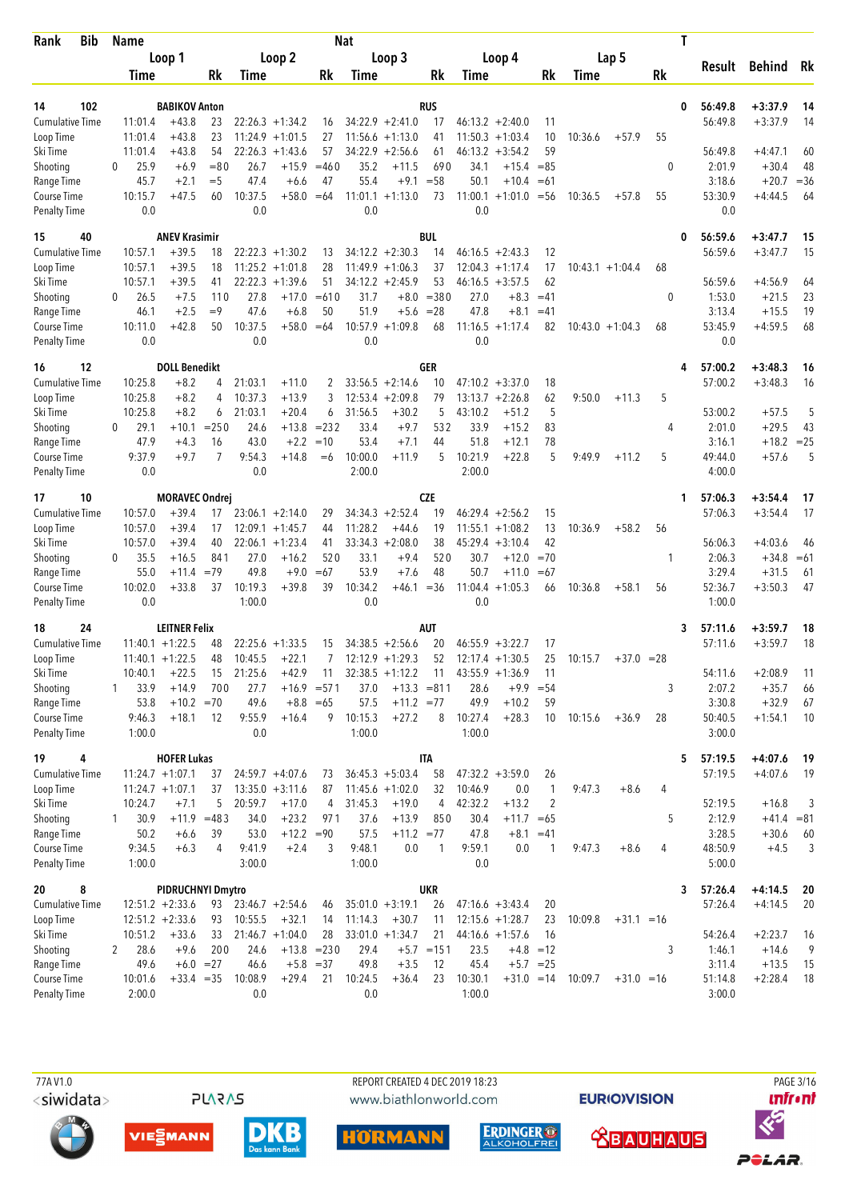| Rank | Bib | Name | | | | | | Nat | | | | | | | | T | Result | Behind | Rk |
|---|---|---|---|---|---|---|---|---|---|---|---|---|---|---|---|---|---|---|---|
| | | Loop 1 | | | Loop 2 | | | Loop 3 | | | Loop 4 | | | Lap 5 | | | | | |
| | | Time | | Rk | Time | | Rk | Time | | Rk | Time | | Rk | Time | | Rk | | | |
| 14 | 102 | BABIKOV Anton | | | | | | RUS | | | | | | | | 0 | 56:49.8 | +3:37.9 | 14 |
| Cumulative Time | | 11:01.4 | +43.8 | 23 | 22:26.3 | +1:34.2 | 16 | 34:22.9 | +2:41.0 | 17 | 46:13.2 | +2:40.0 | 11 | | | | 56:49.8 | +3:37.9 | 14 |
| Loop Time | | 11:01.4 | +43.8 | 23 | 11:24.9 | +1:01.5 | 27 | 11:56.6 | +1:13.0 | 41 | 11:50.3 | +1:03.4 | 10 | 10:36.6 | +57.9 | 55 | | | |
| Ski Time | | 11:01.4 | +43.8 | 54 | 22:26.3 | +1:43.6 | 57 | 34:22.9 | +2:56.6 | 61 | 46:13.2 | +3:54.2 | 59 | | | | 56:49.8 | +4:47.1 | 60 |
| Shooting | 0 | 25.9 | +6.9 | =80 | 26.7 | +15.9 | =46 0 | 35.2 | +11.5 | 69 0 | 34.1 | +15.4 | =85 | | | 0 | 2:01.9 | +30.4 | 48 |
| Range Time | | 45.7 | +2.1 | =5 | 47.4 | +6.6 | 47 | 55.4 | +9.1 | =58 | 50.1 | +10.4 | =61 | | | | 3:18.6 | +20.7 | =36 |
| Course Time | | 10:15.7 | +47.5 | 60 | 10:37.5 | +58.0 | =64 | 11:01.1 | +1:13.0 | 73 | 11:00.1 | +1:01.0 | =56 | 10:36.5 | +57.8 | 55 | 53:30.9 | +4:44.5 | 64 |
| Penalty Time | | 0.0 | | | 0.0 | | | 0.0 | | | 0.0 | | | | | | 0.0 | | |
| 15 | 40 | ANEV Krasimir | | | | | | BUL | | | | | | | | 0 | 56:59.6 | +3:47.7 | 15 |
| Cumulative Time | | 10:57.1 | +39.5 | 18 | 22:22.3 | +1:30.2 | 13 | 34:12.2 | +2:30.3 | 14 | 46:16.5 | +2:43.3 | 12 | | | | 56:59.6 | +3:47.7 | 15 |
| Loop Time | | 10:57.1 | +39.5 | 18 | 11:25.2 | +1:01.8 | 28 | 11:49.9 | +1:06.3 | 37 | 12:04.3 | +1:17.4 | 17 | 10:43.1 | +1:04.4 | 68 | | | |
| Ski Time | | 10:57.1 | +39.5 | 41 | 22:22.3 | +1:39.6 | 51 | 34:12.2 | +2:45.9 | 53 | 46:16.5 | +3:57.5 | 62 | | | | 56:59.6 | +4:56.9 | 64 |
| Shooting | 0 | 26.5 | +7.5 | 11 0 | 27.8 | +17.0 | =61 0 | 31.7 | +8.0 | =38 0 | 27.0 | +8.3 | =41 | | | 0 | 1:53.0 | +21.5 | 23 |
| Range Time | | 46.1 | +2.5 | =9 | 47.6 | +6.8 | 50 | 51.9 | +5.6 | =28 | 47.8 | +8.1 | =41 | | | | 3:13.4 | +15.5 | 19 |
| Course Time | | 10:11.0 | +42.8 | 50 | 10:37.5 | +58.0 | =64 | 10:57.9 | +1:09.8 | 68 | 11:16.5 | +1:17.4 | 82 | 10:43.0 | +1:04.3 | 68 | 53:45.9 | +4:59.5 | 68 |
| Penalty Time | | 0.0 | | | 0.0 | | | 0.0 | | | 0.0 | | | | | | 0.0 | | |
| 16 | 12 | DOLL Benedikt | | | | | | GER | | | | | | | | 4 | 57:00.2 | +3:48.3 | 16 |
| Cumulative Time | | 10:25.8 | +8.2 | 4 | 21:03.1 | +11.0 | 2 | 33:56.5 | +2:14.6 | 10 | 47:10.2 | +3:37.0 | 18 | | | | 57:00.2 | +3:48.3 | 16 |
| Loop Time | | 10:25.8 | +8.2 | 4 | 10:37.3 | +13.9 | 3 | 12:53.4 | +2:09.8 | 79 | 13:13.7 | +2:26.8 | 62 | 9:50.0 | +11.3 | 5 | | | |
| Ski Time | | 10:25.8 | +8.2 | 6 | 21:03.1 | +20.4 | 6 | 31:56.5 | +30.2 | 5 | 43:10.2 | +51.2 | 5 | | | | 53:00.2 | +57.5 | 5 |
| Shooting | 0 | 29.1 | +10.1 | =25 0 | 24.6 | +13.8 | =23 2 | 33.4 | +9.7 | 53 2 | 33.9 | +15.2 | 83 | | | 4 | 2:01.0 | +29.5 | 43 |
| Range Time | | 47.9 | +4.3 | 16 | 43.0 | +2.2 | =10 | 53.4 | +7.1 | 44 | 51.8 | +12.1 | 78 | | | | 3:16.1 | +18.2 | =25 |
| Course Time | | 9:37.9 | +9.7 | 7 | 9:54.3 | +14.8 | =6 | 10:00.0 | +11.9 | 5 | 10:21.9 | +22.8 | 5 | 9:49.9 | +11.2 | 5 | 49:44.0 | +57.6 | 5 |
| Penalty Time | | 0.0 | | | 0.0 | | | 2:00.0 | | | 2:00.0 | | | | | | 4:00.0 | | |
| 17 | 10 | MORAVEC Ondrej | | | | | | CZE | | | | | | | | 1 | 57:06.3 | +3:54.4 | 17 |
| Cumulative Time | | 10:57.0 | +39.4 | 17 | 23:06.1 | +2:14.0 | 29 | 34:34.3 | +2:52.4 | 19 | 46:29.4 | +2:56.2 | 15 | | | | 57:06.3 | +3:54.4 | 17 |
| Loop Time | | 10:57.0 | +39.4 | 17 | 12:09.1 | +1:45.7 | 44 | 11:28.2 | +44.6 | 19 | 11:55.1 | +1:08.2 | 13 | 10:36.9 | +58.2 | 56 | | | |
| Ski Time | | 10:57.0 | +39.4 | 40 | 22:06.1 | +1:23.4 | 41 | 33:34.3 | +2:08.0 | 38 | 45:29.4 | +3:10.4 | 42 | | | | 56:06.3 | +4:03.6 | 46 |
| Shooting | 0 | 35.5 | +16.5 | 84 1 | 27.0 | +16.2 | 52 0 | 33.1 | +9.4 | 52 0 | 30.7 | +12.0 | =70 | | | 1 | 2:06.3 | +34.8 | =61 |
| Range Time | | 55.0 | +11.4 | =79 | 49.8 | +9.0 | =67 | 53.9 | +7.6 | 48 | 50.7 | +11.0 | =67 | | | | 3:29.4 | +31.5 | 61 |
| Course Time | | 10:02.0 | +33.8 | 37 | 10:19.3 | +39.8 | 39 | 10:34.2 | +46.1 | =36 | 11:04.4 | +1:05.3 | 66 | 10:36.8 | +58.1 | 56 | 52:36.7 | +3:50.3 | 47 |
| Penalty Time | | 0.0 | | | 1:00.0 | | | 0.0 | | | 0.0 | | | | | | 1:00.0 | | |
| 18 | 24 | LEITNER Felix | | | | | | AUT | | | | | | | | 3 | 57:11.6 | +3:59.7 | 18 |
| Cumulative Time | | 11:40.1 | +1:22.5 | 48 | 22:25.6 | +1:33.5 | 15 | 34:38.5 | +2:56.6 | 20 | 46:55.9 | +3:22.7 | 17 | | | | 57:11.6 | +3:59.7 | 18 |
| Loop Time | | 11:40.1 | +1:22.5 | 48 | 10:45.5 | +22.1 | 7 | 12:12.9 | +1:29.3 | 52 | 12:17.4 | +1:30.5 | 25 | 10:15.7 | +37.0 | =28 | | | |
| Ski Time | | 10:40.1 | +22.5 | 15 | 21:25.6 | +42.9 | 11 | 32:38.5 | +1:12.2 | 11 | 43:55.9 | +1:36.9 | 11 | | | | 54:11.6 | +2:08.9 | 11 |
| Shooting | 1 | 33.9 | +14.9 | 70 0 | 27.7 | +16.9 | =57 1 | 37.0 | +13.3 | =81 1 | 28.6 | +9.9 | =54 | | | 3 | 2:07.2 | +35.7 | 66 |
| Range Time | | 53.8 | +10.2 | =70 | 49.6 | +8.8 | =65 | 57.5 | +11.2 | =77 | 49.9 | +10.2 | 59 | | | | 3:30.8 | +32.9 | 67 |
| Course Time | | 9:46.3 | +18.1 | 12 | 9:55.9 | +16.4 | 9 | 10:15.3 | +27.2 | 8 | 10:27.4 | +28.3 | 10 | 10:15.6 | +36.9 | 28 | 50:40.5 | +1:54.1 | 10 |
| Penalty Time | | 1:00.0 | | | 0.0 | | | 1:00.0 | | | 1:00.0 | | | | | | 3:00.0 | | |
| 19 | 4 | HOFER Lukas | | | | | | ITA | | | | | | | | 5 | 57:19.5 | +4:07.6 | 19 |
| Cumulative Time | | 11:24.7 | +1:07.1 | 37 | 24:59.7 | +4:07.6 | 73 | 36:45.3 | +5:03.4 | 58 | 47:32.2 | +3:59.0 | 26 | | | | 57:19.5 | +4:07.6 | 19 |
| Loop Time | | 11:24.7 | +1:07.1 | 37 | 13:35.0 | +3:11.6 | 87 | 11:45.6 | +1:02.0 | 32 | 10:46.9 | 0.0 | 1 | 9:47.3 | +8.6 | 4 | | | |
| Ski Time | | 10:24.7 | +7.1 | 5 | 20:59.7 | +17.0 | 4 | 31:45.3 | +19.0 | 4 | 42:32.2 | +13.2 | 2 | | | | 52:19.5 | +16.8 | 3 |
| Shooting | 1 | 30.9 | +11.9 | =48 3 | 34.0 | +23.2 | 97 1 | 37.6 | +13.9 | 85 0 | 30.4 | +11.7 | =65 | | | 5 | 2:12.9 | +41.4 | =81 |
| Range Time | | 50.2 | +6.6 | 39 | 53.0 | +12.2 | =90 | 57.5 | +11.2 | =77 | 47.8 | +8.1 | =41 | | | | 3:28.5 | +30.6 | 60 |
| Course Time | | 9:34.5 | +6.3 | 4 | 9:41.9 | +2.4 | 3 | 9:48.1 | 0.0 | 1 | 9:59.1 | 0.0 | 1 | 9:47.3 | +8.6 | 4 | 48:50.9 | +4.5 | 3 |
| Penalty Time | | 1:00.0 | | | 3:00.0 | | | 1:00.0 | | | 0.0 | | | | | | 5:00.0 | | |
| 20 | 8 | PIDRUCHNYI Dmytro | | | | | | UKR | | | | | | | | 3 | 57:26.4 | +4:14.5 | 20 |
| Cumulative Time | | 12:51.2 | +2:33.6 | 93 | 23:46.7 | +2:54.6 | 46 | 35:01.0 | +3:19.1 | 26 | 47:16.6 | +3:43.4 | 20 | | | | 57:26.4 | +4:14.5 | 20 |
| Loop Time | | 12:51.2 | +2:33.6 | 93 | 10:55.5 | +32.1 | 14 | 11:14.3 | +30.7 | 11 | 12:15.6 | +1:28.7 | 23 | 10:09.8 | +31.1 | =16 | | | |
| Ski Time | | 10:51.2 | +33.6 | 33 | 21:46.7 | +1:04.0 | 28 | 33:01.0 | +1:34.7 | 21 | 44:16.6 | +1:57.6 | 16 | | | | 54:26.4 | +2:23.7 | 16 |
| Shooting | 2 | 28.6 | +9.6 | 20 0 | 24.6 | +13.8 | =23 0 | 29.4 | +5.7 | =15 1 | 23.5 | +4.8 | =12 | | | 3 | 1:46.1 | +14.6 | 9 |
| Range Time | | 49.6 | +6.0 | =27 | 46.6 | +5.8 | =37 | 49.8 | +3.5 | 12 | 45.4 | +5.7 | =25 | | | | 3:11.4 | +13.5 | 15 |
| Course Time | | 10:01.6 | +33.4 | =35 | 10:08.9 | +29.4 | 21 | 10:24.5 | +36.4 | 23 | 10:30.1 | +31.0 | =14 | 10:09.7 | +31.0 | =16 | 51:14.8 | +2:28.4 | 18 |
| Penalty Time | | 2:00.0 | | | 0.0 | | | 0.0 | | | 1:00.0 | | | | | | 3:00.0 | | |

77A V1.0 — REPORT CREATED 4 DEC 2019 18:23 — www.biathlonworld.com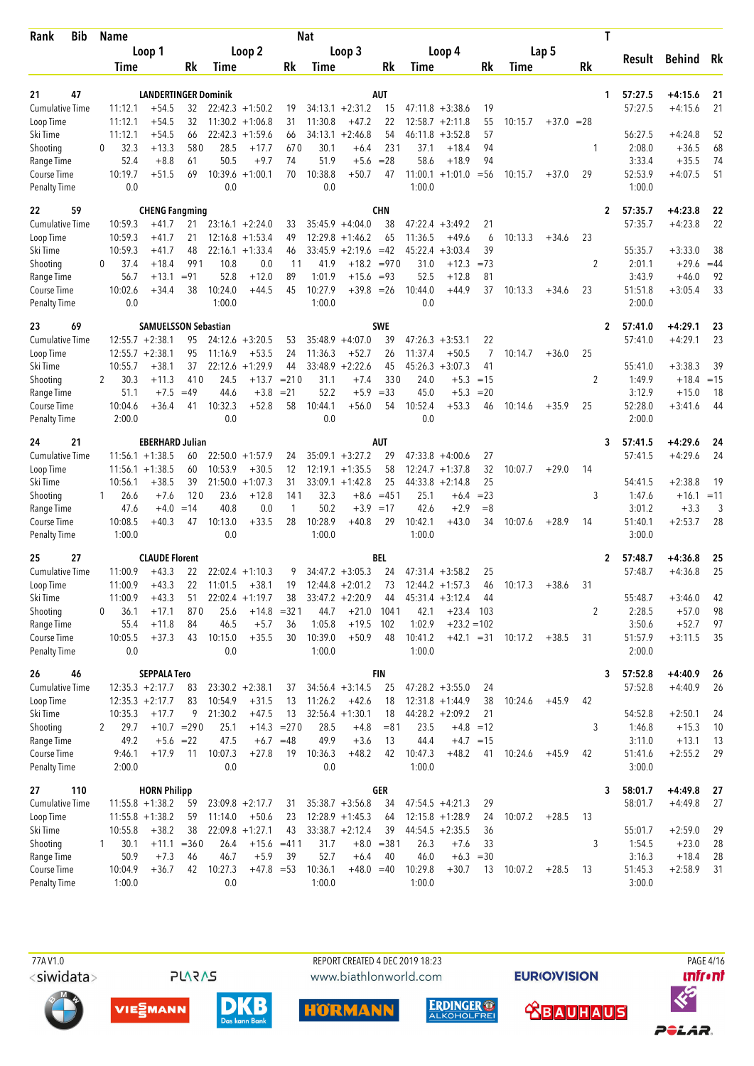| Rank | Bib | Name | | | | | Nat | | | | | | | | | | T | Result | Behind | Rk |
|---|---|---|---|---|---|---|---|---|---|---|---|---|---|---|---|---|---|---|---|---|
| | | Loop 1 | | | Loop 2 | | | Loop 3 | | | Loop 4 | | | Lap 5 | | | | | | |
| | | Time | | Rk | Time | | Rk | Time | | Rk | Time | | Rk | Time | | Rk | | | | |
| 21 | 47 | LANDERTINGER Dominik | | | | | AUT | | | | | | | | | | 1 | 57:27.5 | +4:15.6 | 21 |
| Cumulative Time | | 11:12.1 | +54.5 | 32 | 22:42.3 | +1:50.2 | 19 | 34:13.1 | +2:31.2 | 15 | 47:11.8 | +3:38.6 | 19 | | | | | 57:27.5 | +4:15.6 | 21 |
| Loop Time | | 11:12.1 | +54.5 | 32 | 11:30.2 | +1:06.8 | 31 | 11:30.8 | +47.2 | 22 | 12:58.7 | +2:11.8 | 55 | 10:15.7 | +37.0 | =28 | | | | |
| Ski Time | | 11:12.1 | +54.5 | 66 | 22:42.3 | +1:59.6 | 66 | 34:13.1 | +2:46.8 | 54 | 46:11.8 | +3:52.8 | 57 | | | | | 56:27.5 | +4:24.8 | 52 |
| Shooting | 0 | 32.3 | +13.3 | 58 0 | 28.5 | +17.7 | 67 0 | 30.1 | +6.4 | 23 1 | 37.1 | +18.4 | 94 | | | | 1 | 2:08.0 | +36.5 | 68 |
| Range Time | | 52.4 | +8.8 | 61 | 50.5 | +9.7 | 74 | 51.9 | +5.6 | =28 | 58.6 | +18.9 | 94 | | | | | 3:33.4 | +35.5 | 74 |
| Course Time | | 10:19.7 | +51.5 | 69 | 10:39.6 | +1:00.1 | 70 | 10:38.8 | +50.7 | 47 | 11:00.1 | +1:01.0 | =56 | 10:15.7 | +37.0 | 29 | | 52:53.9 | +4:07.5 | 51 |
| Penalty Time | | 0.0 | | | 0.0 | | | 0.0 | | | 1:00.0 | | | | | | | 1:00.0 | | |
| 22 | 59 | CHENG Fangming | | | | | CHN | | | | | | | | | | 2 | 57:35.7 | +4:23.8 | 22 |
| Cumulative Time | | 10:59.3 | +41.7 | 21 | 23:16.1 | +2:24.0 | 33 | 35:45.9 | +4:04.0 | 38 | 47:22.4 | +3:49.2 | 21 | | | | | 57:35.7 | +4:23.8 | 22 |
| Loop Time | | 10:59.3 | +41.7 | 21 | 12:16.8 | +1:53.4 | 49 | 12:29.8 | +1:46.2 | 65 | 11:36.5 | +49.6 | 6 | 10:13.3 | +34.6 | 23 | | | | |
| Ski Time | | 10:59.3 | +41.7 | 48 | 22:16.1 | +1:33.4 | 46 | 33:45.9 | +2:19.6 | =42 | 45:22.4 | +3:03.4 | 39 | | | | | 55:35.7 | +3:33.0 | 38 |
| Shooting | 0 | 37.4 | +18.4 | 99 1 | 10.8 | 0.0 | 1 1 | 41.9 | +18.2 | =97 0 | 31.0 | +12.3 | =73 | | | | 2 | 2:01.1 | +29.6 | =44 |
| Range Time | | 56.7 | +13.1 | =91 | 52.8 | +12.0 | 89 | 1:01.9 | +15.6 | =93 | 52.5 | +12.8 | 81 | | | | | 3:43.9 | +46.0 | 92 |
| Course Time | | 10:02.6 | +34.4 | 38 | 10:24.0 | +44.5 | 45 | 10:27.9 | +39.8 | =26 | 10:44.0 | +44.9 | 37 | 10:13.3 | +34.6 | 23 | | 51:51.8 | +3:05.4 | 33 |
| Penalty Time | | 0.0 | | | 1:00.0 | | | 1:00.0 | | | 0.0 | | | | | | | 2:00.0 | | |
| 23 | 69 | SAMUELSSON Sebastian | | | | | SWE | | | | | | | | | | 2 | 57:41.0 | +4:29.1 | 23 |
| Cumulative Time | | 12:55.7 | +2:38.1 | 95 | 24:12.6 | +3:20.5 | 53 | 35:48.9 | +4:07.0 | 39 | 47:26.3 | +3:53.1 | 22 | | | | | 57:41.0 | +4:29.1 | 23 |
| Loop Time | | 12:55.7 | +2:38.1 | 95 | 11:16.9 | +53.5 | 24 | 11:36.3 | +52.7 | 26 | 11:37.4 | +50.5 | 7 | 10:14.7 | +36.0 | 25 | | | | |
| Ski Time | | 10:55.7 | +38.1 | 37 | 22:12.6 | +1:29.9 | 44 | 33:48.9 | +2:22.6 | 45 | 45:26.3 | +3:07.3 | 41 | | | | | 55:41.0 | +3:38.3 | 39 |
| Shooting | 2 | 30.3 | +11.3 | 41 0 | 24.5 | +13.7 | =21 0 | 31.1 | +7.4 | 33 0 | 24.0 | +5.3 | =15 | | | | 2 | 1:49.9 | +18.4 | =15 |
| Range Time | | 51.1 | +7.5 | =49 | 44.6 | +3.8 | =21 | 52.2 | +5.9 | =33 | 45.0 | +5.3 | =20 | | | | | 3:12.9 | +15.0 | 18 |
| Course Time | | 10:04.6 | +36.4 | 41 | 10:32.3 | +52.8 | 58 | 10:44.1 | +56.0 | 54 | 10:52.4 | +53.3 | 46 | 10:14.6 | +35.9 | 25 | | 52:28.0 | +3:41.6 | 44 |
| Penalty Time | | 2:00.0 | | | 0.0 | | | 0.0 | | | 0.0 | | | | | | | 2:00.0 | | |
| 24 | 21 | EBERHARD Julian | | | | | AUT | | | | | | | | | | 3 | 57:41.5 | +4:29.6 | 24 |
| Cumulative Time | | 11:56.1 | +1:38.5 | 60 | 22:50.0 | +1:57.9 | 24 | 35:09.1 | +3:27.2 | 29 | 47:33.8 | +4:00.6 | 27 | | | | | 57:41.5 | +4:29.6 | 24 |
| Loop Time | | 11:56.1 | +1:38.5 | 60 | 10:53.9 | +30.5 | 12 | 12:19.1 | +1:35.5 | 58 | 12:24.7 | +1:37.8 | 32 | 10:07.7 | +29.0 | 14 | | | | |
| Ski Time | | 10:56.1 | +38.5 | 39 | 21:50.0 | +1:07.3 | 31 | 33:09.1 | +1:42.8 | 25 | 44:33.8 | +2:14.8 | 25 | | | | | 54:41.5 | +2:38.8 | 19 |
| Shooting | 1 | 26.6 | +7.6 | 12 0 | 23.6 | +12.8 | 14 1 | 32.3 | +8.6 | =45 1 | 25.1 | +6.4 | =23 | | | | 3 | 1:47.6 | +16.1 | =11 |
| Range Time | | 47.6 | +4.0 | =14 | 40.8 | 0.0 | 1 | 50.2 | +3.9 | =17 | 42.6 | +2.9 | =8 | | | | | 3:01.2 | +3.3 | 3 |
| Course Time | | 10:08.5 | +40.3 | 47 | 10:13.0 | +33.5 | 28 | 10:28.9 | +40.8 | 29 | 10:42.1 | +43.0 | 34 | 10:07.6 | +28.9 | 14 | | 51:40.1 | +2:53.7 | 28 |
| Penalty Time | | 1:00.0 | | | 0.0 | | | 1:00.0 | | | 1:00.0 | | | | | | | 3:00.0 | | |
| 25 | 27 | CLAUDE Florent | | | | | BEL | | | | | | | | | | 2 | 57:48.7 | +4:36.8 | 25 |
| Cumulative Time | | 11:00.9 | +43.3 | 22 | 22:02.4 | +1:10.3 | 9 | 34:47.2 | +3:05.3 | 24 | 47:31.4 | +3:58.2 | 25 | | | | | 57:48.7 | +4:36.8 | 25 |
| Loop Time | | 11:00.9 | +43.3 | 22 | 11:01.5 | +38.1 | 19 | 12:44.8 | +2:01.2 | 73 | 12:44.2 | +1:57.3 | 46 | 10:17.3 | +38.6 | 31 | | | | |
| Ski Time | | 11:00.9 | +43.3 | 51 | 22:02.4 | +1:19.7 | 38 | 33:47.2 | +2:20.9 | 44 | 45:31.4 | +3:12.4 | 44 | | | | | 55:48.7 | +3:46.0 | 42 |
| Shooting | 0 | 36.1 | +17.1 | 87 0 | 25.6 | +14.8 | =32 1 | 44.7 | +21.0 | 104 1 | 42.1 | +23.4 | 103 | | | | 2 | 2:28.5 | +57.0 | 98 |
| Range Time | | 55.4 | +11.8 | 84 | 46.5 | +5.7 | 36 | 1:05.8 | +19.5 | 102 | 1:02.9 | +23.2 | =102 | | | | | 3:50.6 | +52.7 | 97 |
| Course Time | | 10:05.5 | +37.3 | 43 | 10:15.0 | +35.5 | 30 | 10:39.0 | +50.9 | 48 | 10:41.2 | +42.1 | =31 | 10:17.2 | +38.5 | 31 | | 51:57.9 | +3:11.5 | 35 |
| Penalty Time | | 0.0 | | | 0.0 | | | 1:00.0 | | | 1:00.0 | | | | | | | 2:00.0 | | |
| 26 | 46 | SEPPALA Tero | | | | | FIN | | | | | | | | | | 3 | 57:52.8 | +4:40.9 | 26 |
| Cumulative Time | | 12:35.3 | +2:17.7 | 83 | 23:30.2 | +2:38.1 | 37 | 34:56.4 | +3:14.5 | 25 | 47:28.2 | +3:55.0 | 24 | | | | | 57:52.8 | +4:40.9 | 26 |
| Loop Time | | 12:35.3 | +2:17.7 | 83 | 10:54.9 | +31.5 | 13 | 11:26.2 | +42.6 | 18 | 12:31.8 | +1:44.9 | 38 | 10:24.6 | +45.9 | 42 | | | | |
| Ski Time | | 10:35.3 | +17.7 | 9 | 21:30.2 | +47.5 | 13 | 32:56.4 | +1:30.1 | 18 | 44:28.2 | +2:09.2 | 21 | | | | | 54:52.8 | +2:50.1 | 24 |
| Shooting | 2 | 29.7 | +10.7 | =29 0 | 25.1 | +14.3 | =27 0 | 28.5 | +4.8 | =8 1 | 23.5 | +4.8 | =12 | | | | 3 | 1:46.8 | +15.3 | 10 |
| Range Time | | 49.2 | +5.6 | =22 | 47.5 | +6.7 | =48 | 49.9 | +3.6 | 13 | 44.4 | +4.7 | =15 | | | | | 3:11.0 | +13.1 | 13 |
| Course Time | | 9:46.1 | +17.9 | 11 | 10:07.3 | +27.8 | 19 | 10:36.3 | +48.2 | 42 | 10:47.3 | +48.2 | 41 | 10:24.6 | +45.9 | 42 | | 51:41.6 | +2:55.2 | 29 |
| Penalty Time | | 2:00.0 | | | 0.0 | | | 0.0 | | | 1:00.0 | | | | | | | 3:00.0 | | |
| 27 | 110 | HORN Philipp | | | | | GER | | | | | | | | | | 3 | 58:01.7 | +4:49.8 | 27 |
| Cumulative Time | | 11:55.8 | +1:38.2 | 59 | 23:09.8 | +2:17.7 | 31 | 35:38.7 | +3:56.8 | 34 | 47:54.5 | +4:21.3 | 29 | | | | | 58:01.7 | +4:49.8 | 27 |
| Loop Time | | 11:55.8 | +1:38.2 | 59 | 11:14.0 | +50.6 | 23 | 12:28.9 | +1:45.3 | 64 | 12:15.8 | +1:28.9 | 24 | 10:07.2 | +28.5 | 13 | | | | |
| Ski Time | | 10:55.8 | +38.2 | 38 | 22:09.8 | +1:27.1 | 43 | 33:38.7 | +2:12.4 | 39 | 44:54.5 | +2:35.5 | 36 | | | | | 55:01.7 | +2:59.0 | 29 |
| Shooting | 1 | 30.1 | +11.1 | =36 0 | 26.4 | +15.6 | =41 1 | 31.7 | +8.0 | =38 1 | 26.3 | +7.6 | 33 | | | | 3 | 1:54.5 | +23.0 | 28 |
| Range Time | | 50.9 | +7.3 | 46 | 46.7 | +5.9 | 39 | 52.7 | +6.4 | 40 | 46.0 | +6.3 | =30 | | | | | 3:16.3 | +18.4 | 28 |
| Course Time | | 10:04.9 | +36.7 | 42 | 10:27.3 | +47.8 | =53 | 10:36.1 | +48.0 | =40 | 10:29.8 | +30.7 | 13 | 10:07.2 | +28.5 | 13 | | 51:45.3 | +2:58.9 | 31 |
| Penalty Time | | 1:00.0 | | | 0.0 | | | 1:00.0 | | | 1:00.0 | | | | | | | 3:00.0 | | |

77A V1.0 REPORT CREATED 4 DEC 2019 18:23 www.biathlonworld.com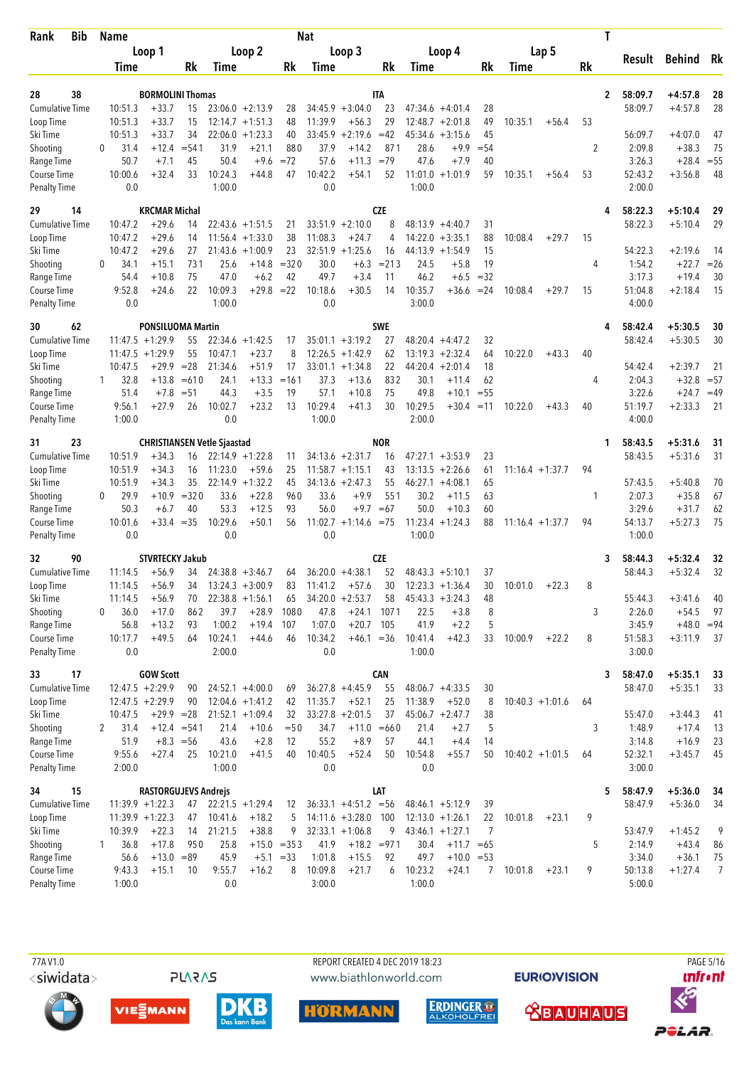| Rank | Bib | Name | | | | | | Nat | | | | | | | | | T | Result | Behind | Rk |
|---|---|---|---|---|---|---|---|---|---|---|---|---|---|---|---|---|---|---|---|---|
| | | Loop 1 | | | Loop 2 | | | Loop 3 | | | Loop 4 | | | Lap 5 | | | | | | |
| | | Time | | Rk | Time | | Rk | Time | | Rk | Time | | Rk | Time | | Rk | | | | |
| 28 | 38 | BORMOLINI Thomas | | | | | | ITA | | | | | | | | | 2 | 58:09.7 | +4:57.8 | 28 |
| Cumulative Time | | 10:51.3 | +33.7 | 15 | 23:06.0 | +2:13.9 | 28 | 34:45.9 | +3:04.0 | 23 | 47:34.6 | +4:01.4 | 28 | | | | | 58:09.7 | +4:57.8 | 28 |
| Loop Time | | 10:51.3 | +33.7 | 15 | 12:14.7 | +1:51.3 | 48 | 11:39.9 | +56.3 | 29 | 12:48.7 | +2:01.8 | 49 | 10:35.1 | +56.4 | 53 | | | | |
| Ski Time | | 10:51.3 | +33.7 | 34 | 22:06.0 | +1:23.3 | 40 | 33:45.9 | +2:19.6 | =42 | 45:34.6 | +3:15.6 | 45 | | | | | 56:09.7 | +4:07.0 | 47 |
| Shooting | 0 | 31.4 | +12.4 | =54 1 | 31.9 | +21.1 | 88 0 | 37.9 | +14.2 | 87 1 | 28.6 | +9.9 | =54 | | | | 2 | 2:09.8 | +38.3 | 75 |
| Range Time | | 50.7 | +7.1 | 45 | 50.4 | +9.6 | =72 | 57.6 | +11.3 | =79 | 47.6 | +7.9 | 40 | | | | | 3:26.3 | +28.4 | =55 |
| Course Time | | 10:00.6 | +32.4 | 33 | 10:24.3 | +44.8 | 47 | 10:42.2 | +54.1 | 52 | 11:01.0 | +1:01.9 | 59 | 10:35.1 | +56.4 | 53 | | 52:43.2 | +3:56.8 | 48 |
| Penalty Time | | 0.0 | | | 1:00.0 | | | 0.0 | | | 1:00.0 | | | | | | | 2:00.0 | | |
| 29 | 14 | KRCMAR Michal | | | | | | CZE | | | | | | | | | 4 | 58:22.3 | +5:10.4 | 29 |
| Cumulative Time | | 10:47.2 | +29.6 | 14 | 22:43.6 | +1:51.5 | 21 | 33:51.9 | +2:10.0 | 8 | 48:13.9 | +4:40.7 | 31 | | | | | 58:22.3 | +5:10.4 | 29 |
| Loop Time | | 10:47.2 | +29.6 | 14 | 11:56.4 | +1:33.0 | 38 | 11:08.3 | +24.7 | 4 | 14:22.0 | +3:35.1 | 88 | 10:08.4 | +29.7 | 15 | | | | |
| Ski Time | | 10:47.2 | +29.6 | 27 | 21:43.6 | +1:00.9 | 23 | 32:51.9 | +1:25.6 | 16 | 44:13.9 | +1:54.9 | 15 | | | | | 54:22.3 | +2:19.6 | 14 |
| Shooting | 0 | 34.1 | +15.1 | 73 1 | 25.6 | +14.8 | =32 0 | 30.0 | +6.3 | =21 3 | 24.5 | +5.8 | 19 | | | | 4 | 1:54.2 | +22.7 | =26 |
| Range Time | | 54.4 | +10.8 | 75 | 47.0 | +6.2 | 42 | 49.7 | +3.4 | 11 | 46.2 | +6.5 | =32 | | | | | 3:17.3 | +19.4 | 30 |
| Course Time | | 9:52.8 | +24.6 | 22 | 10:09.3 | +29.8 | =22 | 10:18.6 | +30.5 | 14 | 10:35.7 | +36.6 | =24 | 10:08.4 | +29.7 | 15 | | 51:04.8 | +2:18.4 | 15 |
| Penalty Time | | 0.0 | | | 1:00.0 | | | 0.0 | | | 3:00.0 | | | | | | | 4:00.0 | | |
| 30 | 62 | PONSILUOMA Martin | | | | | | SWE | | | | | | | | | 4 | 58:42.4 | +5:30.5 | 30 |
| Cumulative Time | | 11:47.5 | +1:29.9 | 55 | 22:34.6 | +1:42.5 | 17 | 35:01.1 | +3:19.2 | 27 | 48:20.4 | +4:47.2 | 32 | | | | | 58:42.4 | +5:30.5 | 30 |
| Loop Time | | 11:47.5 | +1:29.9 | 55 | 10:47.1 | +23.7 | 8 | 12:26.5 | +1:42.9 | 62 | 13:19.3 | +2:32.4 | 64 | 10:22.0 | +43.3 | 40 | | | | |
| Ski Time | | 10:47.5 | +29.9 | =28 | 21:34.6 | +51.9 | 17 | 33:01.1 | +1:34.8 | 22 | 44:20.4 | +2:01.4 | 18 | | | | | 54:42.4 | +2:39.7 | 21 |
| Shooting | 1 | 32.8 | +13.8 | =61 0 | 24.1 | +13.3 | =16 1 | 37.3 | +13.6 | 83 2 | 30.1 | +11.4 | 62 | | | | 4 | 2:04.3 | +32.8 | =57 |
| Range Time | | 51.4 | +7.8 | =51 | 44.3 | +3.5 | 19 | 57.1 | +10.8 | 75 | 49.8 | +10.1 | =55 | | | | | 3:22.6 | +24.7 | =49 |
| Course Time | | 9:56.1 | +27.9 | 26 | 10:02.7 | +23.2 | 13 | 10:29.4 | +41.3 | 30 | 10:29.5 | +30.4 | =11 | 10:22.0 | +43.3 | 40 | | 51:19.7 | +2:33.3 | 21 |
| Penalty Time | | 1:00.0 | | | 0.0 | | | 1:00.0 | | | 2:00.0 | | | | | | | 4:00.0 | | |
| 31 | 23 | CHRISTIANSEN Vetle Sjaastad | | | | | | NOR | | | | | | | | | 1 | 58:43.5 | +5:31.6 | 31 |
| Cumulative Time | | 10:51.9 | +34.3 | 16 | 22:14.9 | +1:22.8 | 11 | 34:13.6 | +2:31.7 | 16 | 47:27.1 | +3:53.9 | 23 | | | | | 58:43.5 | +5:31.6 | 31 |
| Loop Time | | 10:51.9 | +34.3 | 16 | 11:23.0 | +59.6 | 25 | 11:58.7 | +1:15.1 | 43 | 13:13.5 | +2:26.6 | 61 | 11:16.4 | +1:37.7 | 94 | | | | |
| Ski Time | | 10:51.9 | +34.3 | 35 | 22:14.9 | +1:32.2 | 45 | 34:13.6 | +2:47.3 | 55 | 46:27.1 | +4:08.1 | 65 | | | | | 57:43.5 | +5:40.8 | 70 |
| Shooting | 0 | 29.9 | +10.9 | =32 0 | 33.6 | +22.8 | 96 0 | 33.6 | +9.9 | 55 1 | 30.2 | +11.5 | 63 | | | | 1 | 2:07.3 | +35.8 | 67 |
| Range Time | | 50.3 | +6.7 | 40 | 53.3 | +12.5 | 93 | 56.0 | +9.7 | =67 | 50.0 | +10.3 | 60 | | | | | 3:29.6 | +31.7 | 62 |
| Course Time | | 10:01.6 | +33.4 | =35 | 10:29.6 | +50.1 | 56 | 11:02.7 | +1:14.6 | =75 | 11:23.4 | +1:24.3 | 88 | 11:16.4 | +1:37.7 | 94 | | 54:13.7 | +5:27.3 | 75 |
| Penalty Time | | 0.0 | | | 0.0 | | | 0.0 | | | 1:00.0 | | | | | | | 1:00.0 | | |
| 32 | 90 | STVRTECKY Jakub | | | | | | CZE | | | | | | | | | 3 | 58:44.3 | +5:32.4 | 32 |
| Cumulative Time | | 11:14.5 | +56.9 | 34 | 24:38.8 | +3:46.7 | 64 | 36:20.0 | +4:38.1 | 52 | 48:43.3 | +5:10.1 | 37 | | | | | 58:44.3 | +5:32.4 | 32 |
| Loop Time | | 11:14.5 | +56.9 | 34 | 13:24.3 | +3:00.9 | 83 | 11:41.2 | +57.6 | 30 | 12:23.3 | +1:36.4 | 30 | 10:01.0 | +22.3 | 8 | | | | |
| Ski Time | | 11:14.5 | +56.9 | 70 | 22:38.8 | +1:56.1 | 65 | 34:20.0 | +2:53.7 | 58 | 45:43.3 | +3:24.3 | 48 | | | | | 55:44.3 | +3:41.6 | 40 |
| Shooting | 0 | 36.0 | +17.0 | 86 2 | 39.7 | +28.9 | 108 0 | 47.8 | +24.1 | 107 1 | 22.5 | +3.8 | 8 | | | | 3 | 2:26.0 | +54.5 | 97 |
| Range Time | | 56.8 | +13.2 | 93 | 1:00.2 | +19.4 | 107 | 1:07.0 | +20.7 | 105 | 41.9 | +2.2 | 5 | | | | | 3:45.9 | +48.0 | =94 |
| Course Time | | 10:17.7 | +49.5 | 64 | 10:24.1 | +44.6 | 46 | 10:34.2 | +46.1 | =36 | 10:41.4 | +42.3 | 33 | 10:00.9 | +22.2 | 8 | | 51:58.3 | +3:11.9 | 37 |
| Penalty Time | | 0.0 | | | 2:00.0 | | | 0.0 | | | 1:00.0 | | | | | | | 3:00.0 | | |
| 33 | 17 | GOW Scott | | | | | | CAN | | | | | | | | | 3 | 58:47.0 | +5:35.1 | 33 |
| Cumulative Time | | 12:47.5 | +2:29.9 | 90 | 24:52.1 | +4:00.0 | 69 | 36:27.8 | +4:45.9 | 55 | 48:06.7 | +4:33.5 | 30 | | | | | 58:47.0 | +5:35.1 | 33 |
| Loop Time | | 12:47.5 | +2:29.9 | 90 | 12:04.6 | +1:41.2 | 42 | 11:35.7 | +52.1 | 25 | 11:38.9 | +52.0 | 8 | 10:40.3 | +1:01.6 | 64 | | | | |
| Ski Time | | 10:47.5 | +29.9 | =28 | 21:52.1 | +1:09.4 | 32 | 33:27.8 | +2:01.5 | 37 | 45:06.7 | +2:47.7 | 38 | | | | | 55:47.0 | +3:44.3 | 41 |
| Shooting | 2 | 31.4 | +12.4 | =54 1 | 21.4 | +10.6 | =5 0 | 34.7 | +11.0 | =66 0 | 21.4 | +2.7 | 5 | | | | 3 | 1:48.9 | +17.4 | 13 |
| Range Time | | 51.9 | +8.3 | =56 | 43.6 | +2.8 | 12 | 55.2 | +8.9 | 57 | 44.1 | +4.4 | 14 | | | | | 3:14.8 | +16.9 | 23 |
| Course Time | | 9:55.6 | +27.4 | 25 | 10:21.0 | +41.5 | 40 | 10:40.5 | +52.4 | 50 | 10:54.8 | +55.7 | 50 | 10:40.2 | +1:01.5 | 64 | | 52:32.1 | +3:45.7 | 45 |
| Penalty Time | | 2:00.0 | | | 1:00.0 | | | 0.0 | | | 0.0 | | | | | | | 3:00.0 | | |
| 34 | 15 | RASTORGUJEVS Andrejs | | | | | | LAT | | | | | | | | | 5 | 58:47.9 | +5:36.0 | 34 |
| Cumulative Time | | 11:39.9 | +1:22.3 | 47 | 22:21.5 | +1:29.4 | 12 | 36:33.1 | +4:51.2 | =56 | 48:46.1 | +5:12.9 | 39 | | | | | 58:47.9 | +5:36.0 | 34 |
| Loop Time | | 11:39.9 | +1:22.3 | 47 | 10:41.6 | +18.2 | 5 | 14:11.6 | +3:28.0 | 100 | 12:13.0 | +1:26.1 | 22 | 10:01.8 | +23.1 | 9 | | | | |
| Ski Time | | 10:39.9 | +22.3 | 14 | 21:21.5 | +38.8 | 9 | 32:33.1 | +1:06.8 | 9 | 43:46.1 | +1:27.1 | 7 | | | | | 53:47.9 | +1:45.2 | 9 |
| Shooting | 1 | 36.8 | +17.8 | 95 0 | 25.8 | +15.0 | =35 3 | 41.9 | +18.2 | =97 1 | 30.4 | +11.7 | =65 | | | | 5 | 2:14.9 | +43.4 | 86 |
| Range Time | | 56.6 | +13.0 | =89 | 45.9 | +5.1 | =33 | 1:01.8 | +15.5 | 92 | 49.7 | +10.0 | =53 | | | | | 3:34.0 | +36.1 | 75 |
| Course Time | | 9:43.3 | +15.1 | 10 | 9:55.7 | +16.2 | 8 | 10:09.8 | +21.7 | 6 | 10:23.2 | +24.1 | 7 | 10:01.8 | +23.1 | 9 | | 50:13.8 | +1:27.4 | 7 |
| Penalty Time | | 1:00.0 | | | 0.0 | | | 3:00.0 | | | 1:00.0 | | | | | | | 5:00.0 | | |

77A V1.0 | REPORT CREATED 4 DEC 2019 18:23 | www.biathlonworld.com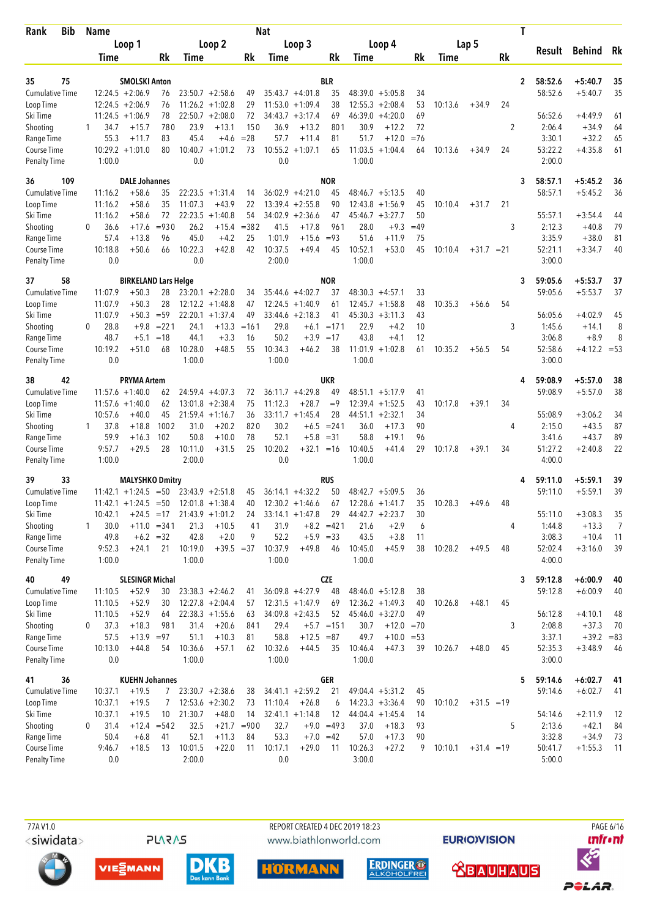| Rank | Bib | Name | | | Nat | | | | | | | | | | | | T | Result | Behind | Rk |
|---|---|---|---|---|---|---|---|---|---|---|---|---|---|---|---|---|---|---|---|---|
| | | Loop 1 | | | Loop 2 | | | Loop 3 | | | Loop 4 | | | Lap 5 | | | | | | |
| | | Time | | Rk | Time | | Rk | Time | | Rk | Time | | Rk | Time | | Rk | | | | |
| **35** | **75** | **SMOLSKI Anton** | | | | | | **BLR** | | | | | | | | | **2** | **58:52.6** | **+5:40.7** | **35** |
| Cumulative Time | | 12:24.5 | +2:06.9 | 76 | 23:50.7 | +2:58.6 | 49 | 35:43.7 | +4:01.8 | 35 | 48:39.0 | +5:05.8 | 34 | | | | | 58:52.6 | +5:40.7 | 35 |
| Loop Time | | 12:24.5 | +2:06.9 | 76 | 11:26.2 | +1:02.8 | 29 | 11:53.0 | +1:09.4 | 38 | 12:55.3 | +2:08.4 | 53 | 10:13.6 | +34.9 | 24 | | | | |
| Ski Time | | 11:24.5 | +1:06.9 | 78 | 22:50.7 | +2:08.0 | 72 | 34:43.7 | +3:17.4 | 69 | 46:39.0 | +4:20.0 | 69 | | | | | 56:52.6 | +4:49.9 | 61 |
| Shooting | 1 | 34.7 | +15.7 | 78 0 | 23.9 | +13.1 | 15 0 | 36.9 | +13.2 | 80 1 | 30.9 | +12.2 | 72 | | | | 2 | 2:06.4 | +34.9 | 64 |
| Range Time | | 55.3 | +11.7 | 83 | 45.4 | +4.6 | =28 | 57.7 | +11.4 | 81 | 51.7 | +12.0 | =76 | | | | | 3:30.1 | +32.2 | 65 |
| Course Time | | 10:29.2 | +1:01.0 | 80 | 10:40.7 | +1:01.2 | 73 | 10:55.2 | +1:07.1 | 65 | 11:03.5 | +1:04.4 | 64 | 10:13.6 | +34.9 | 24 | | 53:22.2 | +4:35.8 | 61 |
| Penalty Time | | 1:00.0 | | | 0.0 | | | 0.0 | | | 1:00.0 | | | | | | | 2:00.0 | | |
| **36** | **109** | **DALE Johannes** | | | | | | **NOR** | | | | | | | | | **3** | **58:57.1** | **+5:45.2** | **36** |
| Cumulative Time | | 11:16.2 | +58.6 | 35 | 22:23.5 | +1:31.4 | 14 | 36:02.9 | +4:21.0 | 45 | 48:46.7 | +5:13.5 | 40 | | | | | 58:57.1 | +5:45.2 | 36 |
| Loop Time | | 11:16.2 | +58.6 | 35 | 11:07.3 | +43.9 | 22 | 13:39.4 | +2:55.8 | 90 | 12:43.8 | +1:56.9 | 45 | 10:10.4 | +31.7 | 21 | | | | |
| Ski Time | | 11:16.2 | +58.6 | 72 | 22:23.5 | +1:40.8 | 54 | 34:02.9 | +2:36.6 | 47 | 45:46.7 | +3:27.7 | 50 | | | | | 55:57.1 | +3:54.4 | 44 |
| Shooting | 0 | 36.6 | +17.6 | =93 0 | 26.2 | +15.4 | =38 2 | 41.5 | +17.8 | 96 1 | 28.0 | +9.3 | =49 | | | | 3 | 2:12.3 | +40.8 | 79 |
| Range Time | | 57.4 | +13.8 | 96 | 45.0 | +4.2 | 25 | 1:01.9 | +15.6 | =93 | 51.6 | +11.9 | 75 | | | | | 3:35.9 | +38.0 | 81 |
| Course Time | | 10:18.8 | +50.6 | 66 | 10:22.3 | +42.8 | 42 | 10:37.5 | +49.4 | 45 | 10:52.1 | +53.0 | 45 | 10:10.4 | +31.7 | =21 | | 52:21.1 | +3:34.7 | 40 |
| Penalty Time | | 0.0 | | | 0.0 | | | 2:00.0 | | | 1:00.0 | | | | | | | 3:00.0 | | |
| **37** | **58** | **BIRKELAND Lars Helge** | | | | | | **NOR** | | | | | | | | | **3** | **59:05.6** | **+5:53.7** | **37** |
| Cumulative Time | | 11:07.9 | +50.3 | 28 | 23:20.1 | +2:28.0 | 34 | 35:44.6 | +4:02.7 | 37 | 48:30.3 | +4:57.1 | 33 | | | | | 59:05.6 | +5:53.7 | 37 |
| Loop Time | | 11:07.9 | +50.3 | 28 | 12:12.2 | +1:48.8 | 47 | 12:24.5 | +1:40.9 | 61 | 12:45.7 | +1:58.8 | 48 | 10:35.3 | +56.6 | 54 | | | | |
| Ski Time | | 11:07.9 | +50.3 | =59 | 22:20.1 | +1:37.4 | 49 | 33:44.6 | +2:18.3 | 41 | 45:30.3 | +3:11.3 | 43 | | | | | 56:05.6 | +4:02.9 | 45 |
| Shooting | 0 | 28.8 | +9.8 | =22 1 | 24.1 | +13.3 | =16 1 | 29.8 | +6.1 | =17 1 | 22.9 | +4.2 | 10 | | | | 3 | 1:45.6 | +14.1 | 8 |
| Range Time | | 48.7 | +5.1 | =18 | 44.1 | +3.3 | 16 | 50.2 | +3.9 | =17 | 43.8 | +4.1 | 12 | | | | | 3:06.8 | +8.9 | 8 |
| Course Time | | 10:19.2 | +51.0 | 68 | 10:28.0 | +48.5 | 55 | 10:34.3 | +46.2 | 38 | 11:01.9 | +1:02.8 | 61 | 10:35.2 | +56.5 | 54 | | 52:58.6 | +4:12.2 | =53 |
| Penalty Time | | 0.0 | | | 1:00.0 | | | 1:00.0 | | | 1:00.0 | | | | | | | 3:00.0 | | |
| **38** | **42** | **PRYMA Artem** | | | | | | **UKR** | | | | | | | | | **4** | **59:08.9** | **+5:57.0** | **38** |
| Cumulative Time | | 11:57.6 | +1:40.0 | 62 | 24:59.4 | +4:07.3 | 72 | 36:11.7 | +4:29.8 | 49 | 48:51.1 | +5:17.9 | 41 | | | | | 59:08.9 | +5:57.0 | 38 |
| Loop Time | | 11:57.6 | +1:40.0 | 62 | 13:01.8 | +2:38.4 | 75 | 11:12.3 | +28.7 | =9 | 12:39.4 | +1:52.5 | 43 | 10:17.8 | +39.1 | 34 | | | | |
| Ski Time | | 10:57.6 | +40.0 | 45 | 21:59.4 | +1:16.7 | 36 | 33:11.7 | +1:45.4 | 28 | 44:51.1 | +2:32.1 | 34 | | | | | 55:08.9 | +3:06.2 | 34 |
| Shooting | 1 | 37.8 | +18.8 | 100 2 | 31.0 | +20.2 | 82 0 | 30.2 | +6.5 | =24 1 | 36.0 | +17.3 | 90 | | | | 4 | 2:15.0 | +43.5 | 87 |
| Range Time | | 59.9 | +16.3 | 102 | 50.8 | +10.0 | 78 | 52.1 | +5.8 | =31 | 58.8 | +19.1 | 96 | | | | | 3:41.6 | +43.7 | 89 |
| Course Time | | 9:57.7 | +29.5 | 28 | 10:11.0 | +31.5 | 25 | 10:20.2 | +32.1 | =16 | 10:40.5 | +41.4 | 29 | 10:17.8 | +39.1 | 34 | | 51:27.2 | +2:40.8 | 22 |
| Penalty Time | | 1:00.0 | | | 2:00.0 | | | 0.0 | | | 1:00.0 | | | | | | | 4:00.0 | | |
| **39** | **33** | **MALYSHKO Dmitry** | | | | | | **RUS** | | | | | | | | | **4** | **59:11.0** | **+5:59.1** | **39** |
| Cumulative Time | | 11:42.1 | +1:24.5 | =50 | 23:43.9 | +2:51.8 | 45 | 36:14.1 | +4:32.2 | 50 | 48:42.7 | +5:09.5 | 36 | | | | | 59:11.0 | +5:59.1 | 39 |
| Loop Time | | 11:42.1 | +1:24.5 | =50 | 12:01.8 | +1:38.4 | 40 | 12:30.2 | +1:46.6 | 67 | 12:28.6 | +1:41.7 | 35 | 10:28.3 | +49.6 | 48 | | | | |
| Ski Time | | 10:42.1 | +24.5 | =17 | 21:43.9 | +1:01.2 | 24 | 33:14.1 | +1:47.8 | 29 | 44:42.7 | +2:23.7 | 30 | | | | | 55:11.0 | +3:08.3 | 35 |
| Shooting | 1 | 30.0 | +11.0 | =34 1 | 21.3 | +10.5 | 4 1 | 31.9 | +8.2 | =42 1 | 21.6 | +2.9 | 6 | | | | 4 | 1:44.8 | +13.3 | 7 |
| Range Time | | 49.8 | +6.2 | =32 | 42.8 | +2.0 | 9 | 52.2 | +5.9 | =33 | 43.5 | +3.8 | 11 | | | | | 3:08.3 | +10.4 | 11 |
| Course Time | | 9:52.3 | +24.1 | 21 | 10:19.0 | +39.5 | =37 | 10:37.9 | +49.8 | 46 | 10:45.0 | +45.9 | 38 | 10:28.2 | +49.5 | 48 | | 52:02.4 | +3:16.0 | 39 |
| Penalty Time | | 1:00.0 | | | 1:00.0 | | | 1:00.0 | | | 1:00.0 | | | | | | | 4:00.0 | | |
| **40** | **49** | **SLESINGR Michal** | | | | | | **CZE** | | | | | | | | | **3** | **59:12.8** | **+6:00.9** | **40** |
| Cumulative Time | | 11:10.5 | +52.9 | 30 | 23:38.3 | +2:46.2 | 41 | 36:09.8 | +4:27.9 | 48 | 48:46.0 | +5:12.8 | 38 | | | | | 59:12.8 | +6:00.9 | 40 |
| Loop Time | | 11:10.5 | +52.9 | 30 | 12:27.8 | +2:04.4 | 57 | 12:31.5 | +1:47.9 | 69 | 12:36.2 | +1:49.3 | 40 | 10:26.8 | +48.1 | 45 | | | | |
| Ski Time | | 11:10.5 | +52.9 | 64 | 22:38.3 | +1:55.6 | 63 | 34:09.8 | +2:43.5 | 52 | 45:46.0 | +3:27.0 | 49 | | | | | 56:12.8 | +4:10.1 | 48 |
| Shooting | 0 | 37.3 | +18.3 | 98 1 | 31.4 | +20.6 | 84 1 | 29.4 | +5.7 | =15 1 | 30.7 | +12.0 | =70 | | | | 3 | 2:08.8 | +37.3 | 70 |
| Range Time | | 57.5 | +13.9 | =97 | 51.1 | +10.3 | 81 | 58.8 | +12.5 | =87 | 49.7 | +10.0 | =53 | | | | | 3:37.1 | +39.2 | =83 |
| Course Time | | 10:13.0 | +44.8 | 54 | 10:36.6 | +57.1 | 62 | 10:32.6 | +44.5 | 35 | 10:46.4 | +47.3 | 39 | 10:26.7 | +48.0 | 45 | | 52:35.3 | +3:48.9 | 46 |
| Penalty Time | | 0.0 | | | 1:00.0 | | | 1:00.0 | | | 1:00.0 | | | | | | | 3:00.0 | | |
| **41** | **36** | **KUEHN Johannes** | | | | | | **GER** | | | | | | | | | **5** | **59:14.6** | **+6:02.7** | **41** |
| Cumulative Time | | 10:37.1 | +19.5 | 7 | 23:30.7 | +2:38.6 | 38 | 34:41.1 | +2:59.2 | 21 | 49:04.4 | +5:31.2 | 45 | | | | | 59:14.6 | +6:02.7 | 41 |
| Loop Time | | 10:37.1 | +19.5 | 7 | 12:53.6 | +2:30.2 | 73 | 11:10.4 | +26.8 | 6 | 14:23.3 | +3:36.4 | 90 | 10:10.2 | +31.5 | =19 | | | | |
| Ski Time | | 10:37.1 | +19.5 | 10 | 21:30.7 | +48.0 | 14 | 32:41.1 | +1:14.8 | 12 | 44:04.4 | +1:45.4 | 14 | | | | | 54:14.6 | +2:11.9 | 12 |
| Shooting | 0 | 31.4 | +12.4 | =54 2 | 32.5 | +21.7 | =90 0 | 32.7 | +9.0 | =49 3 | 37.0 | +18.3 | 93 | | | | 5 | 2:13.6 | +42.1 | 84 |
| Range Time | | 50.4 | +6.8 | 41 | 52.1 | +11.3 | 84 | 53.3 | +7.0 | =42 | 57.0 | +17.3 | 90 | | | | | 3:32.8 | +34.9 | 73 |
| Course Time | | 9:46.7 | +18.5 | 13 | 10:01.5 | +22.0 | 11 | 10:17.1 | +29.0 | 11 | 10:26.3 | +27.2 | 9 | 10:10.1 | +31.4 | =19 | | 50:41.7 | +1:55.3 | 11 |
| Penalty Time | | 0.0 | | | 2:00.0 | | | 0.0 | | | 3:00.0 | | | | | | | 5:00.0 | | |

77A V1.0 REPORT CREATED 4 DEC 2019 18:23 www.biathlonworld.com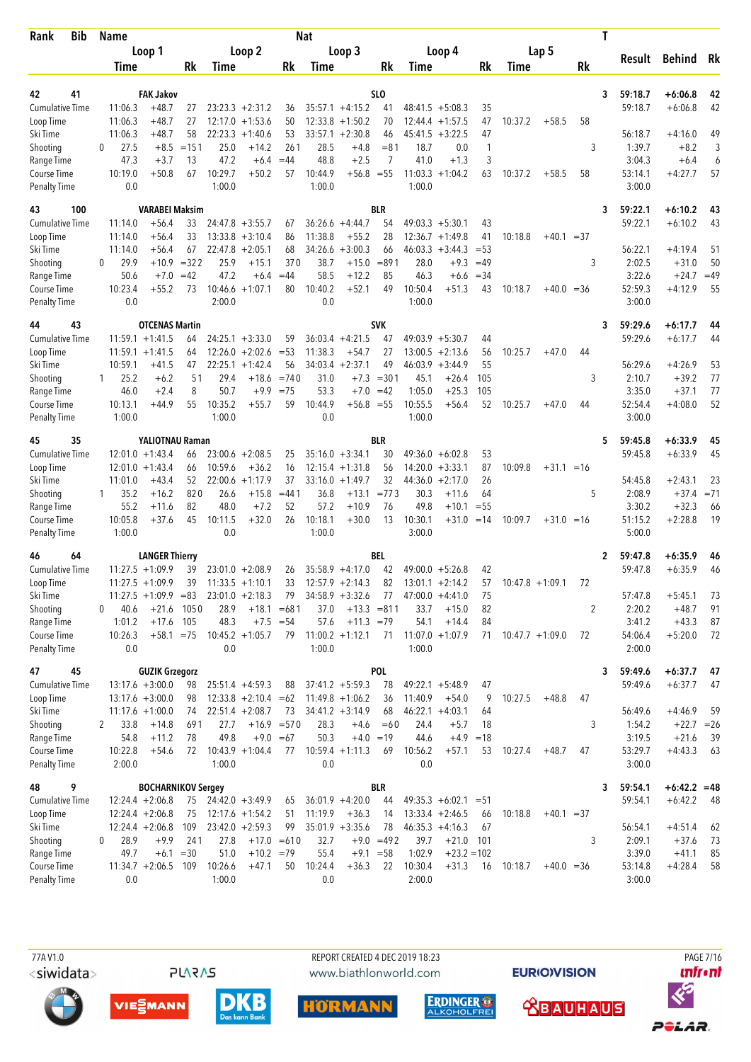| Rank | Bib | Name | | | | | | Nat | | | | | | | | | | T | Result | Behind | Rk |
|---|---|---|---|---|---|---|---|---|---|---|---|---|---|---|---|---|---|---|---|---|---|
| | | Loop 1 | | | Loop 2 | | | Loop 3 | | | Loop 4 | | | Lap 5 | | | | | | | |
| | | Time | | Rk | Time | | Rk | Time | | Rk | Time | | Rk | Time | | Rk | | | | | |
| 42 | 41 | FAK Jakov | | | | | | SLO | | | | | | | | | | 3 | 59:18.7 | +6:06.8 | 42 |
| Cumulative Time | | 11:06.3 | +48.7 | 27 | 23:23.3 | +2:31.2 | 36 | 35:57.1 | +4:15.2 | 41 | 48:41.5 | +5:08.3 | 35 | | | | | | 59:18.7 | +6:06.8 | 42 |
| Loop Time | | 11:06.3 | +48.7 | 27 | 12:17.0 | +1:53.6 | 50 | 12:33.8 | +1:50.2 | 70 | 12:44.4 | +1:57.5 | 47 | 10:37.2 | +58.5 | 58 | | | | | |
| Ski Time | | 11:06.3 | +48.7 | 58 | 22:23.3 | +1:40.6 | 53 | 33:57.1 | +2:30.8 | 46 | 45:41.5 | +3:22.5 | 47 | | | | | | 56:18.7 | +4:16.0 | 49 |
| Shooting | 0 | 27.5 | +8.5 | =151 | 25.0 | +14.2 | 261 | 28.5 | +4.8 | =81 | 18.7 | 0.0 | 1 | | | | 3 | | 1:39.7 | +8.2 | 3 |
| Range Time | | 47.3 | +3.7 | 13 | 47.2 | +6.4 | =44 | 48.8 | +2.5 | 7 | 41.0 | +1.3 | 3 | | | | | | 3:04.3 | +6.4 | 6 |
| Course Time | | 10:19.0 | +50.8 | 67 | 10:29.7 | +50.2 | 57 | 10:44.9 | +56.8 | =55 | 11:03.3 | +1:04.2 | 63 | 10:37.2 | +58.5 | 58 | | | 53:14.1 | +4:27.7 | 57 |
| Penalty Time | | 0.0 | | | 1:00.0 | | | 1:00.0 | | | 1:00.0 | | | | | | | | 3:00.0 | | |
| 43 | 100 | VARABEI Maksim | | | | | | BLR | | | | | | | | | | 3 | 59:22.1 | +6:10.2 | 43 |
| Cumulative Time | | 11:14.0 | +56.4 | 33 | 24:47.8 | +3:55.7 | 67 | 36:26.6 | +4:44.7 | 54 | 49:03.3 | +5:30.1 | 43 | | | | | | 59:22.1 | +6:10.2 | 43 |
| Loop Time | | 11:14.0 | +56.4 | 33 | 13:33.8 | +3:10.4 | 86 | 11:38.8 | +55.2 | 28 | 12:36.7 | +1:49.8 | 41 | 10:18.8 | +40.1 | =37 | | | | | |
| Ski Time | | 11:14.0 | +56.4 | 67 | 22:47.8 | +2:05.1 | 68 | 34:26.6 | +3:00.3 | 66 | 46:03.3 | +3:44.3 | =53 | | | | | | 56:22.1 | +4:19.4 | 51 |
| Shooting | 0 | 29.9 | +10.9 | =322 | 25.9 | +15.1 | 370 | 38.7 | +15.0 | =891 | 28.0 | +9.3 | =49 | | | | 3 | | 2:02.5 | +31.0 | 50 |
| Range Time | | 50.6 | +7.0 | =42 | 47.2 | +6.4 | =44 | 58.5 | +12.2 | 85 | 46.3 | +6.6 | =34 | | | | | | 3:22.6 | +24.7 | =49 |
| Course Time | | 10:23.4 | +55.2 | 73 | 10:46.6 | +1:07.1 | 80 | 10:40.2 | +52.1 | 49 | 10:50.4 | +51.3 | 43 | 10:18.7 | +40.0 | =36 | | | 52:59.3 | +4:12.9 | 55 |
| Penalty Time | | 0.0 | | | 2:00.0 | | | 0.0 | | | 1:00.0 | | | | | | | | 3:00.0 | | |
| 44 | 43 | OTCENAS Martin | | | | | | SVK | | | | | | | | | | 3 | 59:29.6 | +6:17.7 | 44 |
| Cumulative Time | | 11:59.1 | +1:41.5 | 64 | 24:25.1 | +3:33.0 | 59 | 36:03.4 | +4:21.5 | 47 | 49:03.9 | +5:30.7 | 44 | | | | | | 59:29.6 | +6:17.7 | 44 |
| Loop Time | | 11:59.1 | +1:41.5 | 64 | 12:26.0 | +2:02.6 | =53 | 11:38.3 | +54.7 | 27 | 13:00.5 | +2:13.6 | 56 | 10:25.7 | +47.0 | 44 | | | | | |
| Ski Time | | 10:59.1 | +41.5 | 47 | 22:25.1 | +1:42.4 | 56 | 34:03.4 | +2:37.1 | 49 | 46:03.9 | +3:44.9 | 55 | | | | | | 56:29.6 | +4:26.9 | 53 |
| Shooting | 1 | 25.2 | +6.2 | 51 | 29.4 | +18.6 | =740 | 31.0 | +7.3 | =301 | 45.1 | +26.4 | 105 | | | | 3 | | 2:10.7 | +39.2 | 77 |
| Range Time | | 46.0 | +2.4 | 8 | 50.7 | +9.9 | =75 | 53.3 | +7.0 | =42 | 1:05.0 | +25.3 | 105 | | | | | | 3:35.0 | +37.1 | 77 |
| Course Time | | 10:13.1 | +44.9 | 55 | 10:35.2 | +55.7 | 59 | 10:44.9 | +56.8 | =55 | 10:55.5 | +56.4 | 52 | 10:25.7 | +47.0 | 44 | | | 52:54.4 | +4:08.0 | 52 |
| Penalty Time | | 1:00.0 | | | 1:00.0 | | | 0.0 | | | 1:00.0 | | | | | | | | 3:00.0 | | |
| 45 | 35 | YALIOTNAU Raman | | | | | | BLR | | | | | | | | | | 5 | 59:45.8 | +6:33.9 | 45 |
| Cumulative Time | | 12:01.0 | +1:43.4 | 66 | 23:00.6 | +2:08.5 | 25 | 35:16.0 | +3:34.1 | 30 | 49:36.0 | +6:02.8 | 53 | | | | | | 59:45.8 | +6:33.9 | 45 |
| Loop Time | | 12:01.0 | +1:43.4 | 66 | 10:59.6 | +36.2 | 16 | 12:15.4 | +1:31.8 | 56 | 14:20.0 | +3:33.1 | 87 | 10:09.8 | +31.1 | =16 | | | | | |
| Ski Time | | 11:01.0 | +43.4 | 52 | 22:00.6 | +1:17.9 | 37 | 33:16.0 | +1:49.7 | 32 | 44:36.0 | +2:17.0 | 26 | | | | | | 54:45.8 | +2:43.1 | 23 |
| Shooting | 1 | 35.2 | +16.2 | 820 | 26.6 | +15.8 | =441 | 36.8 | +13.1 | =773 | 30.3 | +11.6 | 64 | | | | 5 | | 2:08.9 | +37.4 | =71 |
| Range Time | | 55.2 | +11.6 | 82 | 48.0 | +7.2 | 52 | 57.2 | +10.9 | 76 | 49.8 | +10.1 | =55 | | | | | | 3:30.2 | +32.3 | 66 |
| Course Time | | 10:05.8 | +37.6 | 45 | 10:11.5 | +32.0 | 26 | 10:18.1 | +30.0 | 13 | 10:30.1 | +31.0 | =14 | 10:09.7 | +31.0 | =16 | | | 51:15.2 | +2:28.8 | 19 |
| Penalty Time | | 1:00.0 | | | 0.0 | | | 1:00.0 | | | 3:00.0 | | | | | | | | 5:00.0 | | |
| 46 | 64 | LANGER Thierry | | | | | | BEL | | | | | | | | | | 2 | 59:47.8 | +6:35.9 | 46 |
| Cumulative Time | | 11:27.5 | +1:09.9 | 39 | 23:01.0 | +2:08.9 | 26 | 35:58.9 | +4:17.0 | 42 | 49:00.0 | +5:26.8 | 42 | | | | | | 59:47.8 | +6:35.9 | 46 |
| Loop Time | | 11:27.5 | +1:09.9 | 39 | 11:33.5 | +1:10.1 | 33 | 12:57.9 | +2:14.3 | 82 | 13:01.1 | +2:14.2 | 57 | 10:47.8 | +1:09.1 | 72 | | | | | |
| Ski Time | | 11:27.5 | +1:09.9 | =83 | 23:01.0 | +2:18.3 | 79 | 34:58.9 | +3:32.6 | 77 | 47:00.0 | +4:41.0 | 75 | | | | | | 57:47.8 | +5:45.1 | 73 |
| Shooting | 0 | 40.6 | +21.6 | 1050 | 28.9 | +18.1 | =681 | 37.0 | +13.3 | =811 | 33.7 | +15.0 | 82 | | | | 2 | | 2:20.2 | +48.7 | 91 |
| Range Time | | 1:01.2 | +17.6 | 105 | 48.3 | +7.5 | =54 | 57.6 | +11.3 | =79 | 54.1 | +14.4 | 84 | | | | | | 3:41.2 | +43.3 | 87 |
| Course Time | | 10:26.3 | +58.1 | =75 | 10:45.2 | +1:05.7 | 79 | 11:00.2 | +1:12.1 | 71 | 11:07.0 | +1:07.9 | 71 | 10:47.7 | +1:09.0 | 72 | | | 54:06.4 | +5:20.0 | 72 |
| Penalty Time | | 0.0 | | | 0.0 | | | 1:00.0 | | | 1:00.0 | | | | | | | | 2:00.0 | | |
| 47 | 45 | GUZIK Grzegorz | | | | | | POL | | | | | | | | | | 3 | 59:49.6 | +6:37.7 | 47 |
| Cumulative Time | | 13:17.6 | +3:00.0 | 98 | 25:51.4 | +4:59.3 | 88 | 37:41.2 | +5:59.3 | 78 | 49:22.1 | +5:48.9 | 47 | | | | | | 59:49.6 | +6:37.7 | 47 |
| Loop Time | | 13:17.6 | +3:00.0 | 98 | 12:33.8 | +2:10.4 | =62 | 11:49.8 | +1:06.2 | 36 | 11:40.9 | +54.0 | 9 | 10:27.5 | +48.8 | 47 | | | | | |
| Ski Time | | 11:17.6 | +1:00.0 | 74 | 22:51.4 | +2:08.7 | 73 | 34:41.2 | +3:14.9 | 68 | 46:22.1 | +4:03.1 | 64 | | | | | | 56:49.6 | +4:46.9 | 59 |
| Shooting | 2 | 33.8 | +14.8 | 691 | 27.7 | +16.9 | =570 | 28.3 | +4.6 | =60 | 24.4 | +5.7 | 18 | | | | 3 | | 1:54.2 | +22.7 | =26 |
| Range Time | | 54.8 | +11.2 | 78 | 49.8 | +9.0 | =67 | 50.3 | +4.0 | =19 | 44.6 | +4.9 | =18 | | | | | | 3:19.5 | +21.6 | 39 |
| Course Time | | 10:22.8 | +54.6 | 72 | 10:43.9 | +1:04.4 | 77 | 10:59.4 | +1:11.3 | 69 | 10:56.2 | +57.1 | 53 | 10:27.4 | +48.7 | 47 | | | 53:29.7 | +4:43.3 | 63 |
| Penalty Time | | 2:00.0 | | | 1:00.0 | | | 0.0 | | | 0.0 | | | | | | | | 3:00.0 | | |
| 48 | 9 | BOCHARNIKOV Sergey | | | | | | BLR | | | | | | | | | | 3 | 59:54.1 | +6:42.2 | =48 |
| Cumulative Time | | 12:24.4 | +2:06.8 | 75 | 24:42.0 | +3:49.9 | 65 | 36:01.9 | +4:20.0 | 44 | 49:35.3 | +6:02.1 | =51 | | | | | | 59:54.1 | +6:42.2 | 48 |
| Loop Time | | 12:24.4 | +2:06.8 | 75 | 12:17.6 | +1:54.2 | 51 | 11:19.9 | +36.3 | 14 | 13:33.4 | +2:46.5 | 66 | 10:18.8 | +40.1 | =37 | | | | | |
| Ski Time | | 12:24.4 | +2:06.8 | 109 | 23:42.0 | +2:59.3 | 99 | 35:01.9 | +3:35.6 | 78 | 46:35.3 | +4:16.3 | 67 | | | | | | 56:54.1 | +4:51.4 | 62 |
| Shooting | 0 | 28.9 | +9.9 | 241 | 27.8 | +17.0 | =610 | 32.7 | +9.0 | =492 | 39.7 | +21.0 | 101 | | | | 3 | | 2:09.1 | +37.6 | 73 |
| Range Time | | 49.7 | +6.1 | =30 | 51.0 | +10.2 | =79 | 55.4 | +9.1 | =58 | 1:02.9 | +23.2 | =102 | | | | | | 3:39.0 | +41.1 | 85 |
| Course Time | | 11:34.7 | +2:06.5 | 109 | 10:26.6 | +47.1 | 50 | 10:24.4 | +36.3 | 22 | 10:30.4 | +31.3 | 16 | 10:18.7 | +40.0 | =36 | | | 53:14.8 | +4:28.4 | 58 |
| Penalty Time | | 0.0 | | | 1:00.0 | | | 0.0 | | | 2:00.0 | | | | | | | | 3:00.0 | | |

77A V1.0 REPORT CREATED 4 DEC 2019 18:23 www.biathlonworld.com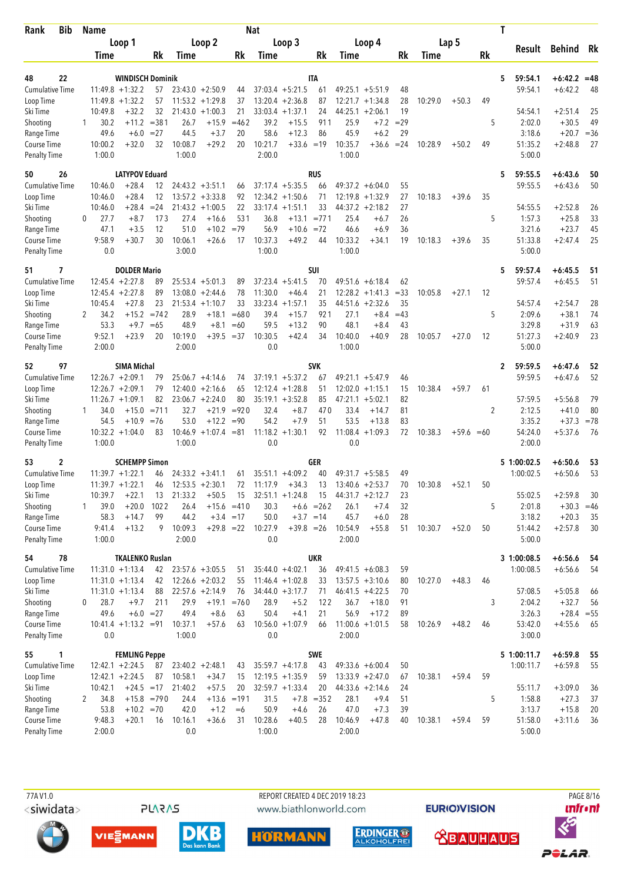| Rank | Bib | Name | | | | | Nat | | | | | | | | | T | Result | Behind | Rk |
|---|---|---|---|---|---|---|---|---|---|---|---|---|---|---|---|---|---|---|---|
| | | Loop 1 | | | Loop 2 | | | Loop 3 | | | Loop 4 | | | Lap 5 | | | | | |
| | | Time | | Rk | Time | | Rk | Time | | Rk | Time | | Rk | Time | | Rk | | | |
| **48** | **22** | **WINDISCH Dominik** | | | | | | **ITA** | | | | | | | | **5** | **59:54.1** | **+6:42.2** | **=48** |
| Cumulative Time | | 11:49.8 | +1:32.2 | 57 | 23:43.0 | +2:50.9 | 44 | 37:03.4 | +5:21.5 | 61 | 49:25.1 | +5:51.9 | 48 | | | | 59:54.1 | +6:42.2 | 48 |
| Loop Time | | 11:49.8 | +1:32.2 | 57 | 11:53.2 | +1:29.8 | 37 | 13:20.4 | +2:36.8 | 87 | 12:21.7 | +1:34.8 | 28 | 10:29.0 | +50.3 | 49 | | | |
| Ski Time | | 10:49.8 | +32.2 | 32 | 21:43.0 | +1:00.3 | 21 | 33:03.4 | +1:37.1 | 24 | 44:25.1 | +2:06.1 | 19 | | | | 54:54.1 | +2:51.4 | 25 |
| Shooting | 1 | 30.2 | +11.2 | =38 1 | 26.7 | +15.9 | =46 2 | 39.2 | +15.5 | 91 1 | 25.9 | +7.2 | =29 | | | 5 | 2:02.0 | +30.5 | 49 |
| Range Time | | 49.6 | +6.0 | =27 | 44.5 | +3.7 | 20 | 58.6 | +12.3 | 86 | 45.9 | +6.2 | 29 | | | | 3:18.6 | +20.7 | =36 |
| Course Time | | 10:00.2 | +32.0 | 32 | 10:08.7 | +29.2 | 20 | 10:21.7 | +33.6 | =19 | 10:35.7 | +36.6 | =24 | 10:28.9 | +50.2 | 49 | 51:35.2 | +2:48.8 | 27 |
| Penalty Time | | 1:00.0 | | | 1:00.0 | | | 2:00.0 | | | 1:00.0 | | | | | | 5:00.0 | | |
| **50** | **26** | **LATYPOV Eduard** | | | | | | **RUS** | | | | | | | | **5** | **59:55.5** | **+6:43.6** | **50** |
| Cumulative Time | | 10:46.0 | +28.4 | 12 | 24:43.2 | +3:51.1 | 66 | 37:17.4 | +5:35.5 | 66 | 49:37.2 | +6:04.0 | 55 | | | | 59:55.5 | +6:43.6 | 50 |
| Loop Time | | 10:46.0 | +28.4 | 12 | 13:57.2 | +3:33.8 | 92 | 12:34.2 | +1:50.6 | 71 | 12:19.8 | +1:32.9 | 27 | 10:18.3 | +39.6 | 35 | | | |
| Ski Time | | 10:46.0 | +28.4 | =24 | 21:43.2 | +1:00.5 | 22 | 33:17.4 | +1:51.1 | 33 | 44:37.2 | +2:18.2 | 27 | | | | 54:55.5 | +2:52.8 | 26 |
| Shooting | 0 | 27.7 | +8.7 | 17 3 | 27.4 | +16.6 | 53 1 | 36.8 | +13.1 | =77 1 | 25.4 | +6.7 | 26 | | | 5 | 1:57.3 | +25.8 | 33 |
| Range Time | | 47.1 | +3.5 | 12 | 51.0 | +10.2 | =79 | 56.9 | +10.6 | =72 | 46.6 | +6.9 | 36 | | | | 3:21.6 | +23.7 | 45 |
| Course Time | | 9:58.9 | +30.7 | 30 | 10:06.1 | +26.6 | 17 | 10:37.3 | +49.2 | 44 | 10:33.2 | +34.1 | 19 | 10:18.3 | +39.6 | 35 | 51:33.8 | +2:47.4 | 25 |
| Penalty Time | | 0.0 | | | 3:00.0 | | | 1:00.0 | | | 1:00.0 | | | | | | 5:00.0 | | |
| **51** | **7** | **DOLDER Mario** | | | | | | **SUI** | | | | | | | | **5** | **59:57.4** | **+6:45.5** | **51** |
| Cumulative Time | | 12:45.4 | +2:27.8 | 89 | 25:53.4 | +5:01.3 | 89 | 37:23.4 | +5:41.5 | 70 | 49:51.6 | +6:18.4 | 62 | | | | 59:57.4 | +6:45.5 | 51 |
| Loop Time | | 12:45.4 | +2:27.8 | 89 | 13:08.0 | +2:44.6 | 78 | 11:30.0 | +46.4 | 21 | 12:28.2 | +1:41.3 | =33 | 10:05.8 | +27.1 | 12 | | | |
| Ski Time | | 10:45.4 | +27.8 | 23 | 21:53.4 | +1:10.7 | 33 | 33:23.4 | +1:57.1 | 35 | 44:51.6 | +2:32.6 | 35 | | | | 54:57.4 | +2:54.7 | 28 |
| Shooting | 2 | 34.2 | +15.2 | =74 2 | 28.9 | +18.1 | =68 0 | 39.4 | +15.7 | 92 1 | 27.1 | +8.4 | =43 | | | 5 | 2:09.6 | +38.1 | 74 |
| Range Time | | 53.3 | +9.7 | =65 | 48.9 | +8.1 | =60 | 59.5 | +13.2 | 90 | 48.1 | +8.4 | 43 | | | | 3:29.8 | +31.9 | 63 |
| Course Time | | 9:52.1 | +23.9 | 20 | 10:19.0 | +39.5 | =37 | 10:30.5 | +42.4 | 34 | 10:40.0 | +40.9 | 28 | 10:05.7 | +27.0 | 12 | 51:27.3 | +2:40.9 | 23 |
| Penalty Time | | 2:00.0 | | | 2:00.0 | | | 0.0 | | | 1:00.0 | | | | | | 5:00.0 | | |
| **52** | **97** | **SIMA Michal** | | | | | | **SVK** | | | | | | | | **2** | **59:59.5** | **+6:47.6** | **52** |
| Cumulative Time | | 12:26.7 | +2:09.1 | 79 | 25:06.7 | +4:14.6 | 74 | 37:19.1 | +5:37.2 | 67 | 49:21.1 | +5:47.9 | 46 | | | | 59:59.5 | +6:47.6 | 52 |
| Loop Time | | 12:26.7 | +2:09.1 | 79 | 12:40.0 | +2:16.6 | 65 | 12:12.4 | +1:28.8 | 51 | 12:02.0 | +1:15.1 | 15 | 10:38.4 | +59.7 | 61 | | | |
| Ski Time | | 11:26.7 | +1:09.1 | 82 | 23:06.7 | +2:24.0 | 80 | 35:19.1 | +3:52.8 | 85 | 47:21.1 | +5:02.1 | 82 | | | | 57:59.5 | +5:56.8 | 79 |
| Shooting | 1 | 34.0 | +15.0 | =71 1 | 32.7 | +21.9 | =92 0 | 32.4 | +8.7 | 47 0 | 33.4 | +14.7 | 81 | | | 2 | 2:12.5 | +41.0 | 80 |
| Range Time | | 54.5 | +10.9 | =76 | 53.0 | +12.2 | =90 | 54.2 | +7.9 | 51 | 53.5 | +13.8 | 83 | | | | 3:35.2 | +37.3 | =78 |
| Course Time | | 10:32.2 | +1:04.0 | 83 | 10:46.9 | +1:07.4 | =81 | 11:18.2 | +1:30.1 | 92 | 11:08.4 | +1:09.3 | 72 | 10:38.3 | +59.6 | =60 | 54:24.0 | +5:37.6 | 76 |
| Penalty Time | | 1:00.0 | | | 1:00.0 | | | 0.0 | | | 0.0 | | | | | | 2:00.0 | | |
| **53** | **2** | **SCHEMPP Simon** | | | | | | **GER** | | | | | | | | **5** | **1:00:02.5** | **+6:50.6** | **53** |
| Cumulative Time | | 11:39.7 | +1:22.1 | 46 | 24:33.2 | +3:41.1 | 61 | 35:51.1 | +4:09.2 | 40 | 49:31.7 | +5:58.5 | 49 | | | | 1:00:02.5 | +6:50.6 | 53 |
| Loop Time | | 11:39.7 | +1:22.1 | 46 | 12:53.5 | +2:30.1 | 72 | 11:17.9 | +34.3 | 13 | 13:40.6 | +2:53.7 | 70 | 10:30.8 | +52.1 | 50 | | | |
| Ski Time | | 10:39.7 | +22.1 | 13 | 21:33.2 | +50.5 | 15 | 32:51.1 | +1:24.8 | 15 | 44:31.7 | +2:12.7 | 23 | | | | 55:02.5 | +2:59.8 | 30 |
| Shooting | 1 | 39.0 | +20.0 | 102 2 | 26.4 | +15.6 | =41 0 | 30.3 | +6.6 | =26 2 | 26.1 | +7.4 | 32 | | | 5 | 2:01.8 | +30.3 | =46 |
| Range Time | | 58.3 | +14.7 | 99 | 44.2 | +3.4 | =17 | 50.0 | +3.7 | =14 | 45.7 | +6.0 | 28 | | | | 3:18.2 | +20.3 | 35 |
| Course Time | | 9:41.4 | +13.2 | 9 | 10:09.3 | +29.8 | =22 | 10:27.9 | +39.8 | =26 | 10:54.9 | +55.8 | 51 | 10:30.7 | +52.0 | 50 | 51:44.2 | +2:57.8 | 30 |
| Penalty Time | | 1:00.0 | | | 2:00.0 | | | 0.0 | | | 2:00.0 | | | | | | 5:00.0 | | |
| **54** | **78** | **TKALENKO Ruslan** | | | | | | **UKR** | | | | | | | | **3** | **1:00:08.5** | **+6:56.6** | **54** |
| Cumulative Time | | 11:31.0 | +1:13.4 | 42 | 23:57.6 | +3:05.5 | 51 | 35:44.0 | +4:02.1 | 36 | 49:41.5 | +6:08.3 | 59 | | | | 1:00:08.5 | +6:56.6 | 54 |
| Loop Time | | 11:31.0 | +1:13.4 | 42 | 12:26.6 | +2:03.2 | 55 | 11:46.4 | +1:02.8 | 33 | 13:57.5 | +3:10.6 | 80 | 10:27.0 | +48.3 | 46 | | | |
| Ski Time | | 11:31.0 | +1:13.4 | 88 | 22:57.6 | +2:14.9 | 76 | 34:44.0 | +3:17.7 | 71 | 46:41.5 | +4:22.5 | 70 | | | | 57:08.5 | +5:05.8 | 66 |
| Shooting | 0 | 28.7 | +9.7 | 21 1 | 29.9 | +19.1 | =76 0 | 28.9 | +5.2 | 12 2 | 36.7 | +18.0 | 91 | | | 3 | 2:04.2 | +32.7 | 56 |
| Range Time | | 49.6 | +6.0 | =27 | 49.4 | +8.6 | 63 | 50.4 | +4.1 | 21 | 56.9 | +17.2 | 89 | | | | 3:26.3 | +28.4 | =55 |
| Course Time | | 10:41.4 | +1:13.2 | =91 | 10:37.1 | +57.6 | 63 | 10:56.0 | +1:07.9 | 66 | 11:00.6 | +1:01.5 | 58 | 10:26.9 | +48.2 | 46 | 53:42.0 | +4:55.6 | 65 |
| Penalty Time | | 0.0 | | | 1:00.0 | | | 0.0 | | | 2:00.0 | | | | | | 3:00.0 | | |
| **55** | **1** | **FEMLING Peppe** | | | | | | **SWE** | | | | | | | | **5** | **1:00:11.7** | **+6:59.8** | **55** |
| Cumulative Time | | 12:42.1 | +2:24.5 | 87 | 23:40.2 | +2:48.1 | 43 | 35:59.7 | +4:17.8 | 43 | 49:33.6 | +6:00.4 | 50 | | | | 1:00:11.7 | +6:59.8 | 55 |
| Loop Time | | 12:42.1 | +2:24.5 | 87 | 10:58.1 | +34.7 | 15 | 12:19.5 | +1:35.9 | 59 | 13:33.9 | +2:47.0 | 67 | 10:38.1 | +59.4 | 59 | | | |
| Ski Time | | 10:42.1 | +24.5 | =17 | 21:40.2 | +57.5 | 20 | 32:59.7 | +1:33.4 | 20 | 44:33.6 | +2:14.6 | 24 | | | | 55:11.7 | +3:09.0 | 36 |
| Shooting | 2 | 34.8 | +15.8 | =79 0 | 24.4 | +13.6 | =19 1 | 31.5 | +7.8 | =35 2 | 28.1 | +9.4 | 51 | | | 5 | 1:58.8 | +27.3 | 37 |
| Range Time | | 53.8 | +10.2 | =70 | 42.0 | +1.2 | =6 | 50.9 | +4.6 | 26 | 47.0 | +7.3 | 39 | | | | 3:13.7 | +15.8 | 20 |
| Course Time | | 9:48.3 | +20.1 | 16 | 10:16.1 | +36.6 | 31 | 10:28.6 | +40.5 | 28 | 10:46.9 | +47.8 | 40 | 10:38.1 | +59.4 | 59 | 51:58.0 | +3:11.6 | 36 |
| Penalty Time | | 2:00.0 | | | 0.0 | | | 1:00.0 | | | 2:00.0 | | | | | | 5:00.0 | | |

77A V1.0 REPORT CREATED 4 DEC 2019 18:23 www.biathlonworld.com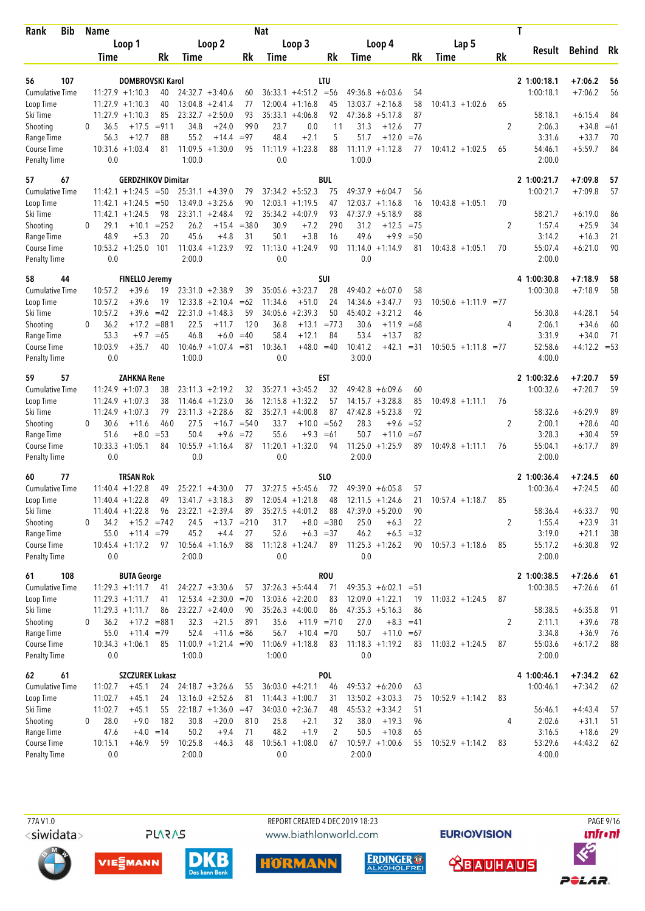| Rank | Bib | Name | | | | | Nat | | | | | | | | | T | Result | Behind | Rk |
|---|---|---|---|---|---|---|---|---|---|---|---|---|---|---|---|---|---|---|---|
| | | Loop 1 | | | Loop 2 | | | Loop 3 | | | Loop 4 | | | Lap 5 | | | | | |
| | | Time | | Rk | Time | | Rk | Time | | Rk | Time | | Rk | Time | | Rk | | | |
| **56** | **107** | **DOMBROVSKI Karol** | | | | | | **LTU** | | | | | | | | **2** | **1:00:18.1** | **+7:06.2** | **56** |
| Cumulative Time | | 11:27.9 | +1:10.3 | 40 | 24:32.7 | +3:40.6 | 60 | 36:33.1 | +4:51.2 | =56 | 49:36.8 | +6:03.6 | 54 | | | | 1:00:18.1 | +7:06.2 | 56 |
| Loop Time | | 11:27.9 | +1:10.3 | 40 | 13:04.8 | +2:41.4 | 77 | 12:00.4 | +1:16.8 | 45 | 13:03.7 | +2:16.8 | 58 | 10:41.3 | +1:02.6 | 65 | | | |
| Ski Time | | 11:27.9 | +1:10.3 | 85 | 23:32.7 | +2:50.0 | 93 | 35:33.1 | +4:06.8 | 92 | 47:36.8 | +5:17.8 | 87 | | | | 58:18.1 | +6:15.4 | 84 |
| Shooting | 0 | 36.5 | +17.5 | =91 1 | 34.8 | +24.0 | 99 0 | 23.7 | 0.0 | 1 1 | 31.3 | +12.6 | 77 | | | 2 | 2:06.3 | +34.8 | =61 |
| Range Time | | 56.3 | +12.7 | 88 | 55.2 | +14.4 | =97 | 48.4 | +2.1 | 5 | 51.7 | +12.0 | =76 | | | | 3:31.6 | +33.7 | 70 |
| Course Time | | 10:31.6 | +1:03.4 | 81 | 11:09.5 | +1:30.0 | 95 | 11:11.9 | +1:23.8 | 88 | 11:11.9 | +1:12.8 | 77 | 10:41.2 | +1:02.5 | 65 | 54:46.1 | +5:59.7 | 84 |
| Penalty Time | | 0.0 | | | 1:00.0 | | | 0.0 | | | 1:00.0 | | | | | | 2:00.0 | | |
| **57** | **67** | **GERDZHIKOV Dimitar** | | | | | | **BUL** | | | | | | | | **2** | **1:00:21.7** | **+7:09.8** | **57** |
| Cumulative Time | | 11:42.1 | +1:24.5 | =50 | 25:31.1 | +4:39.0 | 79 | 37:34.2 | +5:52.3 | 75 | 49:37.9 | +6:04.7 | 56 | | | | 1:00:21.7 | +7:09.8 | 57 |
| Loop Time | | 11:42.1 | +1:24.5 | =50 | 13:49.0 | +3:25.6 | 90 | 12:03.1 | +1:19.5 | 47 | 12:03.7 | +1:16.8 | 16 | 10:43.8 | +1:05.1 | 70 | | | |
| Ski Time | | 11:42.1 | +1:24.5 | 98 | 23:31.1 | +2:48.4 | 92 | 35:34.2 | +4:07.9 | 93 | 47:37.9 | +5:18.9 | 88 | | | | 58:21.7 | +6:19.0 | 86 |
| Shooting | 0 | 29.1 | +10.1 | =25 2 | 26.2 | +15.4 | =38 0 | 30.9 | +7.2 | 29 0 | 31.2 | +12.5 | =75 | | | 2 | 1:57.4 | +25.9 | 34 |
| Range Time | | 48.9 | +5.3 | 20 | 45.6 | +4.8 | 31 | 50.1 | +3.8 | 16 | 49.6 | +9.9 | =50 | | | | 3:14.2 | +16.3 | 21 |
| Course Time | | 10:53.2 | +1:25.0 | 101 | 11:03.4 | +1:23.9 | 92 | 11:13.0 | +1:24.9 | 90 | 11:14.0 | +1:14.9 | 81 | 10:43.8 | +1:05.1 | 70 | 55:07.4 | +6:21.0 | 90 |
| Penalty Time | | 0.0 | | | 2:00.0 | | | 0.0 | | | 0.0 | | | | | | 2:00.0 | | |
| **58** | **44** | **FINELLO Jeremy** | | | | | | **SUI** | | | | | | | | **4** | **1:00:30.8** | **+7:18.9** | **58** |
| Cumulative Time | | 10:57.2 | +39.6 | 19 | 23:31.0 | +2:38.9 | 39 | 35:05.6 | +3:23.7 | 28 | 49:40.2 | +6:07.0 | 58 | | | | 1:00:30.8 | +7:18.9 | 58 |
| Loop Time | | 10:57.2 | +39.6 | 19 | 12:33.8 | +2:10.4 | =62 | 11:34.6 | +51.0 | 24 | 14:34.6 | +3:47.7 | 93 | 10:50.6 | +1:11.9 | =77 | | | |
| Ski Time | | 10:57.2 | +39.6 | =42 | 22:31.0 | +1:48.3 | 59 | 34:05.6 | +2:39.3 | 50 | 45:40.2 | +3:21.2 | 46 | | | | 56:30.8 | +4:28.1 | 54 |
| Shooting | 0 | 36.2 | +17.2 | =88 1 | 22.5 | +11.7 | 12 0 | 36.8 | +13.1 | =77 3 | 30.6 | +11.9 | =68 | | | 4 | 2:06.1 | +34.6 | 60 |
| Range Time | | 53.3 | +9.7 | =65 | 46.8 | +6.0 | =40 | 58.4 | +12.1 | 84 | 53.4 | +13.7 | 82 | | | | 3:31.9 | +34.0 | 71 |
| Course Time | | 10:03.9 | +35.7 | 40 | 10:46.9 | +1:07.4 | =81 | 10:36.1 | +48.0 | =40 | 10:41.2 | +42.1 | =31 | 10:50.5 | +1:11.8 | =77 | 52:58.6 | +4:12.2 | =53 |
| Penalty Time | | 0.0 | | | 1:00.0 | | | 0.0 | | | 3:00.0 | | | | | | 4:00.0 | | |
| **59** | **57** | **ZAHKNA Rene** | | | | | | **EST** | | | | | | | | **2** | **1:00:32.6** | **+7:20.7** | **59** |
| Cumulative Time | | 11:24.9 | +1:07.3 | 38 | 23:11.3 | +2:19.2 | 32 | 35:27.1 | +3:45.2 | 32 | 49:42.8 | +6:09.6 | 60 | | | | 1:00:32.6 | +7:20.7 | 59 |
| Loop Time | | 11:24.9 | +1:07.3 | 38 | 11:46.4 | +1:23.0 | 36 | 12:15.8 | +1:32.2 | 57 | 14:15.7 | +3:28.8 | 85 | 10:49.8 | +1:11.1 | 76 | | | |
| Ski Time | | 11:24.9 | +1:07.3 | 79 | 23:11.3 | +2:28.6 | 82 | 35:27.1 | +4:00.8 | 87 | 47:42.8 | +5:23.8 | 92 | | | | 58:32.6 | +6:29.9 | 89 |
| Shooting | 0 | 30.6 | +11.6 | 46 0 | 27.5 | +16.7 | =54 0 | 33.7 | +10.0 | =56 2 | 28.3 | +9.6 | =52 | | | 2 | 2:00.1 | +28.6 | 40 |
| Range Time | | 51.6 | +8.0 | =53 | 50.4 | +9.6 | =72 | 55.6 | +9.3 | =61 | 50.7 | +11.0 | =67 | | | | 3:28.3 | +30.4 | 59 |
| Course Time | | 10:33.3 | +1:05.1 | 84 | 10:55.9 | +1:16.4 | 87 | 11:20.1 | +1:32.0 | 94 | 11:25.0 | +1:25.9 | 89 | 10:49.8 | +1:11.1 | 76 | 55:04.1 | +6:17.7 | 89 |
| Penalty Time | | 0.0 | | | 0.0 | | | 0.0 | | | 2:00.0 | | | | | | 2:00.0 | | |
| **60** | **77** | **TRSAN Rok** | | | | | | **SLO** | | | | | | | | **2** | **1:00:36.4** | **+7:24.5** | **60** |
| Cumulative Time | | 11:40.4 | +1:22.8 | 49 | 25:22.1 | +4:30.0 | 77 | 37:27.5 | +5:45.6 | 72 | 49:39.0 | +6:05.8 | 57 | | | | 1:00:36.4 | +7:24.5 | 60 |
| Loop Time | | 11:40.4 | +1:22.8 | 49 | 13:41.7 | +3:18.3 | 89 | 12:05.4 | +1:21.8 | 48 | 12:11.5 | +1:24.6 | 21 | 10:57.4 | +1:18.7 | 85 | | | |
| Ski Time | | 11:40.4 | +1:22.8 | 96 | 23:22.1 | +2:39.4 | 89 | 35:27.5 | +4:01.2 | 88 | 47:39.0 | +5:20.0 | 90 | | | | 58:36.4 | +6:33.7 | 90 |
| Shooting | 0 | 34.2 | +15.2 | =74 2 | 24.5 | +13.7 | =21 0 | 31.7 | +8.0 | =38 0 | 25.0 | +6.3 | 22 | | | 2 | 1:55.4 | +23.9 | 31 |
| Range Time | | 55.0 | +11.4 | =79 | 45.2 | +4.4 | 27 | 52.6 | +6.3 | =37 | 46.2 | +6.5 | =32 | | | | 3:19.0 | +21.1 | 38 |
| Course Time | | 10:45.4 | +1:17.2 | 97 | 10:56.4 | +1:16.9 | 88 | 11:12.8 | +1:24.7 | 89 | 11:25.3 | +1:26.2 | 90 | 10:57.3 | +1:18.6 | 85 | 55:17.2 | +6:30.8 | 92 |
| Penalty Time | | 0.0 | | | 2:00.0 | | | 0.0 | | | 0.0 | | | | | | 2:00.0 | | |
| **61** | **108** | **BUTA George** | | | | | | **ROU** | | | | | | | | **2** | **1:00:38.5** | **+7:26.6** | **61** |
| Cumulative Time | | 11:29.3 | +1:11.7 | 41 | 24:22.7 | +3:30.6 | 57 | 37:26.3 | +5:44.4 | 71 | 49:35.3 | +6:02.1 | =51 | | | | 1:00:38.5 | +7:26.6 | 61 |
| Loop Time | | 11:29.3 | +1:11.7 | 41 | 12:53.4 | +2:30.0 | =70 | 13:03.6 | +2:20.0 | 83 | 12:09.0 | +1:22.1 | 19 | 11:03.2 | +1:24.5 | 87 | | | |
| Ski Time | | 11:29.3 | +1:11.7 | 86 | 23:22.7 | +2:40.0 | 90 | 35:26.3 | +4:00.0 | 86 | 47:35.3 | +5:16.3 | 86 | | | | 58:38.5 | +6:35.8 | 91 |
| Shooting | 0 | 36.2 | +17.2 | =88 1 | 32.3 | +21.5 | 89 1 | 35.6 | +11.9 | =71 0 | 27.0 | +8.3 | =41 | | | 2 | 2:11.1 | +39.6 | 78 |
| Range Time | | 55.0 | +11.4 | =79 | 52.4 | +11.6 | =86 | 56.7 | +10.4 | =70 | 50.7 | +11.0 | =67 | | | | 3:34.8 | +36.9 | 76 |
| Course Time | | 10:34.3 | +1:06.1 | 85 | 11:00.9 | +1:21.4 | =90 | 11:06.9 | +1:18.8 | 83 | 11:18.3 | +1:19.2 | 83 | 11:03.2 | +1:24.5 | 87 | 55:03.6 | +6:17.2 | 88 |
| Penalty Time | | 0.0 | | | 1:00.0 | | | 1:00.0 | | | 0.0 | | | | | | 2:00.0 | | |
| **62** | **61** | **SZCZUREK Lukasz** | | | | | | **POL** | | | | | | | | **4** | **1:00:46.1** | **+7:34.2** | **62** |
| Cumulative Time | | 11:02.7 | +45.1 | 24 | 24:18.7 | +3:26.6 | 55 | 36:03.0 | +4:21.1 | 46 | 49:53.2 | +6:20.0 | 63 | | | | 1:00:46.1 | +7:34.2 | 62 |
| Loop Time | | 11:02.7 | +45.1 | 24 | 13:16.0 | +2:52.6 | 81 | 11:44.3 | +1:00.7 | 31 | 13:50.2 | +3:03.3 | 75 | 10:52.9 | +1:14.2 | 83 | | | |
| Ski Time | | 11:02.7 | +45.1 | 55 | 22:18.7 | +1:36.0 | =47 | 34:03.0 | +2:36.7 | 48 | 45:53.2 | +3:34.2 | 51 | | | | 56:46.1 | +4:43.4 | 57 |
| Shooting | 0 | 28.0 | +9.0 | 18 2 | 30.8 | +20.0 | 81 0 | 25.8 | +2.1 | 3 2 | 38.0 | +19.3 | 96 | | | 4 | 2:02.6 | +31.1 | 51 |
| Range Time | | 47.6 | +4.0 | =14 | 50.2 | +9.4 | 71 | 48.2 | +1.9 | 2 | 50.5 | +10.8 | 65 | | | | 3:16.5 | +18.6 | 29 |
| Course Time | | 10:15.1 | +46.9 | 59 | 10:25.8 | +46.3 | 48 | 10:56.1 | +1:08.0 | 67 | 10:59.7 | +1:00.6 | 55 | 10:52.9 | +1:14.2 | 83 | 53:29.6 | +4:43.2 | 62 |
| Penalty Time | | 0.0 | | | 2:00.0 | | | 0.0 | | | 2:00.0 | | | | | | 4:00.0 | | |

77A V1.0 REPORT CREATED 4 DEC 2019 18:23 www.biathlonworld.com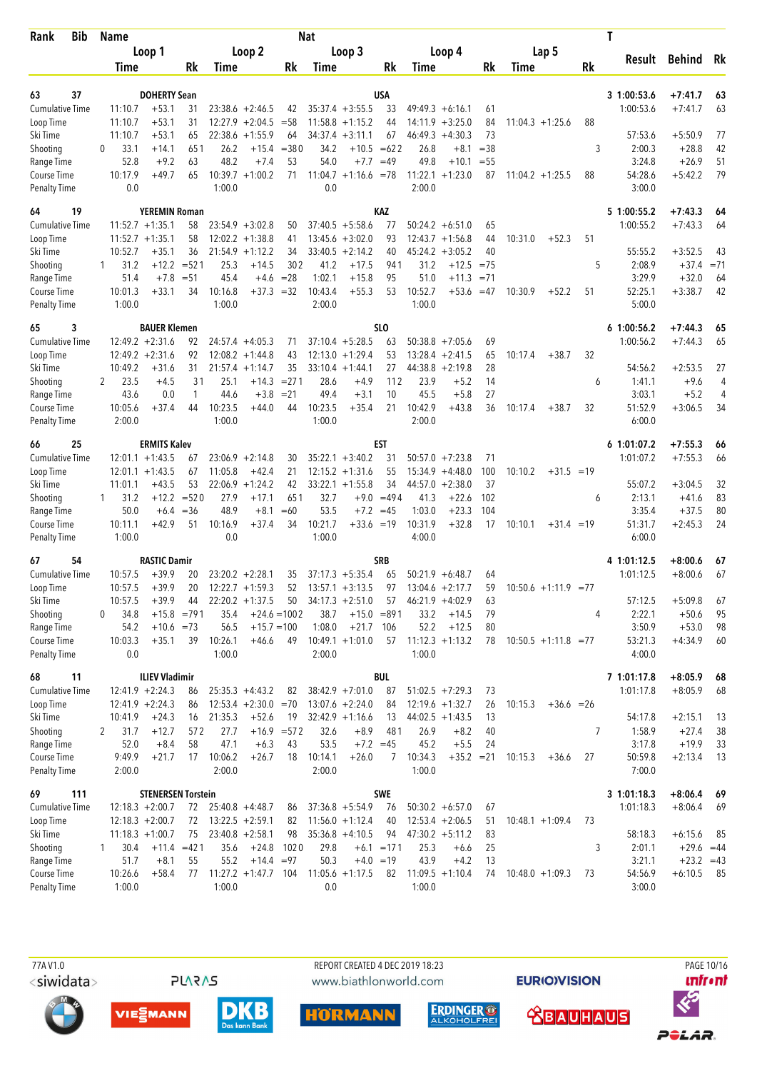| Rank | Bib | Name | | | Nat | | | | | | | | | | | T | Result | Behind | Rk |
|---|---|---|---|---|---|---|---|---|---|---|---|---|---|---|---|---|---|---|---|
| | | Loop 1 | | | Loop 2 | | | Loop 3 | | | Loop 4 | | | Lap 5 | | | | | |
| | | Time | | Rk | Time | | Rk | Time | | Rk | Time | | Rk | Time | | Rk | | | |
| 63 | 37 | DOHERTY Sean | | | | | | USA | | | | | | | | 3 | 1:00:53.6 | +7:41.7 | 63 |
| Cumulative Time | | 11:10.7 | +53.1 | 31 | 23:38.6 | +2:46.5 | 42 | 35:37.4 | +3:55.5 | 33 | 49:49.3 | +6:16.1 | 61 | | | | 1:00:53.6 | +7:41.7 | 63 |
| Loop Time | | 11:10.7 | +53.1 | 31 | 12:27.9 | +2:04.5 | =58 | 11:58.8 | +1:15.2 | 44 | 14:11.9 | +3:25.0 | 84 | 11:04.3 | +1:25.6 | 88 | | | |
| Ski Time | | 11:10.7 | +53.1 | 65 | 22:38.6 | +1:55.9 | 64 | 34:37.4 | +3:11.1 | 67 | 46:49.3 | +4:30.3 | 73 | | | | 57:53.6 | +5:50.9 | 77 |
| Shooting | 0 | 33.1 | +14.1 | 65 1 | 26.2 | +15.4 | =38 0 | 34.2 | +10.5 | =62 2 | 26.8 | +8.1 | =38 | | | 3 | 2:00.3 | +28.8 | 42 |
| Range Time | | 52.8 | +9.2 | 63 | 48.2 | +7.4 | 53 | 54.0 | +7.7 | =49 | 49.8 | +10.1 | =55 | | | | 3:24.8 | +26.9 | 51 |
| Course Time | | 10:17.9 | +49.7 | 65 | 10:39.7 | +1:00.2 | 71 | 11:04.7 | +1:16.6 | =78 | 11:22.1 | +1:23.0 | 87 | 11:04.2 | +1:25.5 | 88 | 54:28.6 | +5:42.2 | 79 |
| Penalty Time | | 0.0 | | | 1:00.0 | | | 0.0 | | | 2:00.0 | | | | | | 3:00.0 | | |
| 64 | 19 | YEREMIN Roman | | | | | | KAZ | | | | | | | | 5 | 1:00:55.2 | +7:43.3 | 64 |
| Cumulative Time | | 11:52.7 | +1:35.1 | 58 | 23:54.9 | +3:02.8 | 50 | 37:40.5 | +5:58.6 | 77 | 50:24.2 | +6:51.0 | 65 | | | | 1:00:55.2 | +7:43.3 | 64 |
| Loop Time | | 11:52.7 | +1:35.1 | 58 | 12:02.2 | +1:38.8 | 41 | 13:45.6 | +3:02.0 | 93 | 12:43.7 | +1:56.8 | 44 | 10:31.0 | +52.3 | 51 | | | |
| Ski Time | | 10:52.7 | +35.1 | 36 | 21:54.9 | +1:12.2 | 34 | 33:40.5 | +2:14.2 | 40 | 45:24.2 | +3:05.2 | 40 | | | | 55:55.2 | +3:52.5 | 43 |
| Shooting | 1 | 31.2 | +12.2 | =52 1 | 25.3 | +14.5 | 30 2 | 41.2 | +17.5 | 94 1 | 31.2 | +12.5 | =75 | | | 5 | 2:08.9 | +37.4 | =71 |
| Range Time | | 51.4 | +7.8 | =51 | 45.4 | +4.6 | =28 | 1:02.1 | +15.8 | 95 | 51.0 | +11.3 | =71 | | | | 3:29.9 | +32.0 | 64 |
| Course Time | | 10:01.3 | +33.1 | 34 | 10:16.8 | +37.3 | =32 | 10:43.4 | +55.3 | 53 | 10:52.7 | +53.6 | =47 | 10:30.9 | +52.2 | 51 | 52:25.1 | +3:38.7 | 42 |
| Penalty Time | | 1:00.0 | | | 1:00.0 | | | 2:00.0 | | | 1:00.0 | | | | | | 5:00.0 | | |
| 65 | 3 | BAUER Klemen | | | | | | SLO | | | | | | | | 6 | 1:00:56.2 | +7:44.3 | 65 |
| Cumulative Time | | 12:49.2 | +2:31.6 | 92 | 24:57.4 | +4:05.3 | 71 | 37:10.4 | +5:28.5 | 63 | 50:38.8 | +7:05.6 | 69 | | | | 1:00:56.2 | +7:44.3 | 65 |
| Loop Time | | 12:49.2 | +2:31.6 | 92 | 12:08.2 | +1:44.8 | 43 | 12:13.0 | +1:29.4 | 53 | 13:28.4 | +2:41.5 | 65 | 10:17.4 | +38.7 | 32 | | | |
| Ski Time | | 10:49.2 | +31.6 | 31 | 21:57.4 | +1:14.7 | 35 | 33:10.4 | +1:44.1 | 27 | 44:38.8 | +2:19.8 | 28 | | | | 54:56.2 | +2:53.5 | 27 |
| Shooting | 2 | 23.5 | +4.5 | 3 1 | 25.1 | +14.3 | =27 1 | 28.6 | +4.9 | 11 2 | 23.9 | +5.2 | 14 | | | 6 | 1:41.1 | +9.6 | 4 |
| Range Time | | 43.6 | 0.0 | 1 | 44.6 | +3.8 | =21 | 49.4 | +3.1 | 10 | 45.5 | +5.8 | 27 | | | | 3:03.1 | +5.2 | 4 |
| Course Time | | 10:05.6 | +37.4 | 44 | 10:23.5 | +44.0 | 44 | 10:23.5 | +35.4 | 21 | 10:42.9 | +43.8 | 36 | 10:17.4 | +38.7 | 32 | 51:52.9 | +3:06.5 | 34 |
| Penalty Time | | 2:00.0 | | | 1:00.0 | | | 1:00.0 | | | 2:00.0 | | | | | | 6:00.0 | | |
| 66 | 25 | ERMITS Kalev | | | | | | EST | | | | | | | | 6 | 1:01:07.2 | +7:55.3 | 66 |
| Cumulative Time | | 12:01.1 | +1:43.5 | 67 | 23:06.9 | +2:14.8 | 30 | 35:22.1 | +3:40.2 | 31 | 50:57.0 | +7:23.8 | 71 | | | | 1:01:07.2 | +7:55.3 | 66 |
| Loop Time | | 12:01.1 | +1:43.5 | 67 | 11:05.8 | +42.4 | 21 | 12:15.2 | +1:31.6 | 55 | 15:34.9 | +4:48.0 | 100 | 10:10.2 | +31.5 | =19 | | | |
| Ski Time | | 11:01.1 | +43.5 | 53 | 22:06.9 | +1:24.2 | 42 | 33:22.1 | +1:55.8 | 34 | 44:57.0 | +2:38.0 | 37 | | | | 55:07.2 | +3:04.5 | 32 |
| Shooting | 1 | 31.2 | +12.2 | =52 0 | 27.9 | +17.1 | 65 1 | 32.7 | +9.0 | =49 4 | 41.3 | +22.6 | 102 | | | 6 | 2:13.1 | +41.6 | 83 |
| Range Time | | 50.0 | +6.4 | =36 | 48.9 | +8.1 | =60 | 53.5 | +7.2 | =45 | 1:03.0 | +23.3 | 104 | | | | 3:35.4 | +37.5 | 80 |
| Course Time | | 10:11.1 | +42.9 | 51 | 10:16.9 | +37.4 | 34 | 10:21.7 | +33.6 | =19 | 10:31.9 | +32.8 | 17 | 10:10.1 | +31.4 | =19 | 51:31.7 | +2:45.3 | 24 |
| Penalty Time | | 1:00.0 | | | 0.0 | | | 1:00.0 | | | 4:00.0 | | | | | | 6:00.0 | | |
| 67 | 54 | RASTIC Damir | | | | | | SRB | | | | | | | | 4 | 1:01:12.5 | +8:00.6 | 67 |
| Cumulative Time | | 10:57.5 | +39.9 | 20 | 23:20.2 | +2:28.1 | 35 | 37:17.3 | +5:35.4 | 65 | 50:21.9 | +6:48.7 | 64 | | | | 1:01:12.5 | +8:00.6 | 67 |
| Loop Time | | 10:57.5 | +39.9 | 20 | 12:22.7 | +1:59.3 | 52 | 13:57.1 | +3:13.5 | 97 | 13:04.6 | +2:17.7 | 59 | 10:50.6 | +1:11.9 | =77 | | | |
| Ski Time | | 10:57.5 | +39.9 | 44 | 22:20.2 | +1:37.5 | 50 | 34:17.3 | +2:51.0 | 57 | 46:21.9 | +4:02.9 | 63 | | | | 57:12.5 | +5:09.8 | 67 |
| Shooting | 0 | 34.8 | +15.8 | =79 1 | 35.4 | +24.6 | =100 2 | 38.7 | +15.0 | =89 1 | 33.2 | +14.5 | 79 | | | 4 | 2:22.1 | +50.6 | 95 |
| Range Time | | 54.2 | +10.6 | =73 | 56.5 | +15.7 | =100 | 1:08.0 | +21.7 | 106 | 52.2 | +12.5 | 80 | | | | 3:50.9 | +53.0 | 98 |
| Course Time | | 10:03.3 | +35.1 | 39 | 10:26.1 | +46.6 | 49 | 10:49.1 | +1:01.0 | 57 | 11:12.3 | +1:13.2 | 78 | 10:50.5 | +1:11.8 | =77 | 53:21.3 | +4:34.9 | 60 |
| Penalty Time | | 0.0 | | | 1:00.0 | | | 2:00.0 | | | 1:00.0 | | | | | | 4:00.0 | | |
| 68 | 11 | ILIEV Vladimir | | | | | | BUL | | | | | | | | 7 | 1:01:17.8 | +8:05.9 | 68 |
| Cumulative Time | | 12:41.9 | +2:24.3 | 86 | 25:35.3 | +4:43.2 | 82 | 38:42.9 | +7:01.0 | 87 | 51:02.5 | +7:29.3 | 73 | | | | 1:01:17.8 | +8:05.9 | 68 |
| Loop Time | | 12:41.9 | +2:24.3 | 86 | 12:53.4 | +2:30.0 | =70 | 13:07.6 | +2:24.0 | 84 | 12:19.6 | +1:32.7 | 26 | 10:15.3 | +36.6 | =26 | | | |
| Ski Time | | 10:41.9 | +24.3 | 16 | 21:35.3 | +52.6 | 19 | 32:42.9 | +1:16.6 | 13 | 44:02.5 | +1:43.5 | 13 | | | | 54:17.8 | +2:15.1 | 13 |
| Shooting | 2 | 31.7 | +12.7 | 57 2 | 27.7 | +16.9 | =57 2 | 32.6 | +8.9 | 48 1 | 26.9 | +8.2 | 40 | | | 7 | 1:58.9 | +27.4 | 38 |
| Range Time | | 52.0 | +8.4 | 58 | 47.1 | +6.3 | 43 | 53.5 | +7.2 | =45 | 45.2 | +5.5 | 24 | | | | 3:17.8 | +19.9 | 33 |
| Course Time | | 9:49.9 | +21.7 | 17 | 10:06.2 | +26.7 | 18 | 10:14.1 | +26.0 | 7 | 10:34.3 | +35.2 | =21 | 10:15.3 | +36.6 | 27 | 50:59.8 | +2:13.4 | 13 |
| Penalty Time | | 2:00.0 | | | 2:00.0 | | | 2:00.0 | | | 1:00.0 | | | | | | 7:00.0 | | |
| 69 | 111 | STENERSEN Torstein | | | | | | SWE | | | | | | | | 3 | 1:01:18.3 | +8:06.4 | 69 |
| Cumulative Time | | 12:18.3 | +2:00.7 | 72 | 25:40.8 | +4:48.7 | 86 | 37:36.8 | +5:54.9 | 76 | 50:30.2 | +6:57.0 | 67 | | | | 1:01:18.3 | +8:06.4 | 69 |
| Loop Time | | 12:18.3 | +2:00.7 | 72 | 13:22.5 | +2:59.1 | 82 | 11:56.0 | +1:12.4 | 40 | 12:53.4 | +2:06.5 | 51 | 10:48.1 | +1:09.4 | 73 | | | |
| Ski Time | | 11:18.3 | +1:00.7 | 75 | 23:40.8 | +2:58.1 | 98 | 35:36.8 | +4:10.5 | 94 | 47:30.2 | +5:11.2 | 83 | | | | 58:18.3 | +6:15.6 | 85 |
| Shooting | 1 | 30.4 | +11.4 | =42 1 | 35.6 | +24.8 | 102 0 | 29.8 | +6.1 | =17 1 | 25.3 | +6.6 | 25 | | | 3 | 2:01.1 | +29.6 | =44 |
| Range Time | | 51.7 | +8.1 | 55 | 55.2 | +14.4 | =97 | 50.3 | +4.0 | =19 | 43.9 | +4.2 | 13 | | | | 3:21.1 | +23.2 | =43 |
| Course Time | | 10:26.6 | +58.4 | 77 | 11:27.2 | +1:47.7 | 104 | 11:05.6 | +1:17.5 | 82 | 11:09.5 | +1:10.4 | 74 | 10:48.0 | +1:09.3 | 73 | 54:56.9 | +6:10.5 | 85 |
| Penalty Time | | 1:00.0 | | | 1:00.0 | | | 0.0 | | | 1:00.0 | | | | | | 3:00.0 | | |

77A V1.0 REPORT CREATED 4 DEC 2019 18:23 www.biathlonworld.com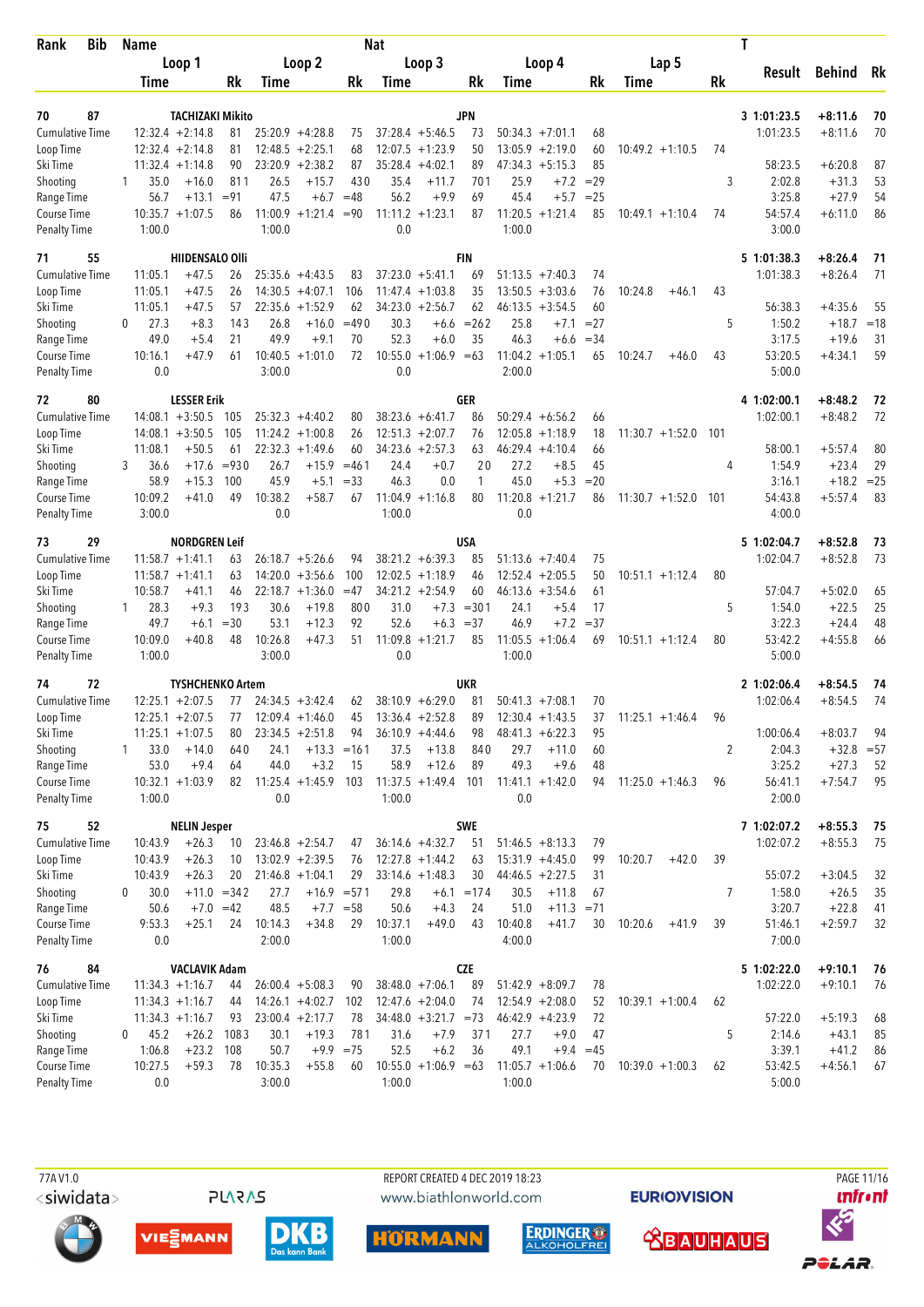| Rank | Bib | Name | | | | | Nat | | | | | | | | | T | Result | Behind | Rk |
|---|---|---|---|---|---|---|---|---|---|---|---|---|---|---|---|---|---|---|---|
| | | Loop 1 | | | Loop 2 | | | Loop 3 | | | Loop 4 | | | Lap 5 | | | | | |
| | | Time | | Rk | Time | | Rk | Time | | Rk | Time | | Rk | Time | | Rk | | | |
| **70** | **87** | **TACHIZAKI Mikito** | | | | | | | **JPN** | | | | | | | **3** | **1:01:23.5** | **+8:11.6** | **70** |
| Cumulative Time | | 12:32.4 | +2:14.8 | 81 | 25:20.9 | +4:28.8 | 75 | 37:28.4 | +5:46.5 | 73 | 50:34.3 | +7:01.1 | 68 | | | | 1:01:23.5 | +8:11.6 | 70 |
| Loop Time | | 12:32.4 | +2:14.8 | 81 | 12:48.5 | +2:25.1 | 68 | 12:07.5 | +1:23.9 | 50 | 13:05.9 | +2:19.0 | 60 | 10:49.2 | +1:10.5 | 74 | | | |
| Ski Time | | 11:32.4 | +1:14.8 | 90 | 23:20.9 | +2:38.2 | 87 | 35:28.4 | +4:02.1 | 89 | 47:34.3 | +5:15.3 | 85 | | | | 58:23.5 | +6:20.8 | 87 |
| Shooting | 1 | 35.0 | +16.0 | 811 | 26.5 | +15.7 | 430 | 35.4 | +11.7 | 701 | 25.9 | +7.2 | =29 | | | 3 | 2:02.8 | +31.3 | 53 |
| Range Time | | 56.7 | +13.1 | =91 | 47.5 | +6.7 | =48 | 56.2 | +9.9 | 69 | 45.4 | +5.7 | =25 | | | | 3:25.8 | +27.9 | 54 |
| Course Time | | 10:35.7 | +1:07.5 | 86 | 11:00.9 | +1:21.4 | =90 | 11:11.2 | +1:23.1 | 87 | 11:20.5 | +1:21.4 | 85 | 10:49.1 | +1:10.4 | 74 | 54:57.4 | +6:11.0 | 86 |
| Penalty Time | | 1:00.0 | | | 1:00.0 | | | 0.0 | | | 1:00.0 | | | | | | 3:00.0 | | |
| **71** | **55** | **HIIDENSALO Olli** | | | | | | | **FIN** | | | | | | | **5** | **1:01:38.3** | **+8:26.4** | **71** |
| Cumulative Time | | 11:05.1 | +47.5 | 26 | 25:35.6 | +4:43.5 | 83 | 37:23.0 | +5:41.1 | 69 | 51:13.5 | +7:40.3 | 74 | | | | 1:01:38.3 | +8:26.4 | 71 |
| Loop Time | | 11:05.1 | +47.5 | 26 | 14:30.5 | +4:07.1 | 106 | 11:47.4 | +1:03.8 | 35 | 13:50.5 | +3:03.6 | 76 | 10:24.8 | +46.1 | 43 | | | |
| Ski Time | | 11:05.1 | +47.5 | 57 | 22:35.6 | +1:52.9 | 62 | 34:23.0 | +2:56.7 | 62 | 46:13.5 | +3:54.5 | 60 | | | | 56:38.3 | +4:35.6 | 55 |
| Shooting | 0 | 27.3 | +8.3 | 143 | 26.8 | +16.0 | =490 | 30.3 | +6.6 | =262 | 25.8 | +7.1 | =27 | | | 5 | 1:50.2 | +18.7 | =18 |
| Range Time | | 49.0 | +5.4 | 21 | 49.9 | +9.1 | 70 | 52.3 | +6.0 | 35 | 46.3 | +6.6 | =34 | | | | 3:17.5 | +19.6 | 31 |
| Course Time | | 10:16.1 | +47.9 | 61 | 10:40.5 | +1:01.0 | 72 | 10:55.0 | +1:06.9 | =63 | 11:04.2 | +1:05.1 | 65 | 10:24.7 | +46.0 | 43 | 53:20.5 | +4:34.1 | 59 |
| Penalty Time | | 0.0 | | | 3:00.0 | | | 0.0 | | | 2:00.0 | | | | | | 5:00.0 | | |
| **72** | **80** | **LESSER Erik** | | | | | | | **GER** | | | | | | | **4** | **1:02:00.1** | **+8:48.2** | **72** |
| Cumulative Time | | 14:08.1 | +3:50.5 | 105 | 25:32.3 | +4:40.2 | 80 | 38:23.6 | +6:41.7 | 86 | 50:29.4 | +6:56.2 | 66 | | | | 1:02:00.1 | +8:48.2 | 72 |
| Loop Time | | 14:08.1 | +3:50.5 | 105 | 11:24.2 | +1:00.8 | 26 | 12:51.3 | +2:07.7 | 76 | 12:05.8 | +1:18.9 | 18 | 11:30.7 | +1:52.0 | 101 | | | |
| Ski Time | | 11:08.1 | +50.5 | 61 | 22:32.3 | +1:49.6 | 60 | 34:23.6 | +2:57.3 | 63 | 46:29.4 | +4:10.4 | 66 | | | | 58:00.1 | +5:57.4 | 80 |
| Shooting | 3 | 36.6 | +17.6 | =930 | 26.7 | +15.9 | =461 | 24.4 | +0.7 | 20 | 27.2 | +8.5 | 45 | | | 4 | 1:54.9 | +23.4 | 29 |
| Range Time | | 58.9 | +15.3 | 100 | 45.9 | +5.1 | =33 | 46.3 | 0.0 | 1 | 45.0 | +5.3 | =20 | | | | 3:16.1 | +18.2 | =25 |
| Course Time | | 10:09.2 | +41.0 | 49 | 10:38.2 | +58.7 | 67 | 11:04.9 | +1:16.8 | 80 | 11:20.8 | +1:21.7 | 86 | 11:30.7 | +1:52.0 | 101 | 54:43.8 | +5:57.4 | 83 |
| Penalty Time | | 3:00.0 | | | 0.0 | | | 1:00.0 | | | 0.0 | | | | | | 4:00.0 | | |
| **73** | **29** | **NORDGREN Leif** | | | | | | | **USA** | | | | | | | **5** | **1:02:04.7** | **+8:52.8** | **73** |
| Cumulative Time | | 11:58.7 | +1:41.1 | 63 | 26:18.7 | +5:26.6 | 94 | 38:21.2 | +6:39.3 | 85 | 51:13.6 | +7:40.4 | 75 | | | | 1:02:04.7 | +8:52.8 | 73 |
| Loop Time | | 11:58.7 | +1:41.1 | 63 | 14:20.0 | +3:56.6 | 100 | 12:02.5 | +1:18.9 | 46 | 12:52.4 | +2:05.5 | 50 | 10:51.1 | +1:12.4 | 80 | | | |
| Ski Time | | 10:58.7 | +41.1 | 46 | 22:18.7 | +1:36.0 | =47 | 34:21.2 | +2:54.9 | 60 | 46:13.6 | +3:54.6 | 61 | | | | 57:04.7 | +5:02.0 | 65 |
| Shooting | 1 | 28.3 | +9.3 | 193 | 30.6 | +19.8 | 800 | 31.0 | +7.3 | =301 | 24.1 | +5.4 | 17 | | | 5 | 1:54.0 | +22.5 | 25 |
| Range Time | | 49.7 | +6.1 | =30 | 53.1 | +12.3 | 92 | 52.6 | +6.3 | =37 | 46.9 | +7.2 | =37 | | | | 3:22.3 | +24.4 | 48 |
| Course Time | | 10:09.0 | +40.8 | 48 | 10:26.8 | +47.3 | 51 | 11:09.8 | +1:21.7 | 85 | 11:05.5 | +1:06.4 | 69 | 10:51.1 | +1:12.4 | 80 | 53:42.2 | +4:55.8 | 66 |
| Penalty Time | | 1:00.0 | | | 3:00.0 | | | 0.0 | | | 1:00.0 | | | | | | 5:00.0 | | |
| **74** | **72** | **TYSHCHENKO Artem** | | | | | | | **UKR** | | | | | | | **2** | **1:02:06.4** | **+8:54.5** | **74** |
| Cumulative Time | | 12:25.1 | +2:07.5 | 77 | 24:34.5 | +3:42.4 | 62 | 38:10.9 | +6:29.0 | 81 | 50:41.3 | +7:08.1 | 70 | | | | 1:02:06.4 | +8:54.5 | 74 |
| Loop Time | | 12:25.1 | +2:07.5 | 77 | 12:09.4 | +1:46.0 | 45 | 13:36.4 | +2:52.8 | 89 | 12:30.4 | +1:43.5 | 37 | 11:25.1 | +1:46.4 | 96 | | | |
| Ski Time | | 11:25.1 | +1:07.5 | 80 | 23:34.5 | +2:51.8 | 94 | 36:10.9 | +4:44.6 | 98 | 48:41.3 | +6:22.3 | 95 | | | | 1:00:06.4 | +8:03.7 | 94 |
| Shooting | 1 | 33.0 | +14.0 | 640 | 24.1 | +13.3 | =161 | 37.5 | +13.8 | 840 | 29.7 | +11.0 | 60 | | | 2 | 2:04.3 | +32.8 | =57 |
| Range Time | | 53.0 | +9.4 | 64 | 44.0 | +3.2 | 15 | 58.9 | +12.6 | 89 | 49.3 | +9.6 | 48 | | | | 3:25.2 | +27.3 | 52 |
| Course Time | | 10:32.1 | +1:03.9 | 82 | 11:25.4 | +1:45.9 | 103 | 11:37.5 | +1:49.4 | 101 | 11:41.1 | +1:42.0 | 94 | 11:25.0 | +1:46.3 | 96 | 56:41.1 | +7:54.7 | 95 |
| Penalty Time | | 1:00.0 | | | 0.0 | | | 1:00.0 | | | 0.0 | | | | | | 2:00.0 | | |
| **75** | **52** | **NELIN Jesper** | | | | | | | **SWE** | | | | | | | **7** | **1:02:07.2** | **+8:55.3** | **75** |
| Cumulative Time | | 10:43.9 | +26.3 | 10 | 23:46.8 | +2:54.7 | 47 | 36:14.6 | +4:32.7 | 51 | 51:46.5 | +8:13.3 | 79 | | | | 1:02:07.2 | +8:55.3 | 75 |
| Loop Time | | 10:43.9 | +26.3 | 10 | 13:02.9 | +2:39.5 | 76 | 12:27.8 | +1:44.2 | 63 | 15:31.9 | +4:45.0 | 99 | 10:20.7 | +42.0 | 39 | | | |
| Ski Time | | 10:43.9 | +26.3 | 20 | 21:46.8 | +1:04.1 | 29 | 33:14.6 | +1:48.3 | 30 | 44:46.5 | +2:27.5 | 31 | | | | 55:07.2 | +3:04.5 | 32 |
| Shooting | 0 | 30.0 | +11.0 | =342 | 27.7 | +16.9 | =571 | 29.8 | +6.1 | =174 | 30.5 | +11.8 | 67 | | | 7 | 1:58.0 | +26.5 | 35 |
| Range Time | | 50.6 | +7.0 | =42 | 48.5 | +7.7 | =58 | 50.6 | +4.3 | 24 | 51.0 | +11.3 | =71 | | | | 3:20.7 | +22.8 | 41 |
| Course Time | | 9:53.3 | +25.1 | 24 | 10:14.3 | +34.8 | 29 | 10:37.1 | +49.0 | 43 | 10:40.8 | +41.7 | 30 | 10:20.6 | +41.9 | 39 | 51:46.1 | +2:59.7 | 32 |
| Penalty Time | | 0.0 | | | 2:00.0 | | | 1:00.0 | | | 4:00.0 | | | | | | 7:00.0 | | |
| **76** | **84** | **VACLAVIK Adam** | | | | | | | **CZE** | | | | | | | **5** | **1:02:22.0** | **+9:10.1** | **76** |
| Cumulative Time | | 11:34.3 | +1:16.7 | 44 | 26:00.4 | +5:08.3 | 90 | 38:48.0 | +7:06.1 | 89 | 51:42.9 | +8:09.7 | 78 | | | | 1:02:22.0 | +9:10.1 | 76 |
| Loop Time | | 11:34.3 | +1:16.7 | 44 | 14:26.1 | +4:02.7 | 102 | 12:47.6 | +2:04.0 | 74 | 12:54.9 | +2:08.0 | 52 | 10:39.1 | +1:00.4 | 62 | | | |
| Ski Time | | 11:34.3 | +1:16.7 | 93 | 23:00.4 | +2:17.7 | 78 | 34:48.0 | +3:21.7 | =73 | 46:42.9 | +4:23.9 | 72 | | | | 57:22.0 | +5:19.3 | 68 |
| Shooting | 0 | 45.2 | +26.2 | 1083 | 30.1 | +19.3 | 781 | 31.6 | +7.9 | 371 | 27.7 | +9.0 | 47 | | | 5 | 2:14.6 | +43.1 | 85 |
| Range Time | | 1:06.8 | +23.2 | 108 | 50.7 | +9.9 | =75 | 52.5 | +6.2 | 36 | 49.1 | +9.4 | =45 | | | | 3:39.1 | +41.2 | 86 |
| Course Time | | 10:27.5 | +59.3 | 78 | 10:35.3 | +55.8 | 60 | 10:55.0 | +1:06.9 | =63 | 11:05.7 | +1:06.6 | 70 | 10:39.0 | +1:00.3 | 62 | 53:42.5 | +4:56.1 | 67 |
| Penalty Time | | 0.0 | | | 3:00.0 | | | 1:00.0 | | | 1:00.0 | | | | | | 5:00.0 | | |

77A V1.0 REPORT CREATED 4 DEC 2019 18:23 www.biathlonworld.com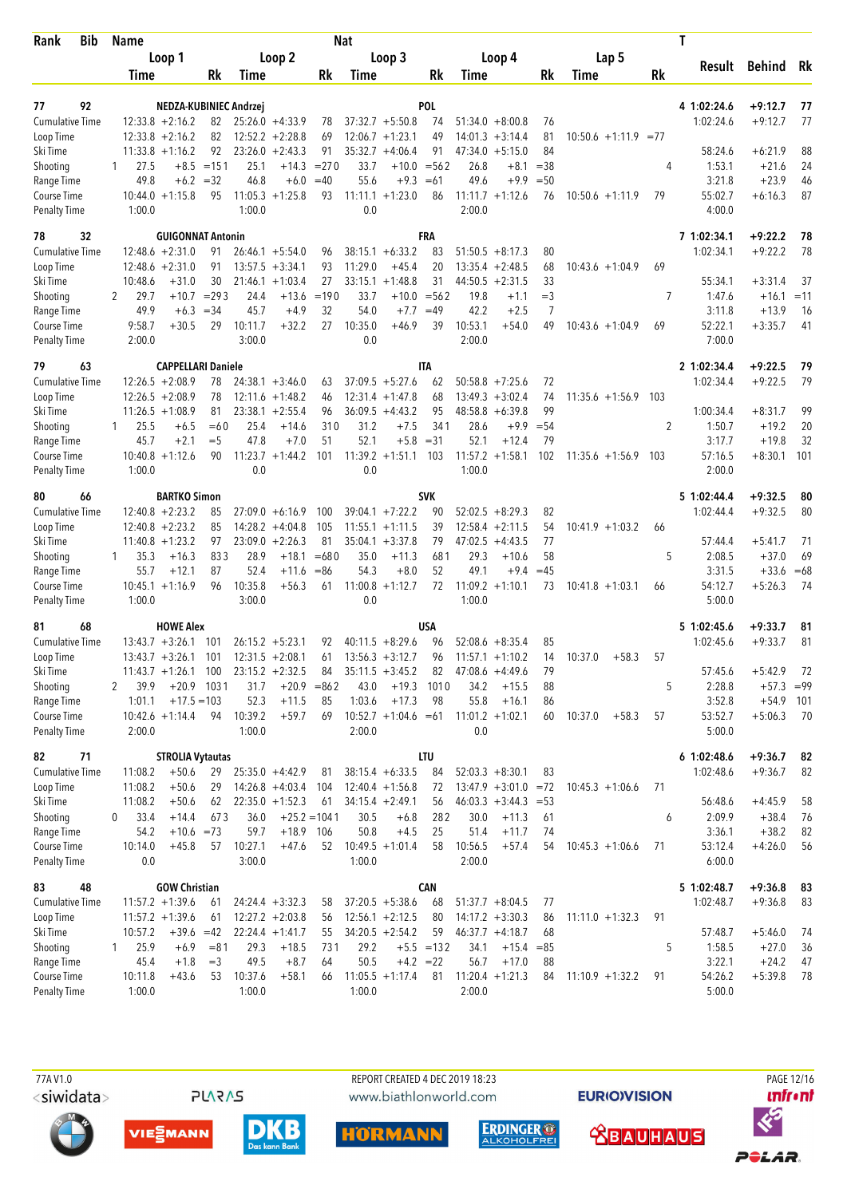| Rank | Bib | Name | | | | | | Nat | | | | | | | | | T | | | |
|---|---|---|---|---|---|---|---|---|---|---|---|---|---|---|---|---|---|---|---|---|
| | | Loop 1 | | | Loop 2 | | | Loop 3 | | | Loop 4 | | | Lap 5 | | | | Result | Behind | Rk |
| | | Time | | Rk | Time | | Rk | Time | | Rk | Time | | Rk | Time | | Rk | | | | |
| 77 | 92 | NEDZA-KUBINIEC Andrzej | | | | | | POL | | | | | | | | | 4 | 1:02:24.6 | +9:12.7 | 77 |
| Cumulative Time | | 12:33.8 | +2:16.2 | 82 | 25:26.0 | +4:33.9 | 78 | 37:32.7 | +5:50.8 | 74 | 51:34.0 | +8:00.8 | 76 | | | | | 1:02:24.6 | +9:12.7 | 77 |
| Loop Time | | 12:33.8 | +2:16.2 | 82 | 12:52.2 | +2:28.8 | 69 | 12:06.7 | +1:23.1 | 49 | 14:01.3 | +3:14.4 | 81 | 10:50.6 | +1:11.9 | =77 | | | | |
| Ski Time | | 11:33.8 | +1:16.2 | 92 | 23:26.0 | +2:43.3 | 91 | 35:32.7 | +4:06.4 | 91 | 47:34.0 | +5:15.0 | 84 | | | | | 58:24.6 | +6:21.9 | 88 |
| Shooting | 1 | 27.5 | +8.5 | =151 | 25.1 | +14.3 | =270 | 33.7 | +10.0 | =562 | 26.8 | +8.1 | =38 | | | | 4 | 1:53.1 | +21.6 | 24 |
| Range Time | | 49.8 | +6.2 | =32 | 46.8 | +6.0 | =40 | 55.6 | +9.3 | =61 | 49.6 | +9.9 | =50 | | | | | 3:21.8 | +23.9 | 46 |
| Course Time | | 10:44.0 | +1:15.8 | 95 | 11:05.3 | +1:25.8 | 93 | 11:11.1 | +1:23.0 | 86 | 11:11.7 | +1:12.6 | 76 | 10:50.6 | +1:11.9 | 79 | | 55:02.7 | +6:16.3 | 87 |
| Penalty Time | | 1:00.0 | | | 1:00.0 | | | 0.0 | | | 2:00.0 | | | | | | | 4:00.0 | | |
| 78 | 32 | GUIGONNAT Antonin | | | | | | FRA | | | | | | | | | 7 | 1:02:34.1 | +9:22.2 | 78 |
| Cumulative Time | | 12:48.6 | +2:31.0 | 91 | 26:46.1 | +5:54.0 | 96 | 38:15.1 | +6:33.2 | 83 | 51:50.5 | +8:17.3 | 80 | | | | | 1:02:34.1 | +9:22.2 | 78 |
| Loop Time | | 12:48.6 | +2:31.0 | 91 | 13:57.5 | +3:34.1 | 93 | 11:29.0 | +45.4 | 20 | 13:35.4 | +2:48.5 | 68 | 10:43.6 | +1:04.9 | 69 | | | | |
| Ski Time | | 10:48.6 | +31.0 | 30 | 21:46.1 | +1:03.4 | 27 | 33:15.1 | +1:48.8 | 31 | 44:50.5 | +2:31.5 | 33 | | | | | 55:34.1 | +3:31.4 | 37 |
| Shooting | 2 | 29.7 | +10.7 | =293 | 24.4 | +13.6 | =190 | 33.7 | +10.0 | =562 | 19.8 | +1.1 | =3 | | | | 7 | 1:47.6 | +16.1 | =11 |
| Range Time | | 49.9 | +6.3 | =34 | 45.7 | +4.9 | 32 | 54.0 | +7.7 | =49 | 42.2 | +2.5 | 7 | | | | | 3:11.8 | +13.9 | 16 |
| Course Time | | 9:58.7 | +30.5 | 29 | 10:11.7 | +32.2 | 27 | 10:35.0 | +46.9 | 39 | 10:53.1 | +54.0 | 49 | 10:43.6 | +1:04.9 | 69 | | 52:22.1 | +3:35.7 | 41 |
| Penalty Time | | 2:00.0 | | | 3:00.0 | | | 0.0 | | | 2:00.0 | | | | | | | 7:00.0 | | |
| 79 | 63 | CAPPELLARI Daniele | | | | | | ITA | | | | | | | | | 2 | 1:02:34.4 | +9:22.5 | 79 |
| Cumulative Time | | 12:26.5 | +2:08.9 | 78 | 24:38.1 | +3:46.0 | 63 | 37:09.5 | +5:27.6 | 62 | 50:58.8 | +7:25.6 | 72 | | | | | 1:02:34.4 | +9:22.5 | 79 |
| Loop Time | | 12:26.5 | +2:08.9 | 78 | 12:11.6 | +1:48.2 | 46 | 12:31.4 | +1:47.8 | 68 | 13:49.3 | +3:02.4 | 74 | 11:35.6 | +1:56.9 | 103 | | | | |
| Ski Time | | 11:26.5 | +1:08.9 | 81 | 23:38.1 | +2:55.4 | 96 | 36:09.5 | +4:43.2 | 95 | 48:58.8 | +6:39.8 | 99 | | | | | 1:00:34.4 | +8:31.7 | 99 |
| Shooting | 1 | 25.5 | +6.5 | =60 | 25.4 | +14.6 | 310 | 31.2 | +7.5 | 341 | 28.6 | +9.9 | =54 | | | | 2 | 1:50.7 | +19.2 | 20 |
| Range Time | | 45.7 | +2.1 | =5 | 47.8 | +7.0 | 51 | 52.1 | +5.8 | =31 | 52.1 | +12.4 | 79 | | | | | 3:17.7 | +19.8 | 32 |
| Course Time | | 10:40.8 | +1:12.6 | 90 | 11:23.7 | +1:44.2 | 101 | 11:39.2 | +1:51.1 | 103 | 11:57.2 | +1:58.1 | 102 | 11:35.6 | +1:56.9 | 103 | | 57:16.5 | +8:30.1 | 101 |
| Penalty Time | | 1:00.0 | | | 0.0 | | | 0.0 | | | 1:00.0 | | | | | | | 2:00.0 | | |
| 80 | 66 | BARTKO Simon | | | | | | SVK | | | | | | | | | 5 | 1:02:44.4 | +9:32.5 | 80 |
| Cumulative Time | | 12:40.8 | +2:23.2 | 85 | 27:09.0 | +6:16.9 | 100 | 39:04.1 | +7:22.2 | 90 | 52:02.5 | +8:29.3 | 82 | | | | | 1:02:44.4 | +9:32.5 | 80 |
| Loop Time | | 12:40.8 | +2:23.2 | 85 | 14:28.2 | +4:04.8 | 105 | 11:55.1 | +1:11.5 | 39 | 12:58.4 | +2:11.5 | 54 | 10:41.9 | +1:03.2 | 66 | | | | |
| Ski Time | | 11:40.8 | +1:23.2 | 97 | 23:09.0 | +2:26.3 | 81 | 35:04.1 | +3:37.8 | 79 | 47:02.5 | +4:43.5 | 77 | | | | | 57:44.4 | +5:41.7 | 71 |
| Shooting | 1 | 35.3 | +16.3 | 833 | 28.9 | +18.1 | =680 | 35.0 | +11.3 | 681 | 29.3 | +10.6 | 58 | | | | 5 | 2:08.5 | +37.0 | 69 |
| Range Time | | 55.7 | +12.1 | 87 | 52.4 | +11.6 | =86 | 54.3 | +8.0 | 52 | 49.1 | +9.4 | =45 | | | | | 3:31.5 | +33.6 | =68 |
| Course Time | | 10:45.1 | +1:16.9 | 96 | 10:35.8 | +56.3 | 61 | 11:00.8 | +1:12.7 | 72 | 11:09.2 | +1:10.1 | 73 | 10:41.8 | +1:03.1 | 66 | | 54:12.7 | +5:26.3 | 74 |
| Penalty Time | | 1:00.0 | | | 3:00.0 | | | 0.0 | | | 1:00.0 | | | | | | | 5:00.0 | | |
| 81 | 68 | HOWE Alex | | | | | | USA | | | | | | | | | 5 | 1:02:45.6 | +9:33.7 | 81 |
| Cumulative Time | | 13:43.7 | +3:26.1 | 101 | 26:15.2 | +5:23.1 | 92 | 40:11.5 | +8:29.6 | 96 | 52:08.6 | +8:35.4 | 85 | | | | | 1:02:45.6 | +9:33.7 | 81 |
| Loop Time | | 13:43.7 | +3:26.1 | 101 | 12:31.5 | +2:08.1 | 61 | 13:56.3 | +3:12.7 | 96 | 11:57.1 | +1:10.2 | 14 | 10:37.0 | +58.3 | 57 | | | | |
| Ski Time | | 11:43.7 | +1:26.1 | 100 | 23:15.2 | +2:32.5 | 84 | 35:11.5 | +3:45.2 | 82 | 47:08.6 | +4:49.6 | 79 | | | | | 57:45.6 | +5:42.9 | 72 |
| Shooting | 2 | 39.9 | +20.9 | 1031 | 31.7 | +20.9 | =862 | 43.0 | +19.3 | 1010 | 34.2 | +15.5 | 88 | | | | 5 | 2:28.8 | +57.3 | =99 |
| Range Time | | 1:01.1 | +17.5 | =103 | 52.3 | +11.5 | 85 | 1:03.6 | +17.3 | 98 | 55.8 | +16.1 | 86 | | | | | 3:52.8 | +54.9 | 101 |
| Course Time | | 10:42.6 | +1:14.4 | 94 | 10:39.2 | +59.7 | 69 | 10:52.7 | +1:04.6 | =61 | 11:01.2 | +1:02.1 | 60 | 10:37.0 | +58.3 | 57 | | 53:52.7 | +5:06.3 | 70 |
| Penalty Time | | 2:00.0 | | | 1:00.0 | | | 2:00.0 | | | 0.0 | | | | | | | 5:00.0 | | |
| 82 | 71 | STROLIA Vytautas | | | | | | LTU | | | | | | | | | 6 | 1:02:48.6 | +9:36.7 | 82 |
| Cumulative Time | | 11:08.2 | +50.6 | 29 | 25:35.0 | +4:42.9 | 81 | 38:15.4 | +6:33.5 | 84 | 52:03.3 | +8:30.1 | 83 | | | | | 1:02:48.6 | +9:36.7 | 82 |
| Loop Time | | 11:08.2 | +50.6 | 29 | 14:26.8 | +4:03.4 | 104 | 12:40.4 | +1:56.8 | 72 | 13:47.9 | +3:01.0 | =72 | 10:45.3 | +1:06.6 | 71 | | | | |
| Ski Time | | 11:08.2 | +50.6 | 62 | 22:35.0 | +1:52.3 | 61 | 34:15.4 | +2:49.1 | 56 | 46:03.3 | +3:44.3 | =53 | | | | | 56:48.6 | +4:45.9 | 58 |
| Shooting | 0 | 33.4 | +14.4 | 673 | 36.0 | +25.2 | =1041 | 30.5 | +6.8 | 282 | 30.0 | +11.3 | 61 | | | | 6 | 2:09.9 | +38.4 | 76 |
| Range Time | | 54.2 | +10.6 | =73 | 59.7 | +18.9 | 106 | 50.8 | +4.5 | 25 | 51.4 | +11.7 | 74 | | | | | 3:36.1 | +38.2 | 82 |
| Course Time | | 10:14.0 | +45.8 | 57 | 10:27.1 | +47.6 | 52 | 10:49.5 | +1:01.4 | 58 | 10:56.5 | +57.4 | 54 | 10:45.3 | +1:06.6 | 71 | | 53:12.4 | +4:26.0 | 56 |
| Penalty Time | | 0.0 | | | 3:00.0 | | | 1:00.0 | | | 2:00.0 | | | | | | | 6:00.0 | | |
| 83 | 48 | GOW Christian | | | | | | CAN | | | | | | | | | 5 | 1:02:48.7 | +9:36.8 | 83 |
| Cumulative Time | | 11:57.2 | +1:39.6 | 61 | 24:24.4 | +3:32.3 | 58 | 37:20.5 | +5:38.6 | 68 | 51:37.7 | +8:04.5 | 77 | | | | | 1:02:48.7 | +9:36.8 | 83 |
| Loop Time | | 11:57.2 | +1:39.6 | 61 | 12:27.2 | +2:03.8 | 56 | 12:56.1 | +2:12.5 | 80 | 14:17.2 | +3:30.3 | 86 | 11:11.0 | +1:32.3 | 91 | | | | |
| Ski Time | | 10:57.2 | +39.6 | =42 | 22:24.4 | +1:41.7 | 55 | 34:20.5 | +2:54.2 | 59 | 46:37.7 | +4:18.7 | 68 | | | | | 57:48.7 | +5:46.0 | 74 |
| Shooting | 1 | 25.9 | +6.9 | =81 | 29.3 | +18.5 | 731 | 29.2 | +5.5 | =132 | 34.1 | +15.4 | =85 | | | | 5 | 1:58.5 | +27.0 | 36 |
| Range Time | | 45.4 | +1.8 | =3 | 49.5 | +8.7 | 64 | 50.5 | +4.2 | =22 | 56.7 | +17.0 | 88 | | | | | 3:22.1 | +24.2 | 47 |
| Course Time | | 10:11.8 | +43.6 | 53 | 10:37.6 | +58.1 | 66 | 11:05.5 | +1:17.4 | 81 | 11:20.4 | +1:21.3 | 84 | 11:10.9 | +1:32.2 | 91 | | 54:26.2 | +5:39.8 | 78 |
| Penalty Time | | 1:00.0 | | | 1:00.0 | | | 1:00.0 | | | 2:00.0 | | | | | | | 5:00.0 | | |

77A V1.0 REPORT CREATED 4 DEC 2019 18:23 www.biathlonworld.com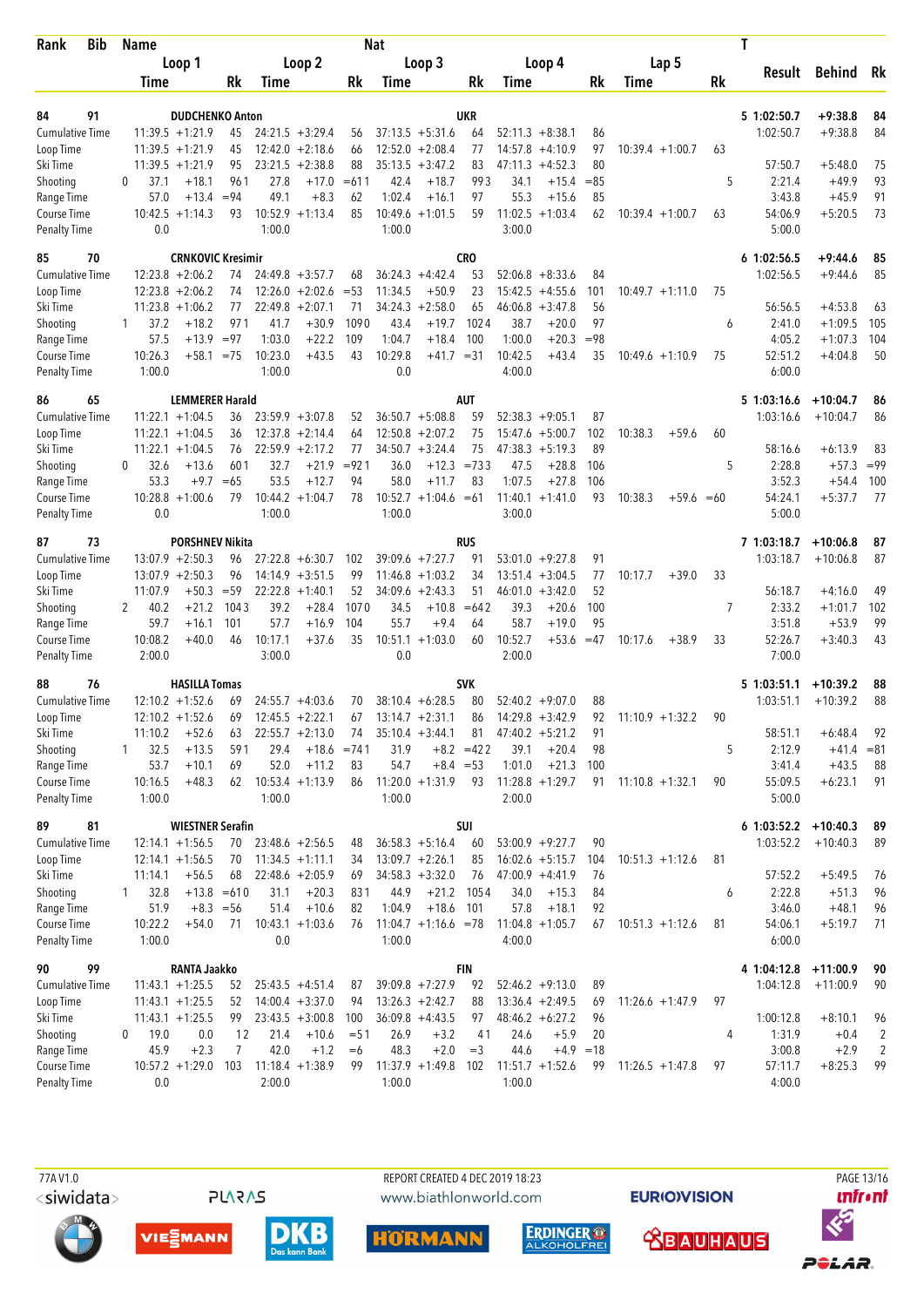| Rank | Bib | Name | | | | | | Nat | | | | | | | | T | | | |
|---|---|---|---|---|---|---|---|---|---|---|---|---|---|---|---|---|---|---|---|
| | | Loop 1 | | | Loop 2 | | | Loop 3 | | | Loop 4 | | | Lap 5 | | | Result | Behind | Rk |
| | | Time | | Rk | Time | | Rk | Time | | Rk | Time | | Rk | Time | | Rk | | | |
| **84** | **91** | **DUDCHENKO Anton** | | | | | | **UKR** | | | | | | | | **5** | **1:02:50.7** | **+9:38.8** | **84** |
| Cumulative Time | | 11:39.5 | +1:21.9 | 45 | 24:21.5 | +3:29.4 | 56 | 37:13.5 | +5:31.6 | 64 | 52:11.3 | +8:38.1 | 86 | | | | 1:02:50.7 | +9:38.8 | 84 |
| Loop Time | | 11:39.5 | +1:21.9 | 45 | 12:42.0 | +2:18.6 | 66 | 12:52.0 | +2:08.4 | 77 | 14:57.8 | +4:10.9 | 97 | 10:39.4 | +1:00.7 | 63 | | | |
| Ski Time | | 11:39.5 | +1:21.9 | 95 | 23:21.5 | +2:38.8 | 88 | 35:13.5 | +3:47.2 | 83 | 47:11.3 | +4:52.3 | 80 | | | | 57:50.7 | +5:48.0 | 75 |
| Shooting | 0 | 37.1 | +18.1 | 96 1 | 27.8 | +17.0 | =61 1 | 42.4 | +18.7 | 99 3 | 34.1 | +15.4 | =85 | | | 5 | 2:21.4 | +49.9 | 93 |
| Range Time | | 57.0 | +13.4 | =94 | 49.1 | +8.3 | 62 | 1:02.4 | +16.1 | 97 | 55.3 | +15.6 | 85 | | | | 3:43.8 | +45.9 | 91 |
| Course Time | | 10:42.5 | +1:14.3 | 93 | 10:52.9 | +1:13.4 | 85 | 10:49.6 | +1:01.5 | 59 | 11:02.5 | +1:03.4 | 62 | 10:39.4 | +1:00.7 | 63 | 54:06.9 | +5:20.5 | 73 |
| Penalty Time | | 0.0 | | | 1:00.0 | | | 1:00.0 | | | 3:00.0 | | | | | | 5:00.0 | | |
| **85** | **70** | **CRNKOVIC Kresimir** | | | | | | **CRO** | | | | | | | | **6** | **1:02:56.5** | **+9:44.6** | **85** |
| Cumulative Time | | 12:23.8 | +2:06.2 | 74 | 24:49.8 | +3:57.7 | 68 | 36:24.3 | +4:42.4 | 53 | 52:06.8 | +8:33.6 | 84 | | | | 1:02:56.5 | +9:44.6 | 85 |
| Loop Time | | 12:23.8 | +2:06.2 | 74 | 12:26.0 | +2:02.6 | =53 | 11:34.5 | +50.9 | 23 | 15:42.5 | +4:55.6 | 101 | 10:49.7 | +1:11.0 | 75 | | | |
| Ski Time | | 11:23.8 | +1:06.2 | 77 | 22:49.8 | +2:07.1 | 71 | 34:24.3 | +2:58.0 | 65 | 46:06.8 | +3:47.8 | 56 | | | | 56:56.5 | +4:53.8 | 63 |
| Shooting | 1 | 37.2 | +18.2 | 97 1 | 41.7 | +30.9 | 109 0 | 43.4 | +19.7 | 102 4 | 38.7 | +20.0 | 97 | | | 6 | 2:41.0 | +1:09.5 | 105 |
| Range Time | | 57.5 | +13.9 | =97 | 1:03.0 | +22.2 | 109 | 1:04.7 | +18.4 | 100 | 1:00.0 | +20.3 | =98 | | | | 4:05.2 | +1:07.3 | 104 |
| Course Time | | 10:26.3 | +58.1 | =75 | 10:23.0 | +43.5 | 43 | 10:29.8 | +41.7 | =31 | 10:42.5 | +43.4 | 35 | 10:49.6 | +1:10.9 | 75 | 52:51.2 | +4:04.8 | 50 |
| Penalty Time | | 1:00.0 | | | 1:00.0 | | | 0.0 | | | 4:00.0 | | | | | | 6:00.0 | | |
| **86** | **65** | **LEMMERER Harald** | | | | | | **AUT** | | | | | | | | **5** | **1:03:16.6** | **+10:04.7** | **86** |
| Cumulative Time | | 11:22.1 | +1:04.5 | 36 | 23:59.9 | +3:07.8 | 52 | 36:50.7 | +5:08.8 | 59 | 52:38.3 | +9:05.1 | 87 | | | | 1:03:16.6 | +10:04.7 | 86 |
| Loop Time | | 11:22.1 | +1:04.5 | 36 | 12:37.8 | +2:14.4 | 64 | 12:50.8 | +2:07.2 | 75 | 15:47.6 | +5:00.7 | 102 | 10:38.3 | +59.6 | 60 | | | |
| Ski Time | | 11:22.1 | +1:04.5 | 76 | 22:59.9 | +2:17.2 | 77 | 34:50.7 | +3:24.4 | 75 | 47:38.3 | +5:19.3 | 89 | | | | 58:16.6 | +6:13.9 | 83 |
| Shooting | 0 | 32.6 | +13.6 | 60 1 | 32.7 | +21.9 | =92 1 | 36.0 | +12.3 | =73 3 | 47.5 | +28.8 | 106 | | | 5 | 2:28.8 | +57.3 | =99 |
| Range Time | | 53.3 | +9.7 | =65 | 53.5 | +12.7 | 94 | 58.0 | +11.7 | 83 | 1:07.5 | +27.8 | 106 | | | | 3:52.3 | +54.4 | 100 |
| Course Time | | 10:28.8 | +1:00.6 | 79 | 10:44.2 | +1:04.7 | 78 | 10:52.7 | +1:04.6 | =61 | 11:40.1 | +1:41.0 | 93 | 10:38.3 | +59.6 | =60 | 54:24.1 | +5:37.7 | 77 |
| Penalty Time | | 0.0 | | | 1:00.0 | | | 1:00.0 | | | 3:00.0 | | | | | | 5:00.0 | | |
| **87** | **73** | **PORSHNEV Nikita** | | | | | | **RUS** | | | | | | | | **7** | **1:03:18.7** | **+10:06.8** | **87** |
| Cumulative Time | | 13:07.9 | +2:50.3 | 96 | 27:22.8 | +6:30.7 | 102 | 39:09.6 | +7:27.7 | 91 | 53:01.0 | +9:27.8 | 91 | | | | 1:03:18.7 | +10:06.8 | 87 |
| Loop Time | | 13:07.9 | +2:50.3 | 96 | 14:14.9 | +3:51.5 | 99 | 11:46.8 | +1:03.2 | 34 | 13:51.4 | +3:04.5 | 77 | 10:17.7 | +39.0 | 33 | | | |
| Ski Time | | 11:07.9 | +50.3 | =59 | 22:22.8 | +1:40.1 | 52 | 34:09.6 | +2:43.3 | 51 | 46:01.0 | +3:42.0 | 52 | | | | 56:18.7 | +4:16.0 | 49 |
| Shooting | 2 | 40.2 | +21.2 | 104 3 | 39.2 | +28.4 | 107 0 | 34.5 | +10.8 | =64 2 | 39.3 | +20.6 | 100 | | | 7 | 2:33.2 | +1:01.7 | 102 |
| Range Time | | 59.7 | +16.1 | 101 | 57.7 | +16.9 | 104 | 55.7 | +9.4 | 64 | 58.7 | +19.0 | 95 | | | | 3:51.8 | +53.9 | 99 |
| Course Time | | 10:08.2 | +40.0 | 46 | 10:17.1 | +37.6 | 35 | 10:51.1 | +1:03.0 | 60 | 10:52.7 | +53.6 | =47 | 10:17.6 | +38.9 | 33 | 52:26.7 | +3:40.3 | 43 |
| Penalty Time | | 2:00.0 | | | 3:00.0 | | | 0.0 | | | 2:00.0 | | | | | | 7:00.0 | | |
| **88** | **76** | **HASILLA Tomas** | | | | | | **SVK** | | | | | | | | **5** | **1:03:51.1** | **+10:39.2** | **88** |
| Cumulative Time | | 12:10.2 | +1:52.6 | 69 | 24:55.7 | +4:03.6 | 70 | 38:10.4 | +6:28.5 | 80 | 52:40.2 | +9:07.0 | 88 | | | | 1:03:51.1 | +10:39.2 | 88 |
| Loop Time | | 12:10.2 | +1:52.6 | 69 | 12:45.5 | +2:22.1 | 67 | 13:14.7 | +2:31.1 | 86 | 14:29.8 | +3:42.9 | 92 | 11:10.9 | +1:32.2 | 90 | | | |
| Ski Time | | 11:10.2 | +52.6 | 63 | 22:55.7 | +2:13.0 | 74 | 35:10.4 | +3:44.1 | 81 | 47:40.2 | +5:21.2 | 91 | | | | 58:51.1 | +6:48.4 | 92 |
| Shooting | 1 | 32.5 | +13.5 | 59 1 | 29.4 | +18.6 | =74 1 | 31.9 | +8.2 | =42 2 | 39.1 | +20.4 | 98 | | | 5 | 2:12.9 | +41.4 | =81 |
| Range Time | | 53.7 | +10.1 | 69 | 52.0 | +11.2 | 83 | 54.7 | +8.4 | =53 | 1:01.0 | +21.3 | 100 | | | | 3:41.4 | +43.5 | 88 |
| Course Time | | 10:16.5 | +48.3 | 62 | 10:53.4 | +1:13.9 | 86 | 11:20.0 | +1:31.9 | 93 | 11:28.8 | +1:29.7 | 91 | 11:10.8 | +1:32.1 | 90 | 55:09.5 | +6:23.1 | 91 |
| Penalty Time | | 1:00.0 | | | 1:00.0 | | | 1:00.0 | | | 2:00.0 | | | | | | 5:00.0 | | |
| **89** | **81** | **WIESTNER Serafin** | | | | | | **SUI** | | | | | | | | **6** | **1:03:52.2** | **+10:40.3** | **89** |
| Cumulative Time | | 12:14.1 | +1:56.5 | 70 | 23:48.6 | +2:56.5 | 48 | 36:58.3 | +5:16.4 | 60 | 53:00.9 | +9:27.7 | 90 | | | | 1:03:52.2 | +10:40.3 | 89 |
| Loop Time | | 12:14.1 | +1:56.5 | 70 | 11:34.5 | +1:11.1 | 34 | 13:09.7 | +2:26.1 | 85 | 16:02.6 | +5:15.7 | 104 | 10:51.3 | +1:12.6 | 81 | | | |
| Ski Time | | 11:14.1 | +56.5 | 68 | 22:48.6 | +2:05.9 | 69 | 34:58.3 | +3:32.0 | 76 | 47:00.9 | +4:41.9 | 76 | | | | 57:52.2 | +5:49.5 | 76 |
| Shooting | 1 | 32.8 | +13.8 | =61 0 | 31.1 | +20.3 | 83 1 | 44.9 | +21.2 | 105 4 | 34.0 | +15.3 | 84 | | | 6 | 2:22.8 | +51.3 | 96 |
| Range Time | | 51.9 | +8.3 | =56 | 51.4 | +10.6 | 82 | 1:04.9 | +18.6 | 101 | 57.8 | +18.1 | 92 | | | | 3:46.0 | +48.1 | 96 |
| Course Time | | 10:22.2 | +54.0 | 71 | 10:43.1 | +1:03.6 | 76 | 11:04.7 | +1:16.6 | =78 | 11:04.8 | +1:05.7 | 67 | 10:51.3 | +1:12.6 | 81 | 54:06.1 | +5:19.7 | 71 |
| Penalty Time | | 1:00.0 | | | 0.0 | | | 1:00.0 | | | 4:00.0 | | | | | | 6:00.0 | | |
| **90** | **99** | **RANTA Jaakko** | | | | | | **FIN** | | | | | | | | **4** | **1:04:12.8** | **+11:00.9** | **90** |
| Cumulative Time | | 11:43.1 | +1:25.5 | 52 | 25:43.5 | +4:51.4 | 87 | 39:09.8 | +7:27.9 | 92 | 52:46.2 | +9:13.0 | 89 | | | | 1:04:12.8 | +11:00.9 | 90 |
| Loop Time | | 11:43.1 | +1:25.5 | 52 | 14:00.4 | +3:37.0 | 94 | 13:26.3 | +2:42.7 | 88 | 13:36.4 | +2:49.5 | 69 | 11:26.6 | +1:47.9 | 97 | | | |
| Ski Time | | 11:43.1 | +1:25.5 | 99 | 23:43.5 | +3:00.8 | 100 | 36:09.8 | +4:43.5 | 97 | 48:46.2 | +6:27.2 | 96 | | | | 1:00:12.8 | +8:10.1 | 96 |
| Shooting | 0 | 19.0 | 0.0 | 1 2 | 21.4 | +10.6 | =5 1 | 26.9 | +3.2 | 4 1 | 24.6 | +5.9 | 20 | | | 4 | 1:31.9 | +0.4 | 2 |
| Range Time | | 45.9 | +2.3 | 7 | 42.0 | +1.2 | =6 | 48.3 | +2.0 | =3 | 44.6 | +4.9 | =18 | | | | 3:00.8 | +2.9 | 2 |
| Course Time | | 10:57.2 | +1:29.0 | 103 | 11:18.4 | +1:38.9 | 99 | 11:37.9 | +1:49.8 | 102 | 11:51.7 | +1:52.6 | 99 | 11:26.5 | +1:47.8 | 97 | 57:11.7 | +8:25.3 | 99 |
| Penalty Time | | 0.0 | | | 2:00.0 | | | 1:00.0 | | | 1:00.0 | | | | | | 4:00.0 | | |

77A V1.0 REPORT CREATED 4 DEC 2019 18:23 www.biathlonworld.com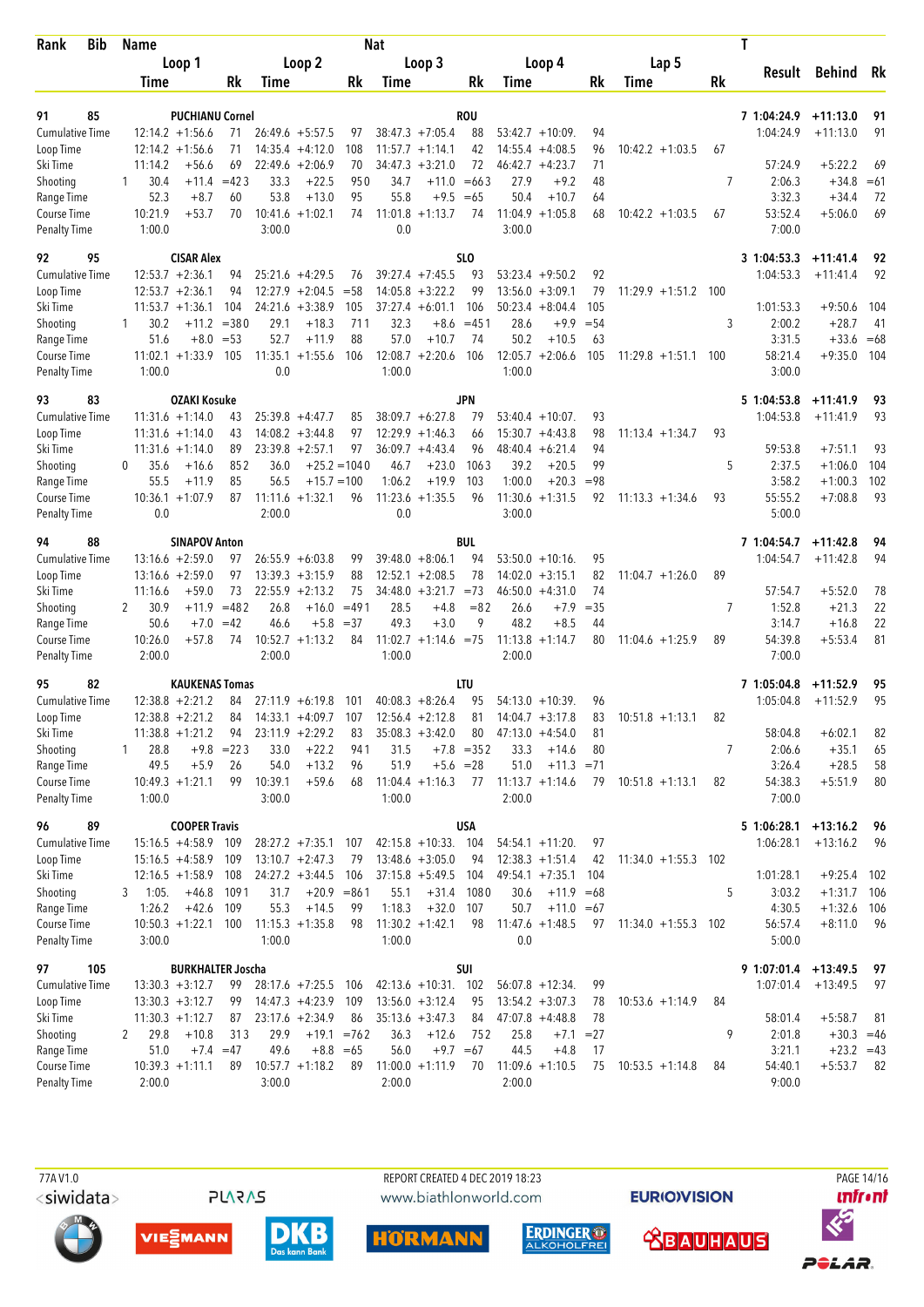| Rank | Bib | Name | | | | | | Nat | | | | | | | | T | | | |
|---|---|---|---|---|---|---|---|---|---|---|---|---|---|---|---|---|---|---|---|
| | | Loop 1 | | | Loop 2 | | | Loop 3 | | | Loop 4 | | | Lap 5 | | | Result | Behind | Rk |
| | | Time | | Rk | Time | | Rk | Time | | Rk | Time | | Rk | Time | | Rk | | | |
| 91 | 85 | PUCHIANU Cornel | | | | | | ROU | | | | | | | | 7 | 1:04:24.9 | +11:13.0 | 91 |
| Cumulative Time | | 12:14.2 | +1:56.6 | 71 | 26:49.6 | +5:57.5 | 97 | 38:47.3 | +7:05.4 | 88 | 53:42.7 | +10:09. | 94 | | | | 1:04:24.9 | +11:13.0 | 91 |
| Loop Time | | 12:14.2 | +1:56.6 | 71 | 14:35.4 | +4:12.0 | 108 | 11:57.7 | +1:14.1 | 42 | 14:55.4 | +4:08.5 | 96 | 10:42.2 | +1:03.5 | 67 | | | |
| Ski Time | | 11:14.2 | +56.6 | 69 | 22:49.6 | +2:06.9 | 70 | 34:47.3 | +3:21.0 | 72 | 46:42.7 | +4:23.7 | 71 | | | | 57:24.9 | +5:22.2 | 69 |
| Shooting | 1 | 30.4 | +11.4 | =42 3 | 33.3 | +22.5 | 95 0 | 34.7 | +11.0 | =66 3 | 27.9 | +9.2 | 48 | | | 7 | 2:06.3 | +34.8 | =61 |
| Range Time | | 52.3 | +8.7 | 60 | 53.8 | +13.0 | 95 | 55.8 | +9.5 | =65 | 50.4 | +10.7 | 64 | | | | 3:32.3 | +34.4 | 72 |
| Course Time | | 10:21.9 | +53.7 | 70 | 10:41.6 | +1:02.1 | 74 | 11:01.8 | +1:13.7 | 74 | 11:04.9 | +1:05.8 | 68 | 10:42.2 | +1:03.5 | 67 | 53:52.4 | +5:06.0 | 69 |
| Penalty Time | | 1:00.0 | | | 3:00.0 | | | 0.0 | | | 3:00.0 | | | | | | 7:00.0 | | |
| 92 | 95 | CISAR Alex | | | | | | SLO | | | | | | | | 3 | 1:04:53.3 | +11:41.4 | 92 |
| Cumulative Time | | 12:53.7 | +2:36.1 | 94 | 25:21.6 | +4:29.5 | 76 | 39:27.4 | +7:45.5 | 93 | 53:23.4 | +9:50.2 | 92 | | | | 1:04:53.3 | +11:41.4 | 92 |
| Loop Time | | 12:53.7 | +2:36.1 | 94 | 12:27.9 | +2:04.5 | =58 | 14:05.8 | +3:22.2 | 99 | 13:56.0 | +3:09.1 | 79 | 11:29.9 | +1:51.2 | 100 | | | |
| Ski Time | | 11:53.7 | +1:36.1 | 104 | 24:21.6 | +3:38.9 | 105 | 37:27.4 | +6:01.1 | 106 | 50:23.4 | +8:04.4 | 105 | | | | 1:01:53.3 | +9:50.6 | 104 |
| Shooting | 1 | 30.2 | +11.2 | =38 0 | 29.1 | +18.3 | 71 1 | 32.3 | +8.6 | =45 1 | 28.6 | +9.9 | =54 | | | 3 | 2:00.2 | +28.7 | 41 |
| Range Time | | 51.6 | +8.0 | =53 | 52.7 | +11.9 | 88 | 57.0 | +10.7 | 74 | 50.2 | +10.5 | 63 | | | | 3:31.5 | +33.6 | =68 |
| Course Time | | 11:02.1 | +1:33.9 | 105 | 11:35.1 | +1:55.6 | 106 | 12:08.7 | +2:20.6 | 106 | 12:05.7 | +2:06.6 | 105 | 11:29.8 | +1:51.1 | 100 | 58:21.4 | +9:35.0 | 104 |
| Penalty Time | | 1:00.0 | | | 0.0 | | | 1:00.0 | | | 1:00.0 | | | | | | 3:00.0 | | |
| 93 | 83 | OZAKI Kosuke | | | | | | JPN | | | | | | | | 5 | 1:04:53.8 | +11:41.9 | 93 |
| Cumulative Time | | 11:31.6 | +1:14.0 | 43 | 25:39.8 | +4:47.7 | 85 | 38:09.7 | +6:27.8 | 79 | 53:40.4 | +10:07. | 93 | | | | 1:04:53.8 | +11:41.9 | 93 |
| Loop Time | | 11:31.6 | +1:14.0 | 43 | 14:08.2 | +3:44.8 | 97 | 12:29.9 | +1:46.3 | 66 | 15:30.7 | +4:43.8 | 98 | 11:13.4 | +1:34.7 | 93 | | | |
| Ski Time | | 11:31.6 | +1:14.0 | 89 | 23:39.8 | +2:57.1 | 97 | 36:09.7 | +4:43.4 | 96 | 48:40.4 | +6:21.4 | 94 | | | | 59:53.8 | +7:51.1 | 93 |
| Shooting | 0 | 35.6 | +16.6 | 85 2 | 36.0 | +25.2 | =104 0 | 46.7 | +23.0 | 106 3 | 39.2 | +20.5 | 99 | | | 5 | 2:37.5 | +1:06.0 | 104 |
| Range Time | | 55.5 | +11.9 | 85 | 56.5 | +15.7 | =100 | 1:06.2 | +19.9 | 103 | 1:00.0 | +20.3 | =98 | | | | 3:58.2 | +1:00.3 | 102 |
| Course Time | | 10:36.1 | +1:07.9 | 87 | 11:11.6 | +1:32.1 | 96 | 11:23.6 | +1:35.5 | 96 | 11:30.6 | +1:31.5 | 92 | 11:13.3 | +1:34.6 | 93 | 55:55.2 | +7:08.8 | 93 |
| Penalty Time | | 0.0 | | | 2:00.0 | | | 0.0 | | | 3:00.0 | | | | | | 5:00.0 | | |
| 94 | 88 | SINAPOV Anton | | | | | | BUL | | | | | | | | 7 | 1:04:54.7 | +11:42.8 | 94 |
| Cumulative Time | | 13:16.6 | +2:59.0 | 97 | 26:55.9 | +6:03.8 | 99 | 39:48.0 | +8:06.1 | 94 | 53:50.0 | +10:16. | 95 | | | | 1:04:54.7 | +11:42.8 | 94 |
| Loop Time | | 13:16.6 | +2:59.0 | 97 | 13:39.3 | +3:15.9 | 88 | 12:52.1 | +2:08.5 | 78 | 14:02.0 | +3:15.1 | 82 | 11:04.7 | +1:26.0 | 89 | | | |
| Ski Time | | 11:16.6 | +59.0 | 73 | 22:55.9 | +2:13.2 | 75 | 34:48.0 | +3:21.7 | =73 | 46:50.0 | +4:31.0 | 74 | | | | 57:54.7 | +5:52.0 | 78 |
| Shooting | 2 | 30.9 | +11.9 | =48 2 | 26.8 | +16.0 | =49 1 | 28.5 | +4.8 | =8 2 | 26.6 | +7.9 | =35 | | | 7 | 1:52.8 | +21.3 | 22 |
| Range Time | | 50.6 | +7.0 | =42 | 46.6 | +5.8 | =37 | 49.3 | +3.0 | 9 | 48.2 | +8.5 | 44 | | | | 3:14.7 | +16.8 | 22 |
| Course Time | | 10:26.0 | +57.8 | 74 | 10:52.7 | +1:13.2 | 84 | 11:02.7 | +1:14.6 | =75 | 11:13.8 | +1:14.7 | 80 | 11:04.6 | +1:25.9 | 89 | 54:39.8 | +5:53.4 | 81 |
| Penalty Time | | 2:00.0 | | | 2:00.0 | | | 1:00.0 | | | 2:00.0 | | | | | | 7:00.0 | | |
| 95 | 82 | KAUKENAS Tomas | | | | | | LTU | | | | | | | | 7 | 1:05:04.8 | +11:52.9 | 95 |
| Cumulative Time | | 12:38.8 | +2:21.2 | 84 | 27:11.9 | +6:19.8 | 101 | 40:08.3 | +8:26.4 | 95 | 54:13.0 | +10:39. | 96 | | | | 1:05:04.8 | +11:52.9 | 95 |
| Loop Time | | 12:38.8 | +2:21.2 | 84 | 14:33.1 | +4:09.7 | 107 | 12:56.4 | +2:12.8 | 81 | 14:04.7 | +3:17.8 | 83 | 10:51.8 | +1:13.1 | 82 | | | |
| Ski Time | | 11:38.8 | +1:21.2 | 94 | 23:11.9 | +2:29.2 | 83 | 35:08.3 | +3:42.0 | 80 | 47:13.0 | +4:54.0 | 81 | | | | 58:04.8 | +6:02.1 | 82 |
| Shooting | 1 | 28.8 | +9.8 | =22 3 | 33.0 | +22.2 | 94 1 | 31.5 | +7.8 | =35 2 | 33.3 | +14.6 | 80 | | | 7 | 2:06.6 | +35.1 | 65 |
| Range Time | | 49.5 | +5.9 | 26 | 54.0 | +13.2 | 96 | 51.9 | +5.6 | =28 | 51.0 | +11.3 | =71 | | | | 3:26.4 | +28.5 | 58 |
| Course Time | | 10:49.3 | +1:21.1 | 99 | 10:39.1 | +59.6 | 68 | 11:04.4 | +1:16.3 | 77 | 11:13.7 | +1:14.6 | 79 | 10:51.8 | +1:13.1 | 82 | 54:38.3 | +5:51.9 | 80 |
| Penalty Time | | 1:00.0 | | | 3:00.0 | | | 1:00.0 | | | 2:00.0 | | | | | | 7:00.0 | | |
| 96 | 89 | COOPER Travis | | | | | | USA | | | | | | | | 5 | 1:06:28.1 | +13:16.2 | 96 |
| Cumulative Time | | 15:16.5 | +4:58.9 | 109 | 28:27.2 | +7:35.1 | 107 | 42:15.8 | +10:33. | 104 | 54:54.1 | +11:20. | 97 | | | | 1:06:28.1 | +13:16.2 | 96 |
| Loop Time | | 15:16.5 | +4:58.9 | 109 | 13:10.7 | +2:47.3 | 79 | 13:48.6 | +3:05.0 | 94 | 12:38.3 | +1:51.4 | 42 | 11:34.0 | +1:55.3 | 102 | | | |
| Ski Time | | 12:16.5 | +1:58.9 | 108 | 24:27.2 | +3:44.5 | 106 | 37:15.8 | +5:49.5 | 104 | 49:54.1 | +7:35.1 | 104 | | | | 1:01:28.1 | +9:25.4 | 102 |
| Shooting | 3 | 1:05. | +46.8 | 109 1 | 31.7 | +20.9 | =86 1 | 55.1 | +31.4 | 108 0 | 30.6 | +11.9 | =68 | | | 5 | 3:03.2 | +1:31.7 | 106 |
| Range Time | | 1:26.2 | +42.6 | 109 | 55.3 | +14.5 | 99 | 1:18.3 | +32.0 | 107 | 50.7 | +11.0 | =67 | | | | 4:30.5 | +1:32.6 | 106 |
| Course Time | | 10:50.3 | +1:22.1 | 100 | 11:15.3 | +1:35.8 | 98 | 11:30.2 | +1:42.1 | 98 | 11:47.6 | +1:48.5 | 97 | 11:34.0 | +1:55.3 | 102 | 56:57.4 | +8:11.0 | 96 |
| Penalty Time | | 3:00.0 | | | 1:00.0 | | | 1:00.0 | | | 0.0 | | | | | | 5:00.0 | | |
| 97 | 105 | BURKHALTER Joscha | | | | | | SUI | | | | | | | | 9 | 1:07:01.4 | +13:49.5 | 97 |
| Cumulative Time | | 13:30.3 | +3:12.7 | 99 | 28:17.6 | +7:25.5 | 106 | 42:13.6 | +10:31. | 102 | 56:07.8 | +12:34. | 99 | | | | 1:07:01.4 | +13:49.5 | 97 |
| Loop Time | | 13:30.3 | +3:12.7 | 99 | 14:47.3 | +4:23.9 | 109 | 13:56.0 | +3:12.4 | 95 | 13:54.2 | +3:07.3 | 78 | 10:53.6 | +1:14.9 | 84 | | | |
| Ski Time | | 11:30.3 | +1:12.7 | 87 | 23:17.6 | +2:34.9 | 86 | 35:13.6 | +3:47.3 | 84 | 47:07.8 | +4:48.8 | 78 | | | | 58:01.4 | +5:58.7 | 81 |
| Shooting | 2 | 29.8 | +10.8 | 31 3 | 29.9 | +19.1 | =76 2 | 36.3 | +12.6 | 75 2 | 25.8 | +7.1 | =27 | | | 9 | 2:01.8 | +30.3 | =46 |
| Range Time | | 51.0 | +7.4 | =47 | 49.6 | +8.8 | =65 | 56.0 | +9.7 | =67 | 44.5 | +4.8 | 17 | | | | 3:21.1 | +23.2 | =43 |
| Course Time | | 10:39.3 | +1:11.1 | 89 | 10:57.7 | +1:18.2 | 89 | 11:00.0 | +1:11.9 | 70 | 11:09.6 | +1:10.5 | 75 | 10:53.5 | +1:14.8 | 84 | 54:40.1 | +5:53.7 | 82 |
| Penalty Time | | 2:00.0 | | | 3:00.0 | | | 2:00.0 | | | 2:00.0 | | | | | | 9:00.0 | | |

77A V1.0 REPORT CREATED 4 DEC 2019 18:23 www.biathlonworld.com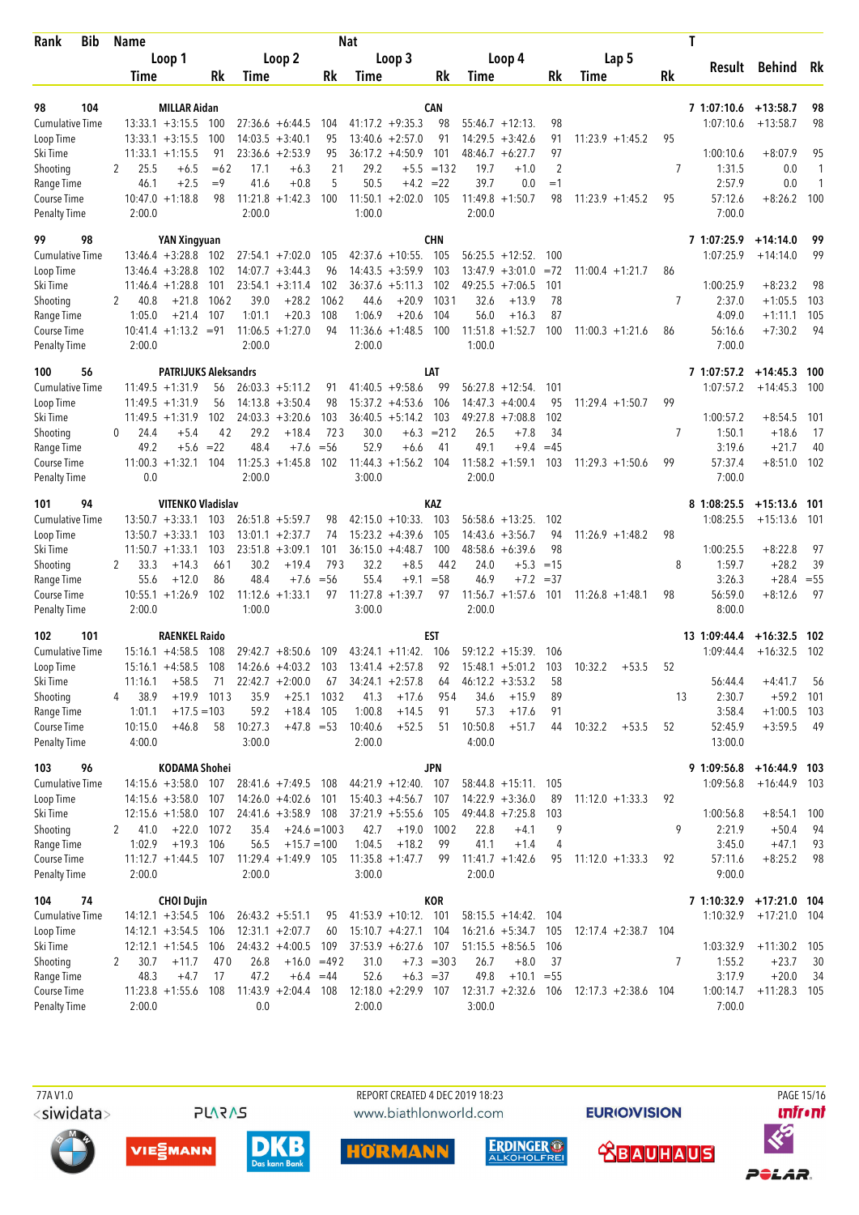| Rank | Bib | Name | | Loop 1 | | | Loop 2 | | | Nat Loop 3 | | | Loop 4 | | | Lap 5 | | | T | Result | Behind | Rk |
|---|---|---|---|---|---|---|---|---|---|---|---|---|---|---|---|---|---|---|---|---|---|---|
| | | | | Time | | Rk | Time | | Rk | Time | | Rk | Time | | Rk | Time | | Rk | | | | |
| 98 | 104 | MILLAR Aidan | | | | | | | | CAN | | | | | | | | | 7 | 1:07:10.6 | +13:58.7 | 98 |
| | | Cumulative Time | | 13:33.1 | +3:15.5 | 100 | 27:36.6 | +6:44.5 | 104 | 41:17.2 | +9:35.3 | 98 | 55:46.7 | +12:13. | 98 | | | | | 1:07:10.6 | +13:58.7 | 98 |
| | | Loop Time | | 13:33.1 | +3:15.5 | 100 | 14:03.5 | +3:40.1 | 95 | 13:40.6 | +2:57.0 | 91 | 14:29.5 | +3:42.6 | 91 | 11:23.9 | +1:45.2 | 95 | | | | |
| | | Ski Time | | 11:33.1 | +1:15.5 | 91 | 23:36.6 | +2:53.9 | 95 | 36:17.2 | +4:50.9 | 101 | 48:46.7 | +6:27.7 | 97 | | | | | 1:00:10.6 | +8:07.9 | 95 |
| | | Shooting | 2 | 25.5 | +6.5 | =62 | 17.1 | +6.3 | 21 | 29.2 | +5.5 | =132 | 19.7 | +1.0 | 2 | | | | 7 | 1:31.5 | 0.0 | 1 |
| | | Range Time | | 46.1 | +2.5 | =9 | 41.6 | +0.8 | 5 | 50.5 | +4.2 | =22 | 39.7 | 0.0 | =1 | | | | | 2:57.9 | 0.0 | 1 |
| | | Course Time | | 10:47.0 | +1:18.8 | 98 | 11:21.8 | +1:42.3 | 100 | 11:50.1 | +2:02.0 | 105 | 11:49.8 | +1:50.7 | 98 | 11:23.9 | +1:45.2 | 95 | | 57:12.6 | +8:26.2 | 100 |
| | | Penalty Time | | 2:00.0 | | | 2:00.0 | | | 1:00.0 | | | 2:00.0 | | | | | | | 7:00.0 | | |
| 99 | 98 | YAN Xingyuan | | | | | | | | CHN | | | | | | | | | 7 | 1:07:25.9 | +14:14.0 | 99 |
| | | Cumulative Time | | 13:46.4 | +3:28.8 | 102 | 27:54.1 | +7:02.0 | 105 | 42:37.6 | +10:55. | 105 | 56:25.5 | +12:52. | 100 | | | | | 1:07:25.9 | +14:14.0 | 99 |
| | | Loop Time | | 13:46.4 | +3:28.8 | 102 | 14:07.7 | +3:44.3 | 96 | 14:43.5 | +3:59.9 | 103 | 13:47.9 | +3:01.0 | =72 | 11:00.4 | +1:21.7 | 86 | | | | |
| | | Ski Time | | 11:46.4 | +1:28.8 | 101 | 23:54.1 | +3:11.4 | 102 | 36:37.6 | +5:11.3 | 102 | 49:25.5 | +7:06.5 | 101 | | | | | 1:00:25.9 | +8:23.2 | 98 |
| | | Shooting | 2 | 40.8 | +21.8 | 1062 | 39.0 | +28.2 | 1062 | 44.6 | +20.9 | 1031 | 32.6 | +13.9 | 78 | | | | 7 | 2:37.0 | +1:05.5 | 103 |
| | | Range Time | | 1:05.0 | +21.4 | 107 | 1:01.1 | +20.3 | 108 | 1:06.9 | +20.6 | 104 | 56.0 | +16.3 | 87 | | | | | 4:09.0 | +1:11.1 | 105 |
| | | Course Time | | 10:41.4 | +1:13.2 | =91 | 11:06.5 | +1:27.0 | 94 | 11:36.6 | +1:48.5 | 100 | 11:51.8 | +1:52.7 | 100 | 11:00.3 | +1:21.6 | 86 | | 56:16.6 | +7:30.2 | 94 |
| | | Penalty Time | | 2:00.0 | | | 2:00.0 | | | 2:00.0 | | | 1:00.0 | | | | | | | 7:00.0 | | |
| 100 | 56 | PATRIJUKS Aleksandrs | | | | | | | | LAT | | | | | | | | | 7 | 1:07:57.2 | +14:45.3 | 100 |
| | | Cumulative Time | | 11:49.5 | +1:31.9 | 56 | 26:03.3 | +5:11.2 | 91 | 41:40.5 | +9:58.6 | 99 | 56:27.8 | +12:54. | 101 | | | | | 1:07:57.2 | +14:45.3 | 100 |
| | | Loop Time | | 11:49.5 | +1:31.9 | 56 | 14:13.8 | +3:50.4 | 98 | 15:37.2 | +4:53.6 | 106 | 14:47.3 | +4:00.4 | 95 | 11:29.4 | +1:50.7 | 99 | | | | |
| | | Ski Time | | 11:49.5 | +1:31.9 | 102 | 24:03.3 | +3:20.6 | 103 | 36:40.5 | +5:14.2 | 103 | 49:27.8 | +7:08.8 | 102 | | | | | 1:00:57.2 | +8:54.5 | 101 |
| | | Shooting | 0 | 24.4 | +5.4 | 42 | 29.2 | +18.4 | 723 | 30.0 | +6.3 | =212 | 26.5 | +7.8 | 34 | | | | 7 | 1:50.1 | +18.6 | 17 |
| | | Range Time | | 49.2 | +5.6 | =22 | 48.4 | +7.6 | =56 | 52.9 | +6.6 | 41 | 49.1 | +9.4 | =45 | | | | | 3:19.6 | +21.7 | 40 |
| | | Course Time | | 11:00.3 | +1:32.1 | 104 | 11:25.3 | +1:45.8 | 102 | 11:44.3 | +1:56.2 | 104 | 11:58.2 | +1:59.1 | 103 | 11:29.3 | +1:50.6 | 99 | | 57:37.4 | +8:51.0 | 102 |
| | | Penalty Time | | 0.0 | | | 2:00.0 | | | 3:00.0 | | | 2:00.0 | | | | | | | 7:00.0 | | |
| 101 | 94 | VITENKO Vladislav | | | | | | | | KAZ | | | | | | | | | 8 | 1:08:25.5 | +15:13.6 | 101 |
| | | Cumulative Time | | 13:50.7 | +3:33.1 | 103 | 26:51.8 | +5:59.7 | 98 | 42:15.0 | +10:33. | 103 | 56:58.6 | +13:25. | 102 | | | | | 1:08:25.5 | +15:13.6 | 101 |
| | | Loop Time | | 13:50.7 | +3:33.1 | 103 | 13:01.1 | +2:37.7 | 74 | 15:23.2 | +4:39.6 | 105 | 14:43.6 | +3:56.7 | 94 | 11:26.9 | +1:48.2 | 98 | | | | |
| | | Ski Time | | 11:50.7 | +1:33.1 | 103 | 23:51.8 | +3:09.1 | 101 | 36:15.0 | +4:48.7 | 100 | 48:58.6 | +6:39.6 | 98 | | | | | 1:00:25.5 | +8:22.8 | 97 |
| | | Shooting | 2 | 33.3 | +14.3 | 661 | 30.2 | +19.4 | 793 | 32.2 | +8.5 | 442 | 24.0 | +5.3 | =15 | | | | 8 | 1:59.7 | +28.2 | 39 |
| | | Range Time | | 55.6 | +12.0 | 86 | 48.4 | +7.6 | =56 | 55.4 | +9.1 | =58 | 46.9 | +7.2 | =37 | | | | | 3:26.3 | +28.4 | =55 |
| | | Course Time | | 10:55.1 | +1:26.9 | 102 | 11:12.6 | +1:33.1 | 97 | 11:27.8 | +1:39.7 | 97 | 11:56.7 | +1:57.6 | 101 | 11:26.8 | +1:48.1 | 98 | | 56:59.0 | +8:12.6 | 97 |
| | | Penalty Time | | 2:00.0 | | | 1:00.0 | | | 3:00.0 | | | 2:00.0 | | | | | | | 8:00.0 | | |
| 102 | 101 | RAENKEL Raido | | | | | | | | EST | | | | | | | | | 13 | 1:09:44.4 | +16:32.5 | 102 |
| | | Cumulative Time | | 15:16.1 | +4:58.5 | 108 | 29:42.7 | +8:50.6 | 109 | 43:24.1 | +11:42. | 106 | 59:12.2 | +15:39. | 106 | | | | | 1:09:44.4 | +16:32.5 | 102 |
| | | Loop Time | | 15:16.1 | +4:58.5 | 108 | 14:26.6 | +4:03.2 | 103 | 13:41.4 | +2:57.8 | 92 | 15:48.1 | +5:01.2 | 103 | 10:32.2 | +53.5 | 52 | | | | |
| | | Ski Time | | 11:16.1 | +58.5 | 71 | 22:42.7 | +2:00.0 | 67 | 34:24.1 | +2:57.8 | 64 | 46:12.2 | +3:53.2 | 58 | | | | | 56:44.4 | +4:41.7 | 56 |
| | | Shooting | 4 | 38.9 | +19.9 | 1013 | 35.9 | +25.1 | 1032 | 41.3 | +17.6 | 954 | 34.6 | +15.9 | 89 | | | | 13 | 2:30.7 | +59.2 | 101 |
| | | Range Time | | 1:01.1 | +17.5 | =103 | 59.2 | +18.4 | 105 | 1:00.8 | +14.5 | 91 | 57.3 | +17.6 | 91 | | | | | 3:58.4 | +1:00.5 | 103 |
| | | Course Time | | 10:15.0 | +46.8 | 58 | 10:27.3 | +47.8 | =53 | 10:40.6 | +52.5 | 51 | 10:50.8 | +51.7 | 44 | 10:32.2 | +53.5 | 52 | | 52:45.9 | +3:59.5 | 49 |
| | | Penalty Time | | 4:00.0 | | | 3:00.0 | | | 2:00.0 | | | 4:00.0 | | | | | | | 13:00.0 | | |
| 103 | 96 | KODAMA Shohei | | | | | | | | JPN | | | | | | | | | 9 | 1:09:56.8 | +16:44.9 | 103 |
| | | Cumulative Time | | 14:15.6 | +3:58.0 | 107 | 28:41.6 | +7:49.5 | 108 | 44:21.9 | +12:40. | 107 | 58:44.8 | +15:11. | 105 | | | | | 1:09:56.8 | +16:44.9 | 103 |
| | | Loop Time | | 14:15.6 | +3:58.0 | 107 | 14:26.0 | +4:02.6 | 101 | 15:40.3 | +4:56.7 | 107 | 14:22.9 | +3:36.0 | 89 | 11:12.0 | +1:33.3 | 92 | | | | |
| | | Ski Time | | 12:15.6 | +1:58.0 | 107 | 24:41.6 | +3:58.9 | 108 | 37:21.9 | +5:55.6 | 105 | 49:44.8 | +7:25.8 | 103 | | | | | 1:00:56.8 | +8:54.1 | 100 |
| | | Shooting | 2 | 41.0 | +22.0 | 1072 | 35.4 | +24.6 | =1003 | 42.7 | +19.0 | 1002 | 22.8 | +4.1 | 9 | | | | 9 | 2:21.9 | +50.4 | 94 |
| | | Range Time | | 1:02.9 | +19.3 | 106 | 56.5 | +15.7 | =100 | 1:04.5 | +18.2 | 99 | 41.1 | +1.4 | 4 | | | | | 3:45.0 | +47.1 | 93 |
| | | Course Time | | 11:12.7 | +1:44.5 | 107 | 11:29.4 | +1:49.9 | 105 | 11:35.8 | +1:47.7 | 99 | 11:41.7 | +1:42.6 | 95 | 11:12.0 | +1:33.3 | 92 | | 57:11.6 | +8:25.2 | 98 |
| | | Penalty Time | | 2:00.0 | | | 2:00.0 | | | 3:00.0 | | | 2:00.0 | | | | | | | 9:00.0 | | |
| 104 | 74 | CHOI Dujin | | | | | | | | KOR | | | | | | | | | 7 | 1:10:32.9 | +17:21.0 | 104 |
| | | Cumulative Time | | 14:12.1 | +3:54.5 | 106 | 26:43.2 | +5:51.1 | 95 | 41:53.9 | +10:12. | 101 | 58:15.5 | +14:42. | 104 | | | | | 1:10:32.9 | +17:21.0 | 104 |
| | | Loop Time | | 14:12.1 | +3:54.5 | 106 | 12:31.1 | +2:07.7 | 60 | 15:10.7 | +4:27.1 | 104 | 16:21.6 | +5:34.7 | 105 | 12:17.4 | +2:38.7 | 104 | | | | |
| | | Ski Time | | 12:12.1 | +1:54.5 | 106 | 24:43.2 | +4:00.5 | 109 | 37:53.9 | +6:27.6 | 107 | 51:15.5 | +8:56.5 | 106 | | | | | 1:03:32.9 | +11:30.2 | 105 |
| | | Shooting | 2 | 30.7 | +11.7 | 470 | 26.8 | +16.0 | =492 | 31.0 | +7.3 | =303 | 26.7 | +8.0 | 37 | | | | 7 | 1:55.2 | +23.7 | 30 |
| | | Range Time | | 48.3 | +4.7 | 17 | 47.2 | +6.4 | =44 | 52.6 | +6.3 | =37 | 49.8 | +10.1 | =55 | | | | | 3:17.9 | +20.0 | 34 |
| | | Course Time | | 11:23.8 | +1:55.6 | 108 | 11:43.9 | +2:04.4 | 108 | 12:18.0 | +2:29.9 | 107 | 12:31.7 | +2:32.6 | 106 | 12:17.3 | +2:38.6 | 104 | | 1:00:14.7 | +11:28.3 | 105 |
| | | Penalty Time | | 2:00.0 | | | 0.0 | | | 2:00.0 | | | 3:00.0 | | | | | | | 7:00.0 | | |

77A V1.0 | REPORT CREATED 4 DEC 2019 18:23 | www.biathlonworld.com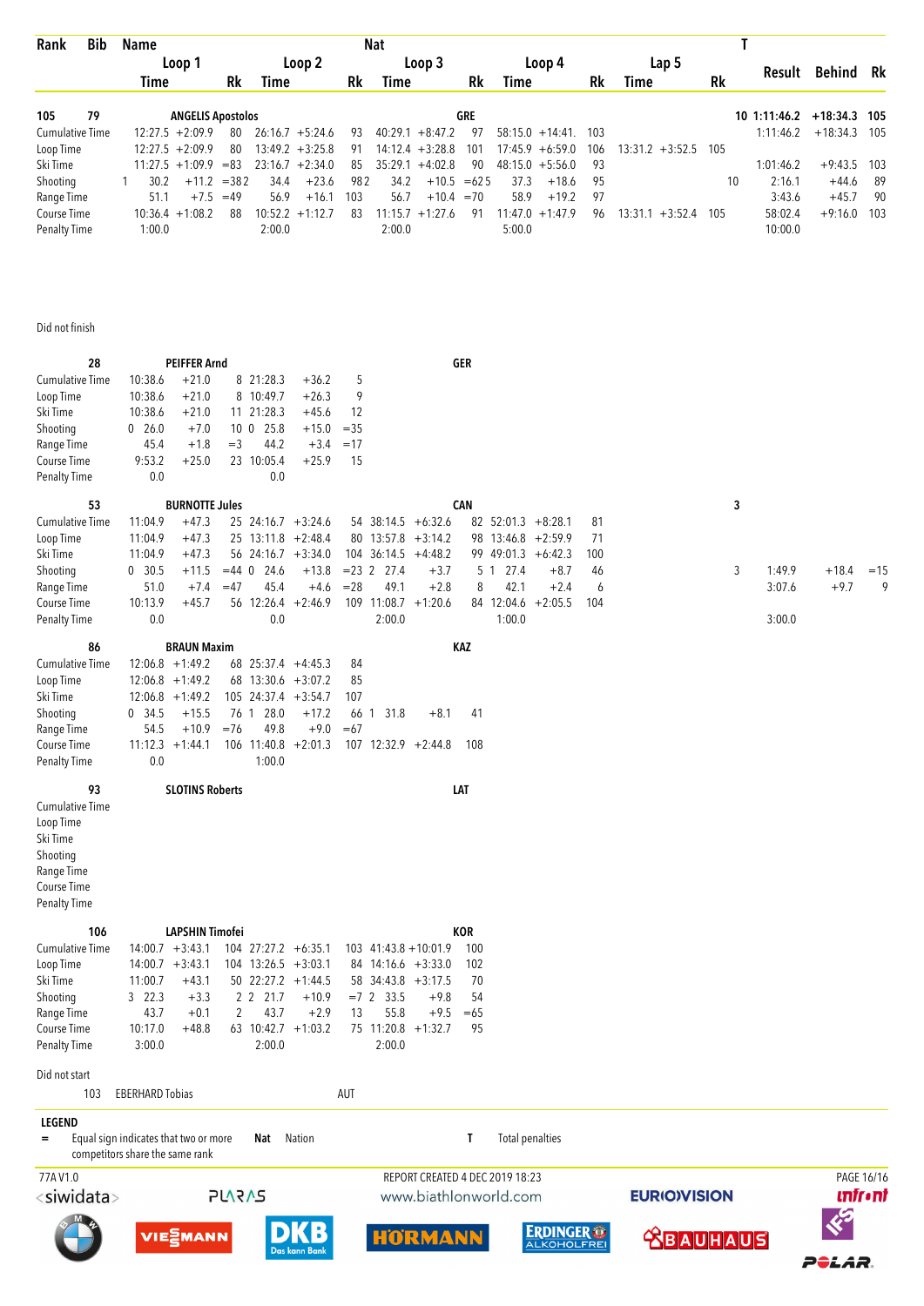| Rank | Bib | Name | | | | | | | Nat | | | | | | | | T | | | |
|---|---|---|---|---|---|---|---|---|---|---|---|---|---|---|---|---|---|---|---|---|
| | | Loop 1 Time | | Rk | Loop 2 Time | | Rk | Loop 3 Time | | Rk | Loop 4 Time | | Rk | Lap 5 Time | | Rk | | Result | Behind | Rk |
| **105** | **79** | **ANGELIS Apostolos** | | | | | | | **GRE** | | | | | | | | **10** | **1:11:46.2** | **+18:34.3** | **105** |
| Cumulative Time | | 12:27.5 | +2:09.9 | 80 | 26:16.7 | +5:24.6 | 93 | 40:29.1 | +8:47.2 | 97 | 58:15.0 | +14:41. | 103 | | | | | 1:11:46.2 | +18:34.3 | 105 |
| Loop Time | | 12:27.5 | +2:09.9 | 80 | 13:49.2 | +3:25.8 | 91 | 14:12.4 | +3:28.8 | 101 | 17:45.9 | +6:59.0 | 106 | 13:31.2 | +3:52.5 | 105 | | | | |
| Ski Time | | 11:27.5 | +1:09.9 | =83 | 23:16.7 | +2:34.0 | 85 | 35:29.1 | +4:02.8 | 90 | 48:15.0 | +5:56.0 | 93 | | | | | 1:01:46.2 | +9:43.5 | 103 |
| Shooting | | 1 30.2 | +11.2 | =38 | 2 34.4 | +23.6 | 98 | 2 34.2 | +10.5 | =62 | 5 37.3 | +18.6 | 95 | | | | 10 | 2:16.1 | +44.6 | 89 |
| Range Time | | 51.1 | +7.5 | =49 | 56.9 | +16.1 | 103 | 56.7 | +10.4 | =70 | 58.9 | +19.2 | 97 | | | | | 3:43.6 | +45.7 | 90 |
| Course Time | | 10:36.4 | +1:08.2 | 88 | 10:52.2 | +1:12.7 | 83 | 11:15.7 | +1:27.6 | 91 | 11:47.0 | +1:47.9 | 96 | 13:31.1 | +3:52.4 | 105 | | 58:02.4 | +9:16.0 | 103 |
| Penalty Time | | 1:00.0 | | | 2:00.0 | | | 2:00.0 | | | 5:00.0 | | | | | | | 10:00.0 | | |

Did not finish

| Rank | Bib | Name | | | | | | | Nat | | | | | | | | T | | | |
|---|---|---|---|---|---|---|---|---|---|---|---|---|---|---|---|---|---|---|---|---|
| | **28** | **PEIFFER Arnd** | | | | | | | **GER** | | | | | | | | | | | |
| Cumulative Time | | 10:38.6 | +21.0 | 8 | 21:28.3 | +36.2 | 5 | | | | | | | | | | | | | |
| Loop Time | | 10:38.6 | +21.0 | 8 | 10:49.7 | +26.3 | 9 | | | | | | | | | | | | | |
| Ski Time | | 10:38.6 | +21.0 | 11 | 21:28.3 | +45.6 | 12 | | | | | | | | | | | | | |
| Shooting | | 0 26.0 | +7.0 | 10 | 0 25.8 | +15.0 | =35 | | | | | | | | | | | | | |
| Range Time | | 45.4 | +1.8 | =3 | 44.2 | +3.4 | =17 | | | | | | | | | | | | | |
| Course Time | | 9:53.2 | +25.0 | 23 | 10:05.4 | +25.9 | 15 | | | | | | | | | | | | | |
| Penalty Time | | 0.0 | | | 0.0 | | | | | | | | | | | | | | | |
| | **53** | **BURNOTTE Jules** | | | | | | | **CAN** | | | | | | | | **3** | | | |
| Cumulative Time | | 11:04.9 | +47.3 | 25 | 24:16.7 | +3:24.6 | 54 | 38:14.5 | +6:32.6 | 82 | 52:01.3 | +8:28.1 | 81 | | | | | | | |
| Loop Time | | 11:04.9 | +47.3 | 25 | 13:11.8 | +2:48.4 | 80 | 13:57.8 | +3:14.2 | 98 | 13:46.8 | +2:59.9 | 71 | | | | | | | |
| Ski Time | | 11:04.9 | +47.3 | 56 | 24:16.7 | +3:34.0 | 104 | 36:14.5 | +4:48.2 | 99 | 49:01.3 | +6:42.3 | 100 | | | | | | | |
| Shooting | | 0 30.5 | +11.5 | =44 | 0 24.6 | +13.8 | =23 | 2 27.4 | +3.7 | 5 | 1 27.4 | +8.7 | 46 | | | | 3 | 1:49.9 | +18.4 | =15 |
| Range Time | | 51.0 | +7.4 | =47 | 45.4 | +4.6 | =28 | 49.1 | +2.8 | 8 | 42.1 | +2.4 | 6 | | | | | 3:07.6 | +9.7 | 9 |
| Course Time | | 10:13.9 | +45.7 | 56 | 12:26.4 | +2:46.9 | 109 | 11:08.7 | +1:20.6 | 84 | 12:04.6 | +2:05.5 | 104 | | | | | | | |
| Penalty Time | | 0.0 | | | 0.0 | | | 2:00.0 | | | 1:00.0 | | | | | | | 3:00.0 | | |
| | **86** | **BRAUN Maxim** | | | | | | | **KAZ** | | | | | | | | | | | |
| Cumulative Time | | 12:06.8 | +1:49.2 | 68 | 25:37.4 | +4:45.3 | 84 | | | | | | | | | | | | | |
| Loop Time | | 12:06.8 | +1:49.2 | 68 | 13:30.6 | +3:07.2 | 85 | | | | | | | | | | | | | |
| Ski Time | | 12:06.8 | +1:49.2 | 105 | 24:37.4 | +3:54.7 | 107 | | | | | | | | | | | | | |
| Shooting | | 0 34.5 | +15.5 | 76 | 1 28.0 | +17.2 | 66 | 1 31.8 | +8.1 | 41 | | | | | | | | | | |
| Range Time | | 54.5 | +10.9 | =76 | 49.8 | +9.0 | =67 | | | | | | | | | | | | | |
| Course Time | | 11:12.3 | +1:44.1 | 106 | 11:40.8 | +2:01.3 | 107 | 12:32.9 | +2:44.8 | 108 | | | | | | | | | | |
| Penalty Time | | 0.0 | | | 1:00.0 | | | | | | | | | | | | | | | |
| | **93** | **SLOTINS Roberts** | | | | | | | **LAT** | | | | | | | | | | | |
| Cumulative Time | | | | | | | | | | | | | | | | | | | | |
| Loop Time | | | | | | | | | | | | | | | | | | | | |
| Ski Time | | | | | | | | | | | | | | | | | | | | |
| Shooting | | | | | | | | | | | | | | | | | | | | |
| Range Time | | | | | | | | | | | | | | | | | | | | |
| Course Time | | | | | | | | | | | | | | | | | | | | |
| Penalty Time | | | | | | | | | | | | | | | | | | | | |
| | **106** | **LAPSHIN Timofei** | | | | | | | **KOR** | | | | | | | | | | | |
| Cumulative Time | | 14:00.7 | +3:43.1 | 104 | 27:27.2 | +6:35.1 | 103 | 41:43.8 | +10:01.9 | 100 | | | | | | | | | | |
| Loop Time | | 14:00.7 | +3:43.1 | 104 | 13:26.5 | +3:03.1 | 84 | 14:16.6 | +3:33.0 | 102 | | | | | | | | | | |
| Ski Time | | 11:00.7 | +43.1 | 50 | 22:27.2 | +1:44.5 | 58 | 34:43.8 | +3:17.5 | 70 | | | | | | | | | | |
| Shooting | | 3 22.3 | +3.3 | 2 | 2 21.7 | +10.9 | =7 | 2 33.5 | +9.8 | 54 | | | | | | | | | | |
| Range Time | | 43.7 | +0.1 | 2 | 43.7 | +2.9 | 13 | 55.8 | +9.5 | =65 | | | | | | | | | | |
| Course Time | | 10:17.0 | +48.8 | 63 | 10:42.7 | +1:03.2 | 75 | 11:20.8 | +1:32.7 | 95 | | | | | | | | | | |
| Penalty Time | | 3:00.0 | | | 2:00.0 | | | 2:00.0 | | | | | | | | | | | | |

Did not start

| Bib | Name | Nat |
|---|---|---|
| 103 | EBERHARD Tobias | AUT |

**LEGEND**

= Equal sign indicates that two or more competitors share the rank

**Nat** Nation

**T** Total penalties

77A V1.0

REPORT CREATED 4 DEC 2019 18:23

www.biathlonworld.com